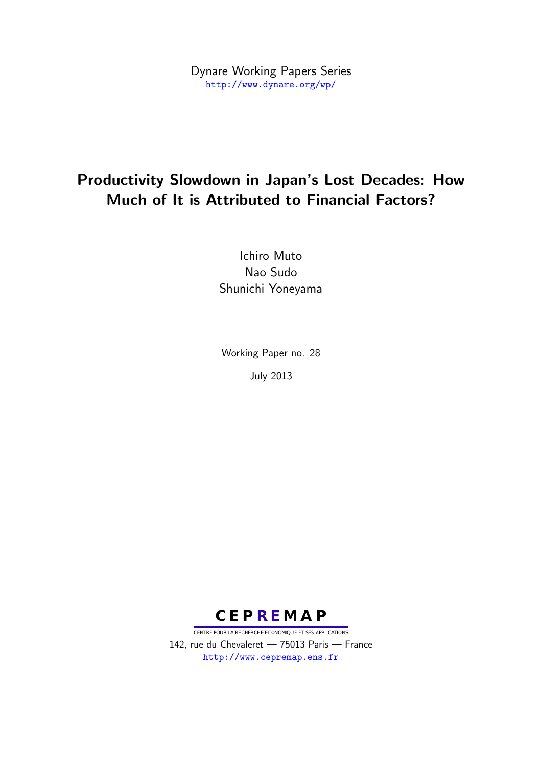Dynare Working Papers Series
http://www.dynare.org/wp/

# Productivity Slowdown in Japan's Lost Decades: How Much of It is Attributed to Financial Factors?

Ichiro Muto
Nao Sudo
Shunichi Yoneyama

Working Paper no. 28

July 2013

CEPREMAP

CENTRE POUR LA RECHERCHE ECONOMIQUE ET SES APPLICATIONS

142, rue du Chevaleret — 75013 Paris — France

http://www.cepremap.ens.fr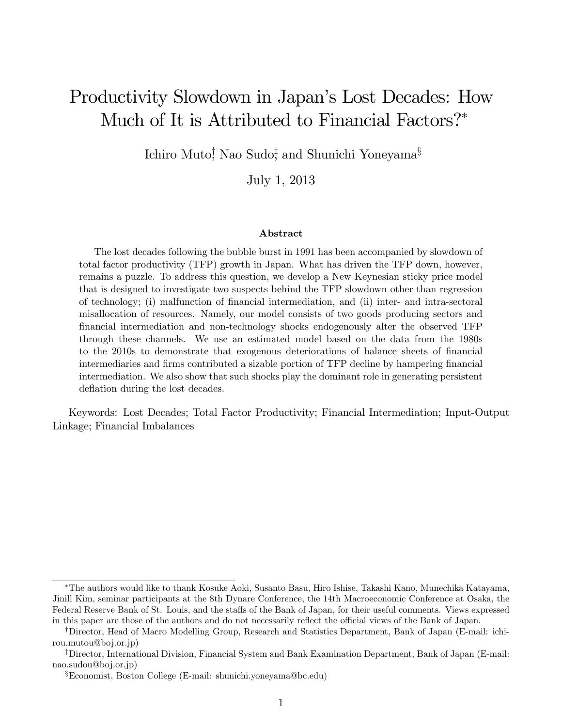# Productivity Slowdown in Japan's Lost Decades: How Much of It is Attributed to Financial Factors?*

Ichiro Muto[†], Nao Sudo[‡], and Shunichi Yoneyama[§]

July 1, 2013

### Abstract

The lost decades following the bubble burst in 1991 has been accompanied by slowdown of total factor productivity (TFP) growth in Japan. What has driven the TFP down, however, remains a puzzle. To address this question, we develop a New Keynesian sticky price model that is designed to investigate two suspects behind the TFP slowdown other than regression of technology; (i) malfunction of financial intermediation, and (ii) inter- and intra-sectoral misallocation of resources. Namely, our model consists of two goods producing sectors and financial intermediation and non-technology shocks endogenously alter the observed TFP through these channels. We use an estimated model based on the data from the 1980s to the 2010s to demonstrate that exogenous deteriorations of balance sheets of financial intermediaries and firms contributed a sizable portion of TFP decline by hampering financial intermediation. We also show that such shocks play the dominant role in generating persistent deflation during the lost decades.

Keywords: Lost Decades; Total Factor Productivity; Financial Intermediation; Input-Output Linkage; Financial Imbalances

---

*The authors would like to thank Kosuke Aoki, Susanto Basu, Hiro Ishise, Takashi Kano, Munechika Katayama, Jinill Kim, seminar participants at the 8th Dynare Conference, the 14th Macroeconomic Conference at Osaka, the Federal Reserve Bank of St. Louis, and the staffs of the Bank of Japan, for their useful comments. Views expressed in this paper are those of the authors and do not necessarily reflect the official views of the Bank of Japan.

[†]Director, Head of Macro Modelling Group, Research and Statistics Department, Bank of Japan (E-mail: ichirou.mutou@boj.or.jp)

[‡]Director, International Division, Financial System and Bank Examination Department, Bank of Japan (E-mail: nao.sudou@boj.or.jp)

[§]Economist, Boston College (E-mail: shunichi.yoneyama@bc.edu)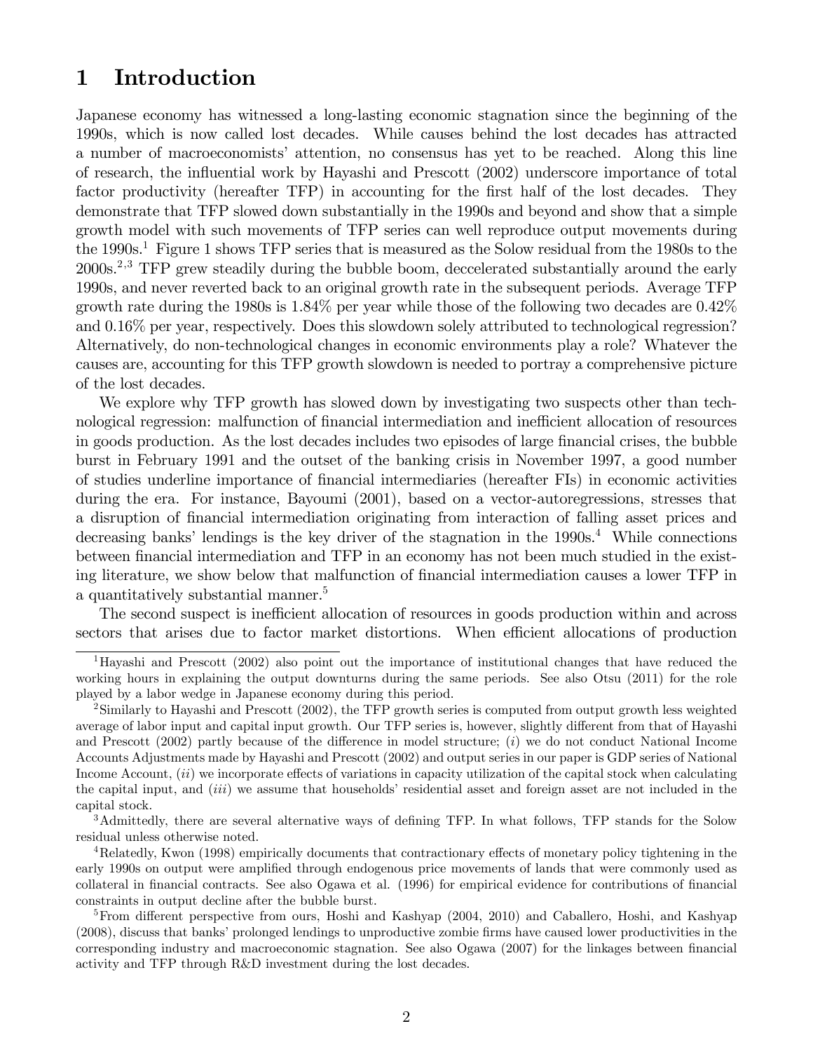# 1 Introduction

Japanese economy has witnessed a long-lasting economic stagnation since the beginning of the 1990s, which is now called lost decades. While causes behind the lost decades has attracted a number of macroeconomists' attention, no consensus has yet to be reached. Along this line of research, the influential work by Hayashi and Prescott (2002) underscore importance of total factor productivity (hereafter TFP) in accounting for the first half of the lost decades. They demonstrate that TFP slowed down substantially in the 1990s and beyond and show that a simple growth model with such movements of TFP series can well reproduce output movements during the 1990s.[1] Figure 1 shows TFP series that is measured as the Solow residual from the 1980s to the 2000s.[2,3] TFP grew steadily during the bubble boom, deccelerated substantially around the early 1990s, and never reverted back to an original growth rate in the subsequent periods. Average TFP growth rate during the 1980s is 1.84% per year while those of the following two decades are 0.42% and 0.16% per year, respectively. Does this slowdown solely attributed to technological regression? Alternatively, do non-technological changes in economic environments play a role? Whatever the causes are, accounting for this TFP growth slowdown is needed to portray a comprehensive picture of the lost decades.

We explore why TFP growth has slowed down by investigating two suspects other than technological regression: malfunction of financial intermediation and inefficient allocation of resources in goods production. As the lost decades includes two episodes of large financial crises, the bubble burst in February 1991 and the outset of the banking crisis in November 1997, a good number of studies underline importance of financial intermediaries (hereafter FIs) in economic activities during the era. For instance, Bayoumi (2001), based on a vector-autoregressions, stresses that a disruption of financial intermediation originating from interaction of falling asset prices and decreasing banks' lendings is the key driver of the stagnation in the 1990s.[4] While connections between financial intermediation and TFP in an economy has not been much studied in the existing literature, we show below that malfunction of financial intermediation causes a lower TFP in a quantitatively substantial manner.[5]

The second suspect is inefficient allocation of resources in goods production within and across sectors that arises due to factor market distortions. When efficient allocations of production

---

[1] Hayashi and Prescott (2002) also point out the importance of institutional changes that have reduced the working hours in explaining the output downturns during the same periods. See also Otsu (2011) for the role played by a labor wedge in Japanese economy during this period.

[2] Similarly to Hayashi and Prescott (2002), the TFP growth series is computed from output growth less weighted average of labor input and capital input growth. Our TFP series is, however, slightly different from that of Hayashi and Prescott (2002) partly because of the difference in model structure; (*i*) we do not conduct National Income Accounts Adjustments made by Hayashi and Prescott (2002) and output series in our paper is GDP series of National Income Account, (*ii*) we incorporate effects of variations in capacity utilization of the capital stock when calculating the capital input, and (*iii*) we assume that households' residential asset and foreign asset are not included in the capital stock.

[3] Admittedly, there are several alternative ways of defining TFP. In what follows, TFP stands for the Solow residual unless otherwise noted.

[4] Relatedly, Kwon (1998) empirically documents that contractionary effects of monetary policy tightening in the early 1990s on output were amplified through endogenous price movements of lands that were commonly used as collateral in financial contracts. See also Ogawa et al. (1996) for empirical evidence for contributions of financial constraints in output decline after the bubble burst.

[5] From different perspective from ours, Hoshi and Kashyap (2004, 2010) and Caballero, Hoshi, and Kashyap (2008), discuss that banks' prolonged lendings to unproductive zombie firms have caused lower productivities in the corresponding industry and macroeconomic stagnation. See also Ogawa (2007) for the linkages between financial activity and TFP through R&D investment during the lost decades.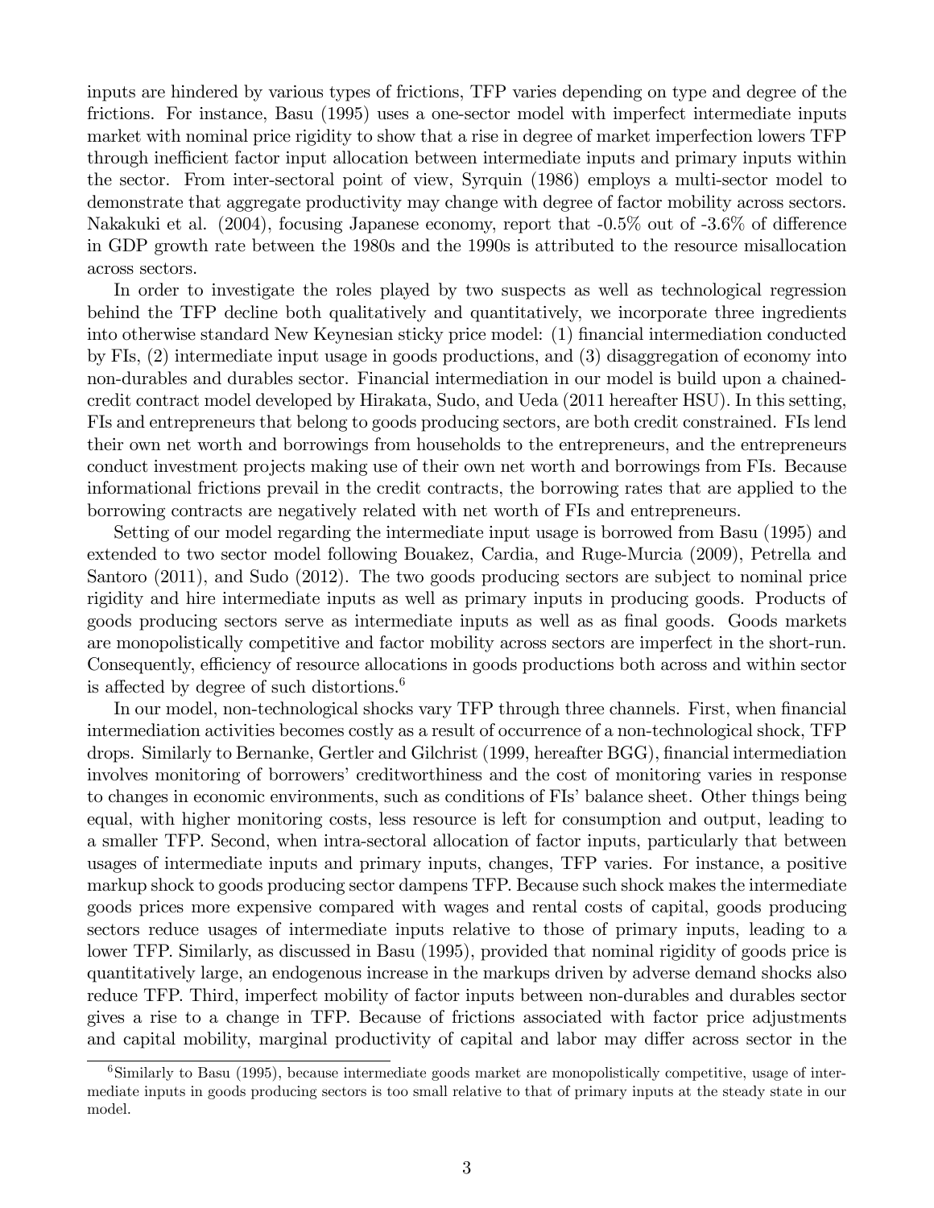inputs are hindered by various types of frictions, TFP varies depending on type and degree of the frictions. For instance, Basu (1995) uses a one-sector model with imperfect intermediate inputs market with nominal price rigidity to show that a rise in degree of market imperfection lowers TFP through inefficient factor input allocation between intermediate inputs and primary inputs within the sector. From inter-sectoral point of view, Syrquin (1986) employs a multi-sector model to demonstrate that aggregate productivity may change with degree of factor mobility across sectors. Nakakuki et al. (2004), focusing Japanese economy, report that -0.5% out of -3.6% of difference in GDP growth rate between the 1980s and the 1990s is attributed to the resource misallocation across sectors.

In order to investigate the roles played by two suspects as well as technological regression behind the TFP decline both qualitatively and quantitatively, we incorporate three ingredients into otherwise standard New Keynesian sticky price model: (1) financial intermediation conducted by FIs, (2) intermediate input usage in goods productions, and (3) disaggregation of economy into non-durables and durables sector. Financial intermediation in our model is build upon a chained-credit contract model developed by Hirakata, Sudo, and Ueda (2011 hereafter HSU). In this setting, FIs and entrepreneurs that belong to goods producing sectors, are both credit constrained. FIs lend their own net worth and borrowings from households to the entrepreneurs, and the entrepreneurs conduct investment projects making use of their own net worth and borrowings from FIs. Because informational frictions prevail in the credit contracts, the borrowing rates that are applied to the borrowing contracts are negatively related with net worth of FIs and entrepreneurs.

Setting of our model regarding the intermediate input usage is borrowed from Basu (1995) and extended to two sector model following Bouakez, Cardia, and Ruge-Murcia (2009), Petrella and Santoro (2011), and Sudo (2012). The two goods producing sectors are subject to nominal price rigidity and hire intermediate inputs as well as primary inputs in producing goods. Products of goods producing sectors serve as intermediate inputs as well as as final goods. Goods markets are monopolistically competitive and factor mobility across sectors are imperfect in the short-run. Consequently, efficiency of resource allocations in goods productions both across and within sector is affected by degree of such distortions.[6]

In our model, non-technological shocks vary TFP through three channels. First, when financial intermediation activities becomes costly as a result of occurrence of a non-technological shock, TFP drops. Similarly to Bernanke, Gertler and Gilchrist (1999, hereafter BGG), financial intermediation involves monitoring of borrowers' creditworthiness and the cost of monitoring varies in response to changes in economic environments, such as conditions of FIs' balance sheet. Other things being equal, with higher monitoring costs, less resource is left for consumption and output, leading to a smaller TFP. Second, when intra-sectoral allocation of factor inputs, particularly that between usages of intermediate inputs and primary inputs, changes, TFP varies. For instance, a positive markup shock to goods producing sector dampens TFP. Because such shock makes the intermediate goods prices more expensive compared with wages and rental costs of capital, goods producing sectors reduce usages of intermediate inputs relative to those of primary inputs, leading to a lower TFP. Similarly, as discussed in Basu (1995), provided that nominal rigidity of goods price is quantitatively large, an endogenous increase in the markups driven by adverse demand shocks also reduce TFP. Third, imperfect mobility of factor inputs between non-durables and durables sector gives a rise to a change in TFP. Because of frictions associated with factor price adjustments and capital mobility, marginal productivity of capital and labor may differ across sector in the

[6] Similarly to Basu (1995), because intermediate goods market are monopolistically competitive, usage of intermediate inputs in goods producing sectors is too small relative to that of primary inputs at the steady state in our model.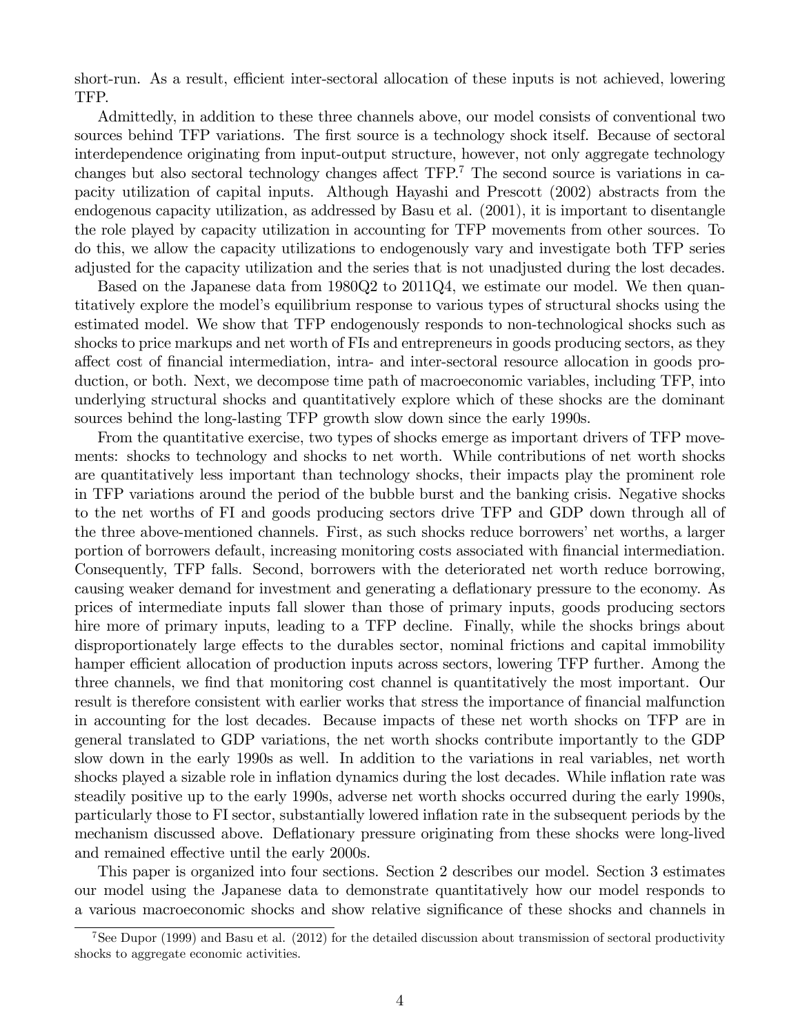short-run. As a result, efficient inter-sectoral allocation of these inputs is not achieved, lowering TFP.

Admittedly, in addition to these three channels above, our model consists of conventional two sources behind TFP variations. The first source is a technology shock itself. Because of sectoral interdependence originating from input-output structure, however, not only aggregate technology changes but also sectoral technology changes affect TFP.[7] The second source is variations in capacity utilization of capital inputs. Although Hayashi and Prescott (2002) abstracts from the endogenous capacity utilization, as addressed by Basu et al. (2001), it is important to disentangle the role played by capacity utilization in accounting for TFP movements from other sources. To do this, we allow the capacity utilizations to endogenously vary and investigate both TFP series adjusted for the capacity utilization and the series that is not unadjusted during the lost decades.

Based on the Japanese data from 1980Q2 to 2011Q4, we estimate our model. We then quantitatively explore the model's equilibrium response to various types of structural shocks using the estimated model. We show that TFP endogenously responds to non-technological shocks such as shocks to price markups and net worth of FIs and entrepreneurs in goods producing sectors, as they affect cost of financial intermediation, intra- and inter-sectoral resource allocation in goods production, or both. Next, we decompose time path of macroeconomic variables, including TFP, into underlying structural shocks and quantitatively explore which of these shocks are the dominant sources behind the long-lasting TFP growth slow down since the early 1990s.

From the quantitative exercise, two types of shocks emerge as important drivers of TFP movements: shocks to technology and shocks to net worth. While contributions of net worth shocks are quantitatively less important than technology shocks, their impacts play the prominent role in TFP variations around the period of the bubble burst and the banking crisis. Negative shocks to the net worths of FI and goods producing sectors drive TFP and GDP down through all of the three above-mentioned channels. First, as such shocks reduce borrowers' net worths, a larger portion of borrowers default, increasing monitoring costs associated with financial intermediation. Consequently, TFP falls. Second, borrowers with the deteriorated net worth reduce borrowing, causing weaker demand for investment and generating a deflationary pressure to the economy. As prices of intermediate inputs fall slower than those of primary inputs, goods producing sectors hire more of primary inputs, leading to a TFP decline. Finally, while the shocks brings about disproportionately large effects to the durables sector, nominal frictions and capital immobility hamper efficient allocation of production inputs across sectors, lowering TFP further. Among the three channels, we find that monitoring cost channel is quantitatively the most important. Our result is therefore consistent with earlier works that stress the importance of financial malfunction in accounting for the lost decades. Because impacts of these net worth shocks on TFP are in general translated to GDP variations, the net worth shocks contribute importantly to the GDP slow down in the early 1990s as well. In addition to the variations in real variables, net worth shocks played a sizable role in inflation dynamics during the lost decades. While inflation rate was steadily positive up to the early 1990s, adverse net worth shocks occurred during the early 1990s, particularly those to FI sector, substantially lowered inflation rate in the subsequent periods by the mechanism discussed above. Deflationary pressure originating from these shocks were long-lived and remained effective until the early 2000s.

This paper is organized into four sections. Section 2 describes our model. Section 3 estimates our model using the Japanese data to demonstrate quantitatively how our model responds to a various macroeconomic shocks and show relative significance of these shocks and channels in

[7] See Dupor (1999) and Basu et al. (2012) for the detailed discussion about transmission of sectoral productivity shocks to aggregate economic activities.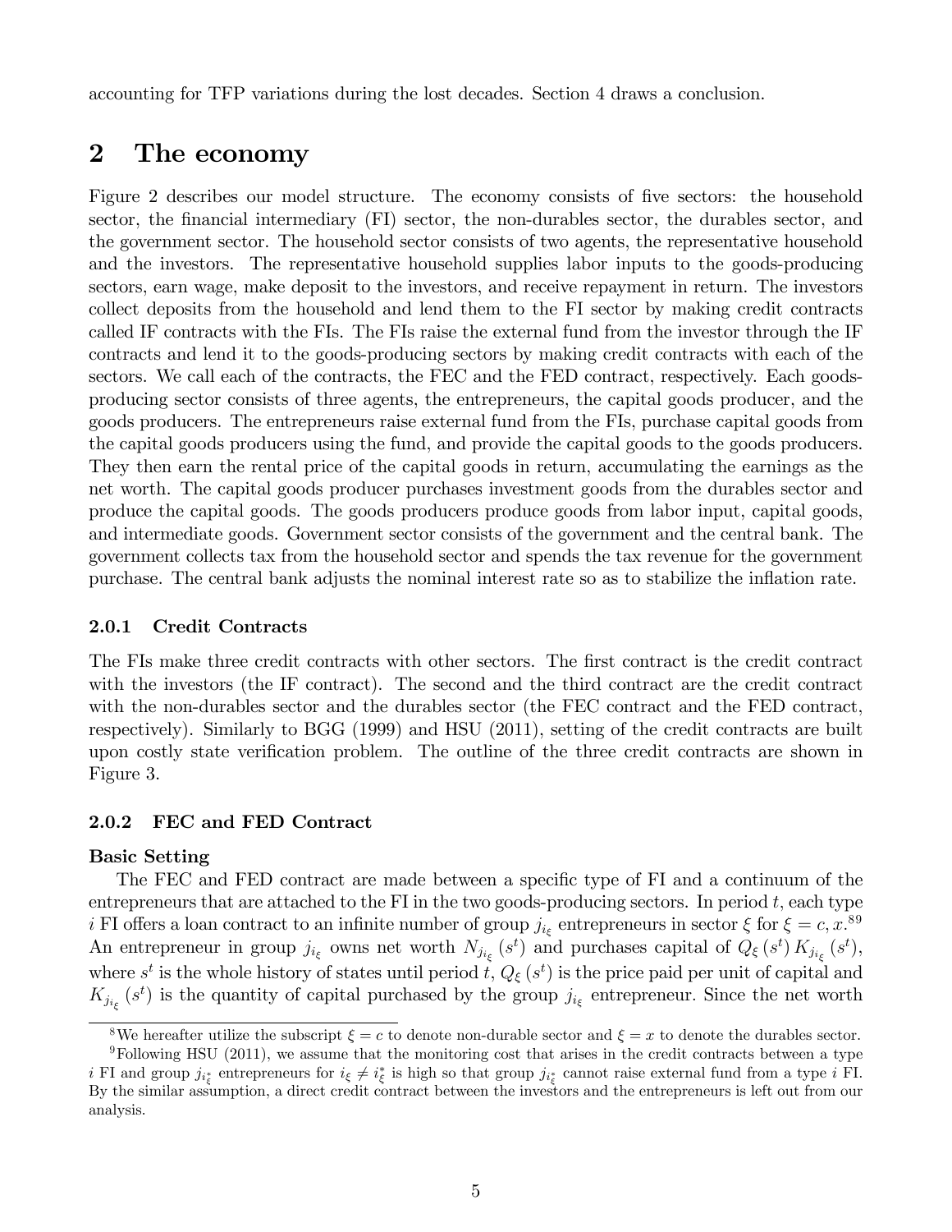accounting for TFP variations during the lost decades. Section 4 draws a conclusion.

# 2 The economy

Figure 2 describes our model structure. The economy consists of five sectors: the household sector, the financial intermediary (FI) sector, the non-durables sector, the durables sector, and the government sector. The household sector consists of two agents, the representative household and the investors. The representative household supplies labor inputs to the goods-producing sectors, earn wage, make deposit to the investors, and receive repayment in return. The investors collect deposits from the household and lend them to the FI sector by making credit contracts called IF contracts with the FIs. The FIs raise the external fund from the investor through the IF contracts and lend it to the goods-producing sectors by making credit contracts with each of the sectors. We call each of the contracts, the FEC and the FED contract, respectively. Each goods-producing sector consists of three agents, the entrepreneurs, the capital goods producer, and the goods producers. The entrepreneurs raise external fund from the FIs, purchase capital goods from the capital goods producers using the fund, and provide the capital goods to the goods producers. They then earn the rental price of the capital goods in return, accumulating the earnings as the net worth. The capital goods producer purchases investment goods from the durables sector and produce the capital goods. The goods producers produce goods from labor input, capital goods, and intermediate goods. Government sector consists of the government and the central bank. The government collects tax from the household sector and spends the tax revenue for the government purchase. The central bank adjusts the nominal interest rate so as to stabilize the inflation rate.

### 2.0.1 Credit Contracts

The FIs make three credit contracts with other sectors. The first contract is the credit contract with the investors (the IF contract). The second and the third contract are the credit contract with the non-durables sector and the durables sector (the FEC contract and the FED contract, respectively). Similarly to BGG (1999) and HSU (2011), setting of the credit contracts are built upon costly state verification problem. The outline of the three credit contracts are shown in Figure 3.

### 2.0.2 FEC and FED Contract

**Basic Setting**

The FEC and FED contract are made between a specific type of FI and a continuum of the entrepreneurs that are attached to the FI in the two goods-producing sectors. In period $t$, each type $i$ FI offers a loan contract to an infinite number of group $j_{i_\xi}$ entrepreneurs in sector $\xi$ for $\xi = c, x$.[8][9] An entrepreneur in group $j_{i_\xi}$ owns net worth $N_{j_{i_\xi}}(s^t)$ and purchases capital of $Q_\xi(s^t) K_{j_{i_\xi}}(s^t)$, where $s^t$ is the whole history of states until period $t$, $Q_\xi(s^t)$ is the price paid per unit of capital and $K_{j_{i_\xi}}(s^t)$ is the quantity of capital purchased by the group $j_{i_\xi}$ entrepreneur. Since the net worth

[8] We hereafter utilize the subscript $\xi = c$ to denote non-durable sector and $\xi = x$ to denote the durables sector.

[9] Following HSU (2011), we assume that the monitoring cost that arises in the credit contracts between a type $i$ FI and group $j_{i^*_\xi}$ entrepreneurs for $i_\xi \neq i^*_\xi$ is high so that group $j_{i^*_\xi}$ cannot raise external fund from a type $i$ FI. By the similar assumption, a direct credit contract between the investors and the entrepreneurs is left out from our analysis.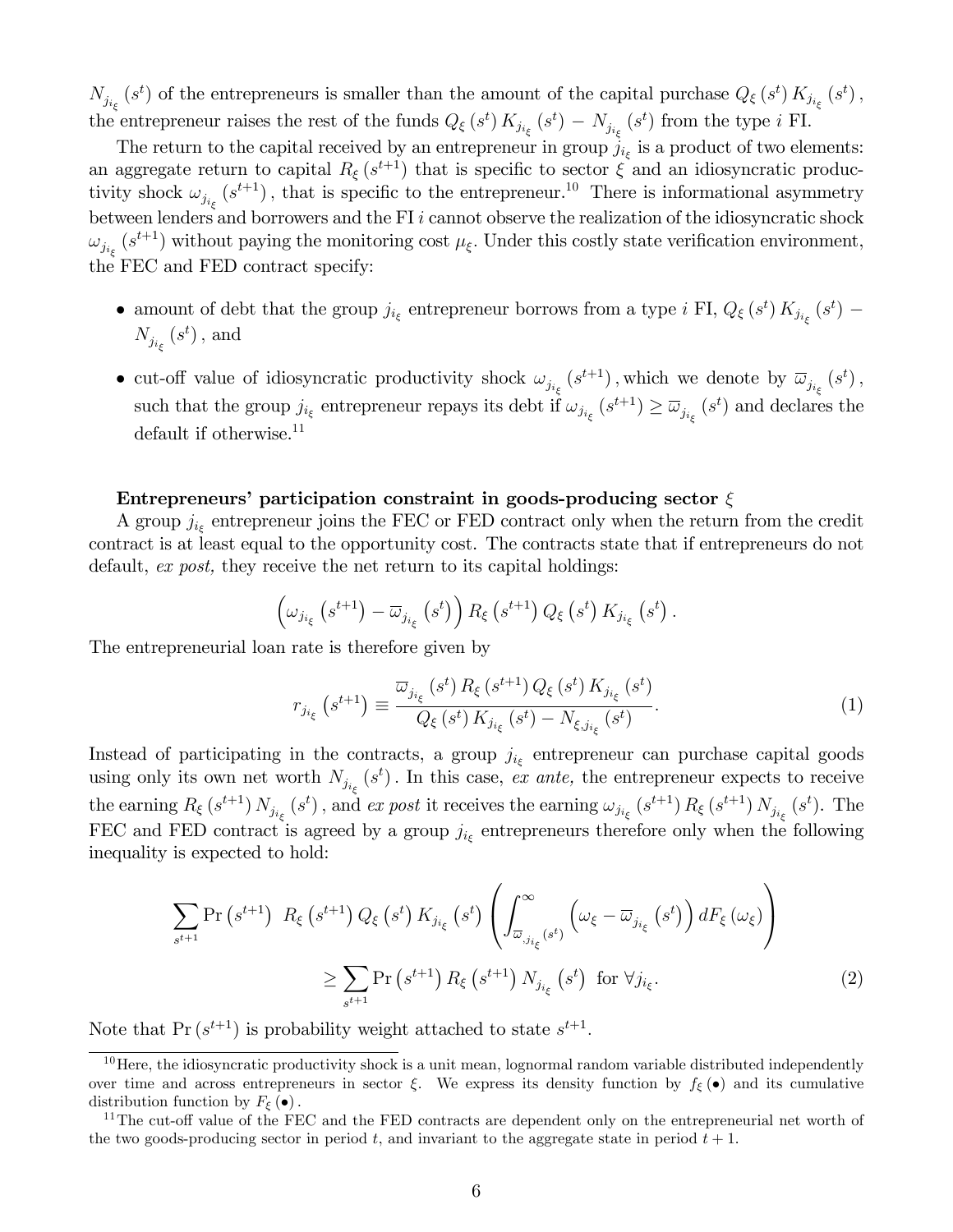$N_{j_{i_\xi}}(s^t)$ of the entrepreneurs is smaller than the amount of the capital purchase $Q_\xi(s^t)K_{j_{i_\xi}}(s^t)$, the entrepreneur raises the rest of the funds $Q_\xi(s^t)K_{j_{i_\xi}}(s^t) - N_{j_{i_\xi}}(s^t)$ from the type $i$ FI.

The return to the capital received by an entrepreneur in group $j_{i_\xi}$ is a product of two elements: an aggregate return to capital $R_\xi(s^{t+1})$ that is specific to sector $\xi$ and an idiosyncratic productivity shock $\omega_{j_{i_\xi}}(s^{t+1})$, that is specific to the entrepreneur.[10] There is informational asymmetry between lenders and borrowers and the FI $i$ cannot observe the realization of the idiosyncratic shock $\omega_{j_{i_\xi}}(s^{t+1})$ without paying the monitoring cost $\mu_\xi$. Under this costly state verification environment, the FEC and FED contract specify:

- amount of debt that the group $j_{i_\xi}$ entrepreneur borrows from a type $i$ FI, $Q_\xi(s^t)K_{j_{i_\xi}}(s^t) - N_{j_{i_\xi}}(s^t)$, and
- cut-off value of idiosyncratic productivity shock $\omega_{j_{i_\xi}}(s^{t+1})$, which we denote by $\overline{\omega}_{j_{i_\xi}}(s^t)$, such that the group $j_{i_\xi}$ entrepreneur repays its debt if $\omega_{j_{i_\xi}}(s^{t+1}) \geq \overline{\omega}_{j_{i_\xi}}(s^t)$ and declares the default if otherwise.[11]

**Entrepreneurs' participation constraint in goods-producing sector $\xi$**

A group $j_{i_\xi}$ entrepreneur joins the FEC or FED contract only when the return from the credit contract is at least equal to the opportunity cost. The contracts state that if entrepreneurs do not default, *ex post,* they receive the net return to its capital holdings:

$$\left(\omega_{j_{i_\xi}}(s^{t+1}) - \overline{\omega}_{j_{i_\xi}}(s^t)\right) R_\xi(s^{t+1}) Q_\xi(s^t) K_{j_{i_\xi}}(s^t).$$

The entrepreneurial loan rate is therefore given by

$$r_{j_{i_\xi}}(s^{t+1}) \equiv \frac{\overline{\omega}_{j_{i_\xi}}(s^t) R_\xi(s^{t+1}) Q_\xi(s^t) K_{j_{i_\xi}}(s^t)}{Q_\xi(s^t) K_{j_{i_\xi}}(s^t) - N_{\xi, j_{i_\xi}}(s^t)}. \tag{1}$$

Instead of participating in the contracts, a group $j_{i_\xi}$ entrepreneur can purchase capital goods using only its own net worth $N_{j_{i_\xi}}(s^t)$. In this case, *ex ante,* the entrepreneur expects to receive the earning $R_\xi(s^{t+1}) N_{j_{i_\xi}}(s^t)$, and *ex post* it receives the earning $\omega_{j_{i_\xi}}(s^{t+1}) R_\xi(s^{t+1}) N_{j_{i_\xi}}(s^t)$. The FEC and FED contract is agreed by a group $j_{i_\xi}$ entrepreneurs therefore only when the following inequality is expected to hold:

$$\sum_{s^{t+1}} \Pr(s^{t+1}) \; R_\xi(s^{t+1}) Q_\xi(s^t) K_{j_{i_\xi}}(s^t) \left( \int_{\overline{\omega}_{,j_{i_\xi}}(s^t)}^{\infty} \left(\omega_\xi - \overline{\omega}_{j_{i_\xi}}(s^t)\right) dF_\xi(\omega_\xi) \right)$$
$$\geq \sum_{s^{t+1}} \Pr(s^{t+1}) R_\xi(s^{t+1}) N_{j_{i_\xi}}(s^t) \;\; \text{for } \forall j_{i_\xi}. \tag{2}$$

Note that $\Pr(s^{t+1})$ is probability weight attached to state $s^{t+1}$.

[10] Here, the idiosyncratic productivity shock is a unit mean, lognormal random variable distributed independently over time and across entrepreneurs in sector $\xi$. We express its density function by $f_\xi(\bullet)$ and its cumulative distribution function by $F_\xi(\bullet)$.

[11] The cut-off value of the FEC and the FED contracts are dependent only on the entrepreneurial net worth of the two goods-producing sector in period $t$, and invariant to the aggregate state in period $t+1$.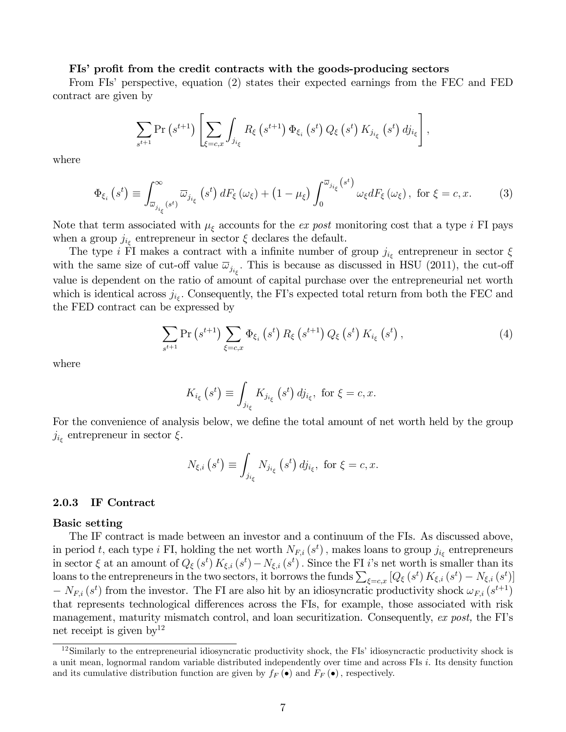**FIs' profit from the credit contracts with the goods-producing sectors**

From FIs' perspective, equation (2) states their expected earnings from the FEC and FED contract are given by

$$\sum_{s^{t+1}} \Pr\left(s^{t+1}\right) \left[ \sum_{\xi=c,x} \int_{j_{i_\xi}} R_\xi\left(s^{t+1}\right) \Phi_{\xi_i}\left(s^t\right) Q_\xi\left(s^t\right) K_{j_{i_\xi}}\left(s^t\right) dj_{i_\xi} \right],$$

where

$$\Phi_{\xi_i}\left(s^t\right) \equiv \int_{\overline{\omega}_{j_{i_\xi}}(s^t)}^{\infty} \overline{\omega}_{j_{i_\xi}}\left(s^t\right) dF_\xi\left(\omega_\xi\right) + \left(1-\mu_\xi\right) \int_0^{\overline{\omega}_{j_{i_\xi}}(s^t)} \omega_\xi dF_\xi\left(\omega_\xi\right), \text{ for } \xi = c, x. \tag{3}$$

Note that term associated with $\mu_\xi$ accounts for the *ex post* monitoring cost that a type $i$ FI pays when a group $j_{i_\xi}$ entrepreneur in sector $\xi$ declares the default.

The type $i$ FI makes a contract with a infinite number of group $j_{i_\xi}$ entrepreneur in sector $\xi$ with the same size of cut-off value $\overline{\omega}_{j_{i_\xi}}$. This is because as discussed in HSU (2011), the cut-off value is dependent on the ratio of amount of capital purchase over the entrepreneurial net worth which is identical across $j_{i_\xi}$. Consequently, the FI's expected total return from both the FEC and the FED contract can be expressed by

$$\sum_{s^{t+1}} \Pr\left(s^{t+1}\right) \sum_{\xi=c,x} \Phi_{\xi_i}\left(s^t\right) R_\xi\left(s^{t+1}\right) Q_\xi\left(s^t\right) K_{i_\xi}\left(s^t\right), \tag{4}$$

where

$$K_{i_\xi}\left(s^t\right) \equiv \int_{j_{i_\xi}} K_{j_{i_\xi}}\left(s^t\right) dj_{i_\xi}, \text{ for } \xi = c, x.$$

For the convenience of analysis below, we define the total amount of net worth held by the group $j_{i_\xi}$ entrepreneur in sector $\xi$.

$$N_{\xi,i}\left(s^t\right) \equiv \int_{j_{i_\xi}} N_{j_{i_\xi}}\left(s^t\right) dj_{i_\xi}, \text{ for } \xi = c, x.$$

### 2.0.3 IF Contract

**Basic setting**

The IF contract is made between an investor and a continuum of the FIs. As discussed above, in period $t$, each type $i$ FI, holding the net worth $N_{F,i}\left(s^t\right)$, makes loans to group $j_{i_\xi}$ entrepreneurs in sector $\xi$ at an amount of $Q_\xi\left(s^t\right) K_{\xi,i}\left(s^t\right) - N_{\xi,i}\left(s^t\right)$. Since the FI $i$'s net worth is smaller than its loans to the entrepreneurs in the two sectors, it borrows the funds $\sum_{\xi=c,x}\left[Q_\xi\left(s^t\right) K_{\xi,i}\left(s^t\right) - N_{\xi,i}\left(s^t\right)\right]$ $- N_{F,i}\left(s^t\right)$ from the investor. The FI are also hit by an idiosyncratic productivity shock $\omega_{F,i}\left(s^{t+1}\right)$ that represents technological differences across the FIs, for example, those associated with risk management, maturity mismatch control, and loan securitization. Consequently, *ex post,* the FI's net receipt is given by[12]

[12] Similarly to the entrepreneurial idiosyncratic productivity shock, the FIs' idiosyncractic productivity shock is a unit mean, lognormal random variable distributed independently over time and across FIs $i$. Its density function and its cumulative distribution function are given by $f_F(\bullet)$ and $F_F(\bullet)$, respectively.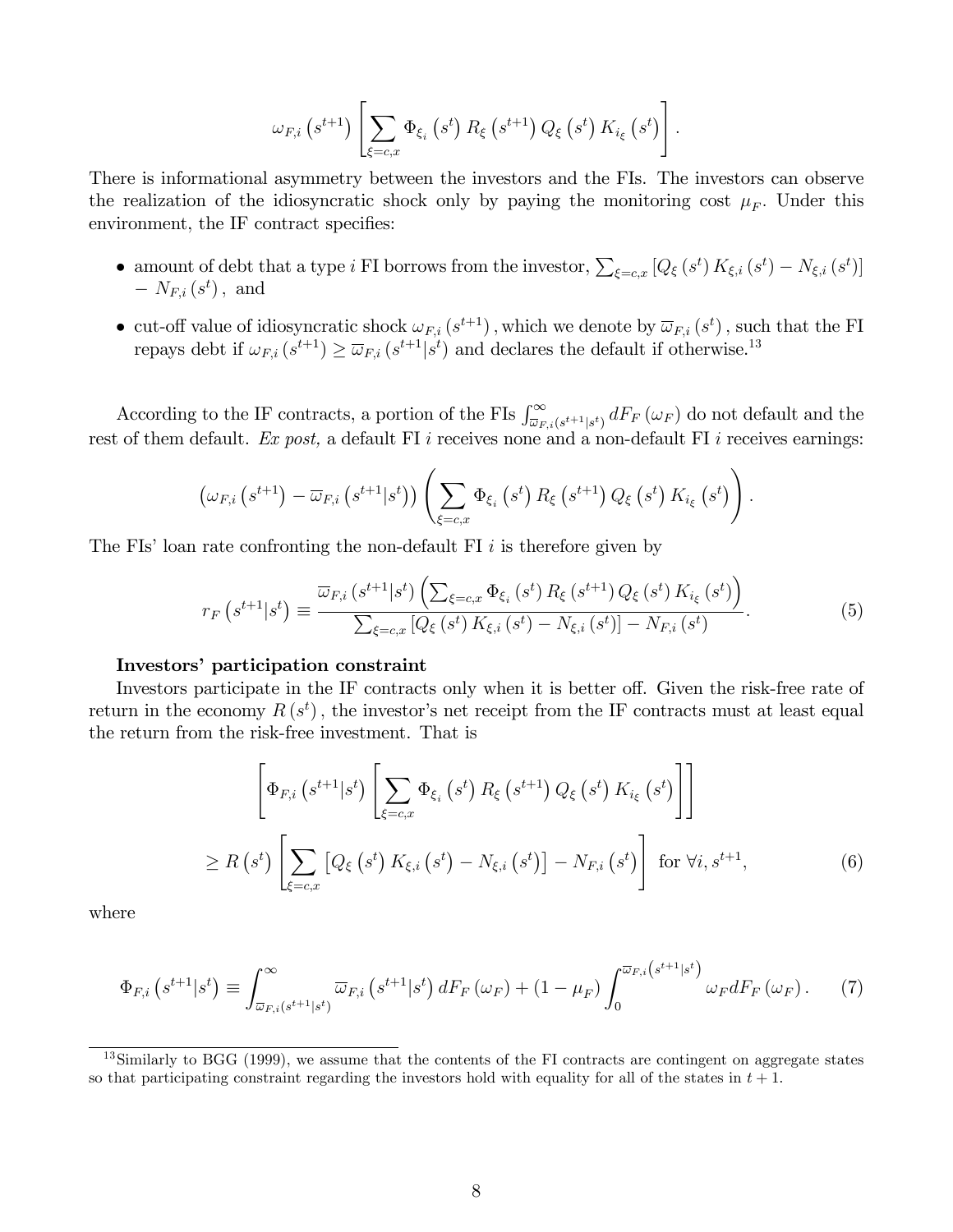$$\omega_{F,i}\left(s^{t+1}\right)\left[\sum_{\xi=c,x}\Phi_{\xi_i}\left(s^t\right)R_\xi\left(s^{t+1}\right)Q_\xi\left(s^t\right)K_{i_\xi}\left(s^t\right)\right].$$

There is informational asymmetry between the investors and the FIs. The investors can observe the realization of the idiosyncratic shock only by paying the monitoring cost $\mu_F$. Under this environment, the IF contract specifies:

- amount of debt that a type $i$ FI borrows from the investor, $\sum_{\xi=c,x}\left[Q_\xi\left(s^t\right)K_{\xi,i}\left(s^t\right)-N_{\xi,i}\left(s^t\right)\right]$ $-\ N_{F,i}\left(s^t\right),$ and
- cut-off value of idiosyncratic shock $\omega_{F,i}\left(s^{t+1}\right),$ which we denote by $\overline{\omega}_{F,i}\left(s^t\right),$ such that the FI repays debt if $\omega_{F,i}\left(s^{t+1}\right)\geq\overline{\omega}_{F,i}\left(s^{t+1}|s^t\right)$ and declares the default if otherwise.[13]

According to the IF contracts, a portion of the FIs $\int_{\overline{\omega}_{F,i}(s^{t+1}|s^t)}^{\infty}dF_F\left(\omega_F\right)$ do not default and the rest of them default. *Ex post,* a default FI $i$ receives none and a non-default FI $i$ receives earnings:

$$\left(\omega_{F,i}\left(s^{t+1}\right)-\overline{\omega}_{F,i}\left(s^{t+1}|s^t\right)\right)\left(\sum_{\xi=c,x}\Phi_{\xi_i}\left(s^t\right)R_\xi\left(s^{t+1}\right)Q_\xi\left(s^t\right)K_{i_\xi}\left(s^t\right)\right).$$

The FIs' loan rate confronting the non-default FI $i$ is therefore given by

$$r_F\left(s^{t+1}|s^t\right)\equiv\frac{\overline{\omega}_{F,i}\left(s^{t+1}|s^t\right)\left(\sum_{\xi=c,x}\Phi_{\xi_i}\left(s^t\right)R_\xi\left(s^{t+1}\right)Q_\xi\left(s^t\right)K_{i_\xi}\left(s^t\right)\right)}{\sum_{\xi=c,x}\left[Q_\xi\left(s^t\right)K_{\xi,i}\left(s^t\right)-N_{\xi,i}\left(s^t\right)\right]-N_{F,i}\left(s^t\right)}. \tag{5}$$

**Investors' participation constraint**

Investors participate in the IF contracts only when it is better off. Given the risk-free rate of return in the economy $R\left(s^t\right),$ the investor's net receipt from the IF contracts must at least equal the return from the risk-free investment. That is

$$\left[\Phi_{F,i}\left(s^{t+1}|s^t\right)\left[\sum_{\xi=c,x}\Phi_{\xi_i}\left(s^t\right)R_\xi\left(s^{t+1}\right)Q_\xi\left(s^t\right)K_{i_\xi}\left(s^t\right)\right]\right]$$
$$\geq R\left(s^t\right)\left[\sum_{\xi=c,x}\left[Q_\xi\left(s^t\right)K_{\xi,i}\left(s^t\right)-N_{\xi,i}\left(s^t\right)\right]-N_{F,i}\left(s^t\right)\right]\ \text{for}\ \forall i,s^{t+1}, \tag{6}$$

where

$$\Phi_{F,i}\left(s^{t+1}|s^t\right)\equiv\int_{\overline{\omega}_{F,i}(s^{t+1}|s^t)}^{\infty}\overline{\omega}_{F,i}\left(s^{t+1}|s^t\right)dF_F\left(\omega_F\right)+\left(1-\mu_F\right)\int_0^{\overline{\omega}_{F,i}\left(s^{t+1}|s^t\right)}\omega_F dF_F\left(\omega_F\right). \tag{7}$$

[13] Similarly to BGG (1999), we assume that the contents of the FI contracts are contingent on aggregate states so that participating constraint regarding the investors hold with equality for all of the states in $t+1$.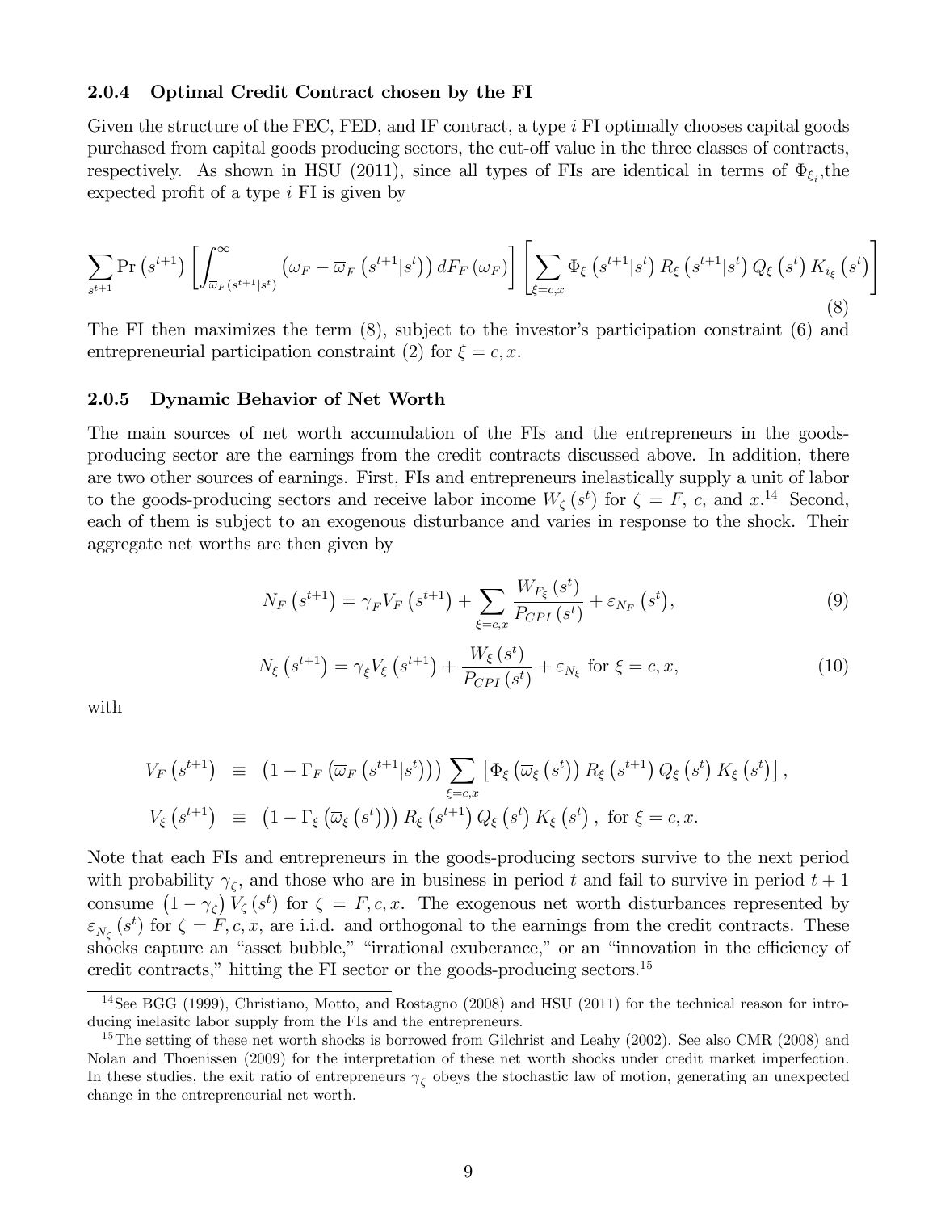### 2.0.4 Optimal Credit Contract chosen by the FI

Given the structure of the FEC, FED, and IF contract, a type $i$ FI optimally chooses capital goods purchased from capital goods producing sectors, the cut-off value in the three classes of contracts, respectively. As shown in HSU (2011), since all types of FIs are identical in terms of $\Phi_{\xi_i}$,the expected profit of a type $i$ FI is given by

$$\sum_{s^{t+1}} \Pr\left(s^{t+1}\right) \left[\int_{\overline{\omega}_F(s^{t+1}|s^t)}^{\infty} \left(\omega_F - \overline{\omega}_F\left(s^{t+1}|s^t\right)\right) dF_F\left(\omega_F\right)\right] \left[\sum_{\xi=c,x} \Phi_\xi\left(s^{t+1}|s^t\right) R_\xi\left(s^{t+1}|s^t\right) Q_\xi\left(s^t\right) K_{i_\xi}\left(s^t\right)\right] \tag{8}$$

The FI then maximizes the term (8), subject to the investor's participation constraint (6) and entrepreneurial participation constraint (2) for $\xi = c, x$.

### 2.0.5 Dynamic Behavior of Net Worth

The main sources of net worth accumulation of the FIs and the entrepreneurs in the goods-producing sector are the earnings from the credit contracts discussed above. In addition, there are two other sources of earnings. First, FIs and entrepreneurs inelastically supply a unit of labor to the goods-producing sectors and receive labor income $W_\zeta\left(s^t\right)$ for $\zeta = F$, $c$, and $x$.[14] Second, each of them is subject to an exogenous disturbance and varies in response to the shock. Their aggregate net worths are then given by

$$N_F\left(s^{t+1}\right) = \gamma_F V_F\left(s^{t+1}\right) + \sum_{\xi=c,x} \frac{W_{F_\xi}\left(s^t\right)}{P_{CPI}\left(s^t\right)} + \varepsilon_{N_F}\left(s^t\right), \tag{9}$$

$$N_\xi\left(s^{t+1}\right) = \gamma_\xi V_\xi\left(s^{t+1}\right) + \frac{W_\xi\left(s^t\right)}{P_{CPI}\left(s^t\right)} + \varepsilon_{N_\xi} \text{ for } \xi = c, x, \tag{10}$$

with

$$\begin{aligned}
V_F\left(s^{t+1}\right) &\equiv \left(1 - \Gamma_F\left(\overline{\omega}_F\left(s^{t+1}|s^t\right)\right)\right) \sum_{\xi=c,x} \left[\Phi_\xi\left(\overline{\omega}_\xi\left(s^t\right)\right) R_\xi\left(s^{t+1}\right) Q_\xi\left(s^t\right) K_\xi\left(s^t\right)\right], \\
V_\xi\left(s^{t+1}\right) &\equiv \left(1 - \Gamma_\xi\left(\overline{\omega}_\xi\left(s^t\right)\right)\right) R_\xi\left(s^{t+1}\right) Q_\xi\left(s^t\right) K_\xi\left(s^t\right), \text{ for } \xi = c, x.
\end{aligned}$$

Note that each FIs and entrepreneurs in the goods-producing sectors survive to the next period with probability $\gamma_\zeta$, and those who are in business in period $t$ and fail to survive in period $t+1$ consume $\left(1 - \gamma_\zeta\right) V_\zeta\left(s^t\right)$ for $\zeta = F, c, x$. The exogenous net worth disturbances represented by $\varepsilon_{N_\zeta}\left(s^t\right)$ for $\zeta = F, c, x$, are i.i.d. and orthogonal to the earnings from the credit contracts. These shocks capture an "asset bubble," "irrational exuberance," or an "innovation in the efficiency of credit contracts," hitting the FI sector or the goods-producing sectors.[15]

[14] See BGG (1999), Christiano, Motto, and Rostagno (2008) and HSU (2011) for the technical reason for introducing inelasitc labor supply from the FIs and the entrepreneurs.

[15] The setting of these net worth shocks is borrowed from Gilchrist and Leahy (2002). See also CMR (2008) and Nolan and Thoenissen (2009) for the interpretation of these net worth shocks under credit market imperfection. In these studies, the exit ratio of entrepreneurs $\gamma_\zeta$ obeys the stochastic law of motion, generating an unexpected change in the entrepreneurial net worth.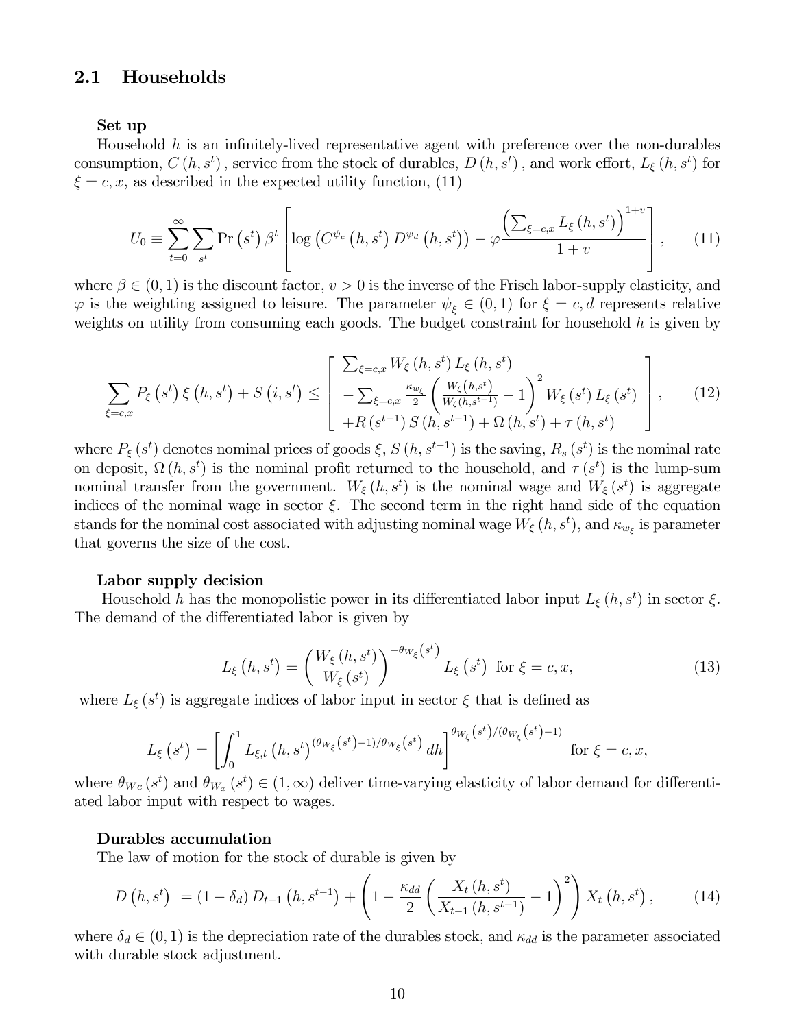## 2.1 Households

**Set up**

Household $h$ is an infinitely-lived representative agent with preference over the non-durables consumption, $C(h, s^t)$, service from the stock of durables, $D(h, s^t)$, and work effort, $L_\xi(h, s^t)$ for $\xi = c, x$, as described in the expected utility function, (11)

$$U_0 \equiv \sum_{t=0}^{\infty} \sum_{s^t} \Pr(s^t) \beta^t \left[ \log \left( C^{\psi_c}(h, s^t) D^{\psi_d}(h, s^t) \right) - \varphi \frac{\left( \sum_{\xi=c,x} L_\xi(h, s^t) \right)^{1+v}}{1+v} \right], \tag{11}$$

where $\beta \in (0,1)$ is the discount factor, $v > 0$ is the inverse of the Frisch labor-supply elasticity, and $\varphi$ is the weighting assigned to leisure. The parameter $\psi_\xi \in (0,1)$ for $\xi = c, d$ represents relative weights on utility from consuming each goods. The budget constraint for household $h$ is given by

$$\sum_{\xi=c,x} P_\xi(s^t) \xi(h, s^t) + S(i, s^t) \leq \left[ \begin{array}{l} \sum_{\xi=c,x} W_\xi(h, s^t) L_\xi(h, s^t) \\ -\sum_{\xi=c,x} \frac{\kappa_{w_\xi}}{2} \left( \frac{W_\xi(h, s^t)}{W_\xi(h, s^{t-1})} - 1 \right)^2 W_\xi(s^t) L_\xi(s^t) \\ +R(s^{t-1}) S(h, s^{t-1}) + \Omega(h, s^t) + \tau(h, s^t) \end{array} \right], \tag{12}$$

where $P_\xi(s^t)$ denotes nominal prices of goods $\xi$, $S(h, s^{t-1})$ is the saving, $R_s(s^t)$ is the nominal rate on deposit, $\Omega(h, s^t)$ is the nominal profit returned to the household, and $\tau(s^t)$ is the lump-sum nominal transfer from the government. $W_\xi(h, s^t)$ is the nominal wage and $W_\xi(s^t)$ is aggregate indices of the nominal wage in sector $\xi$. The second term in the right hand side of the equation stands for the nominal cost associated with adjusting nominal wage $W_\xi(h, s^t)$, and $\kappa_{w_\xi}$ is parameter that governs the size of the cost.

**Labor supply decision**

Household $h$ has the monopolistic power in its differentiated labor input $L_\xi(h, s^t)$ in sector $\xi$. The demand of the differentiated labor is given by

$$L_\xi(h, s^t) = \left( \frac{W_\xi(h, s^t)}{W_\xi(s^t)} \right)^{-\theta_{W_\xi}(s^t)} L_\xi(s^t) \text{ for } \xi = c, x, \tag{13}$$

where $L_\xi(s^t)$ is aggregate indices of labor input in sector $\xi$ that is defined as

$$L_\xi(s^t) = \left[ \int_0^1 L_{\xi,t}(h, s^t)^{(\theta_{W_\xi}(s^t)-1)/\theta_{W_\xi}(s^t)} dh \right]^{\theta_{W_\xi}(s^t)/(\theta_{W_\xi}(s^t)-1)} \quad \text{for } \xi = c, x,$$

where $\theta_{W_c}(s^t)$ and $\theta_{W_x}(s^t) \in (1, \infty)$ deliver time-varying elasticity of labor demand for differentiated labor input with respect to wages.

**Durables accumulation**

The law of motion for the stock of durable is given by

$$D(h, s^t) = (1 - \delta_d) D_{t-1}(h, s^{t-1}) + \left( 1 - \frac{\kappa_{dd}}{2} \left( \frac{X_t(h, s^t)}{X_{t-1}(h, s^{t-1})} - 1 \right)^2 \right) X_t(h, s^t), \tag{14}$$

where $\delta_d \in (0,1)$ is the depreciation rate of the durables stock, and $\kappa_{dd}$ is the parameter associated with durable stock adjustment.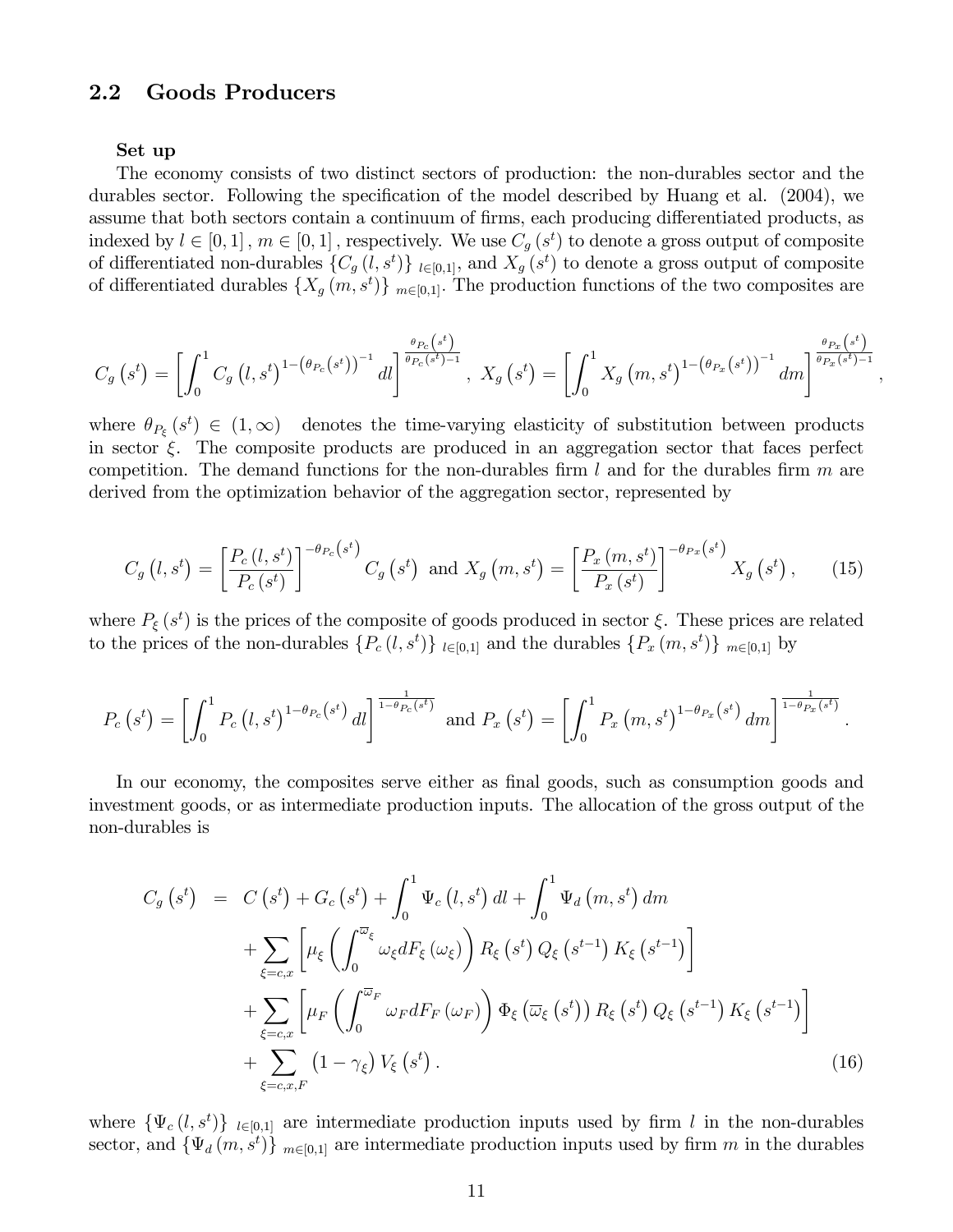## 2.2 Goods Producers

**Set up**

The economy consists of two distinct sectors of production: the non-durables sector and the durables sector. Following the specification of the model described by Huang et al. (2004), we assume that both sectors contain a continuum of firms, each producing differentiated products, as indexed by $l \in [0,1]$, $m \in [0,1]$, respectively. We use $C_g(s^t)$ to denote a gross output of composite of differentiated non-durables $\{C_g(l,s^t)\}_{l\in[0,1]}$, and $X_g(s^t)$ to denote a gross output of composite of differentiated durables $\{X_g(m,s^t)\}_{m\in[0,1]}$. The production functions of the two composites are

$$C_g(s^t) = \left[\int_0^1 C_g(l,s^t)^{1-\left(\theta_{P_c}(s^t)\right)^{-1}} dl\right]^{\frac{\theta_{P_c}(s^t)}{\theta_{P_c}(s^t)-1}},\ X_g(s^t) = \left[\int_0^1 X_g(m,s^t)^{1-\left(\theta_{P_x}(s^t)\right)^{-1}} dm\right]^{\frac{\theta_{P_x}(s^t)}{\theta_{P_x}(s^t)-1}},$$

where $\theta_{P_\xi}(s^t) \in (1,\infty)$ denotes the time-varying elasticity of substitution between products in sector $\xi$. The composite products are produced in an aggregation sector that faces perfect competition. The demand functions for the non-durables firm $l$ and for the durables firm $m$ are derived from the optimization behavior of the aggregation sector, represented by

$$C_g(l,s^t) = \left[\frac{P_c(l,s^t)}{P_c(s^t)}\right]^{-\theta_{P_c}(s^t)} C_g(s^t) \text{ and } X_g(m,s^t) = \left[\frac{P_x(m,s^t)}{P_x(s^t)}\right]^{-\theta_{P_x}(s^t)} X_g(s^t), \tag{15}$$

where $P_\xi(s^t)$ is the prices of the composite of goods produced in sector $\xi$. These prices are related to the prices of the non-durables $\{P_c(l,s^t)\}_{l\in[0,1]}$ and the durables $\{P_x(m,s^t)\}_{m\in[0,1]}$ by

$$P_c(s^t) = \left[\int_0^1 P_c(l,s^t)^{1-\theta_{P_c}(s^t)} dl\right]^{\frac{1}{1-\theta_{P_c}(s^t)}} \text{ and } P_x(s^t) = \left[\int_0^1 P_x(m,s^t)^{1-\theta_{P_x}(s^t)} dm\right]^{\frac{1}{1-\theta_{P_x}(s^t)}}.$$

In our economy, the composites serve either as final goods, such as consumption goods and investment goods, or as intermediate production inputs. The allocation of the gross output of the non-durables is

$$\begin{aligned}
C_g(s^t) &= C(s^t) + G_c(s^t) + \int_0^1 \Psi_c(l,s^t)\,dl + \int_0^1 \Psi_d(m,s^t)\,dm \\
&+ \sum_{\xi=c,x}\left[\mu_\xi\left(\int_0^{\overline{\omega}_\xi} \omega_\xi dF_\xi(\omega_\xi)\right) R_\xi(s^t)\,Q_\xi(s^{t-1})\,K_\xi(s^{t-1})\right] \\
&+ \sum_{\xi=c,x}\left[\mu_F\left(\int_0^{\overline{\omega}_F} \omega_F dF_F(\omega_F)\right)\Phi_\xi\left(\overline{\omega}_\xi(s^t)\right) R_\xi(s^t)\,Q_\xi(s^{t-1})\,K_\xi(s^{t-1})\right] \\
&+ \sum_{\xi=c,x,F}(1-\gamma_\xi)\,V_\xi(s^t).
\end{aligned} \tag{16}$$

where $\{\Psi_c(l,s^t)\}_{l\in[0,1]}$ are intermediate production inputs used by firm $l$ in the non-durables sector, and $\{\Psi_d(m,s^t)\}_{m\in[0,1]}$ are intermediate production inputs used by firm $m$ in the durables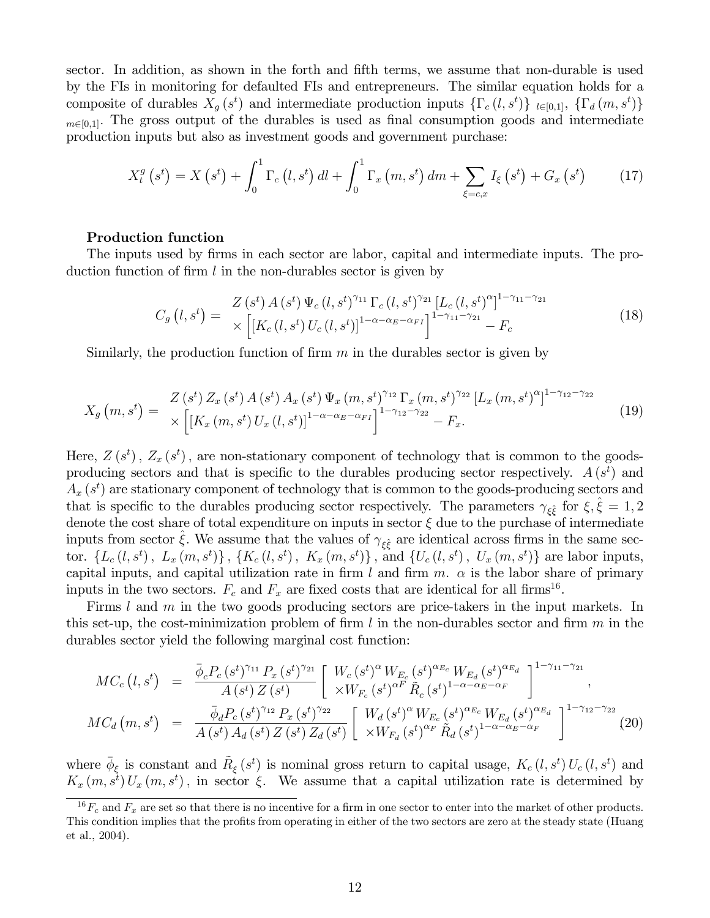sector. In addition, as shown in the forth and fifth terms, we assume that non-durable is used by the FIs in monitoring for defaulted FIs and entrepreneurs. The similar equation holds for a composite of durables $X_g(s^t)$ and intermediate production inputs $\{\Gamma_c(l,s^t)\}_{l\in[0,1]}$, $\{\Gamma_d(m,s^t)\}_{m\in[0,1]}$. The gross output of the durables is used as final consumption goods and intermediate production inputs but also as investment goods and government purchase:

$$X_t^g(s^t) = X(s^t) + \int_0^1 \Gamma_c(l,s^t)\,dl + \int_0^1 \Gamma_x(m,s^t)\,dm + \sum_{\xi=c,x} I_\xi(s^t) + G_x(s^t) \tag{17}$$

**Production function**

The inputs used by firms in each sector are labor, capital and intermediate inputs. The production function of firm $l$ in the non-durables sector is given by

$$C_g(l,s^t) = \begin{array}{l} Z(s^t)\,A(s^t)\,\Psi_c(l,s^t)^{\gamma_{11}}\,\Gamma_c(l,s^t)^{\gamma_{21}}\left[L_c(l,s^t)^{\alpha}\right]^{1-\gamma_{11}-\gamma_{21}} \\ \times\left[\left[K_c(l,s^t)\,U_c(l,s^t)\right]^{1-\alpha-\alpha_E-\alpha_{FI}}\right]^{1-\gamma_{11}-\gamma_{21}} - F_c \end{array} \tag{18}$$

Similarly, the production function of firm $m$ in the durables sector is given by

$$X_g(m,s^t) = \begin{array}{l} Z(s^t)\,Z_x(s^t)\,A(s^t)\,A_x(s^t)\,\Psi_x(m,s^t)^{\gamma_{12}}\,\Gamma_x(m,s^t)^{\gamma_{22}}\left[L_x(m,s^t)^{\alpha}\right]^{1-\gamma_{12}-\gamma_{22}} \\ \times\left[\left[K_x(m,s^t)\,U_x(l,s^t)\right]^{1-\alpha-\alpha_E-\alpha_{FI}}\right]^{1-\gamma_{12}-\gamma_{22}} - F_x. \end{array} \tag{19}$$

Here, $Z(s^t)$, $Z_x(s^t)$, are non-stationary component of technology that is common to the goods-producing sectors and that is specific to the durables producing sector respectively. $A(s^t)$ and $A_x(s^t)$ are stationary component of technology that is common to the goods-producing sectors and that is specific to the durables producing sector respectively. The parameters $\gamma_{\xi\hat{\xi}}$ for $\xi,\hat{\xi}=1,2$ denote the cost share of total expenditure on inputs in sector $\xi$ due to the purchase of intermediate inputs from sector $\hat{\xi}$. We assume that the values of $\gamma_{\xi\hat{\xi}}$ are identical across firms in the same sector. $\{L_c(l,s^t),\ L_x(m,s^t)\}$, $\{K_c(l,s^t),\ K_x(m,s^t)\}$, and $\{U_c(l,s^t),\ U_x(m,s^t)\}$ are labor inputs, capital inputs, and capital utilization rate in firm $l$ and firm $m$. $\alpha$ is the labor share of primary inputs in the two sectors. $F_c$ and $F_x$ are fixed costs that are identical for all firms[16].

Firms $l$ and $m$ in the two goods producing sectors are price-takers in the input markets. In this set-up, the cost-minimization problem of firm $l$ in the non-durables sector and firm $m$ in the durables sector yield the following marginal cost function:

$$\begin{aligned} MC_c(l,s^t) &= \frac{\bar{\phi}_c P_c(s^t)^{\gamma_{11}}\,P_x(s^t)^{\gamma_{21}}}{A(s^t)\,Z(s^t)}\left[\begin{array}{l} W_c(s^t)^{\alpha}\,W_{E_c}(s^t)^{\alpha_{E_c}}\,W_{E_d}(s^t)^{\alpha_{E_d}} \\ \times W_{F_c}(s^t)^{\alpha_F}\,\tilde{R}_c(s^t)^{1-\alpha-\alpha_E-\alpha_F} \end{array}\right]^{1-\gamma_{11}-\gamma_{21}}, \\ MC_d(m,s^t) &= \frac{\bar{\phi}_d P_c(s^t)^{\gamma_{12}}\,P_x(s^t)^{\gamma_{22}}}{A(s^t)\,A_d(s^t)\,Z(s^t)\,Z_d(s^t)}\left[\begin{array}{l} W_d(s^t)^{\alpha}\,W_{E_c}(s^t)^{\alpha_{E_c}}\,W_{E_d}(s^t)^{\alpha_{E_d}} \\ \times W_{F_d}(s^t)^{\alpha_F}\,\tilde{R}_d(s^t)^{1-\alpha-\alpha_E-\alpha_F} \end{array}\right]^{1-\gamma_{12}-\gamma_{22}} \end{aligned} \tag{20}$$

where $\bar{\phi}_\xi$ is constant and $\tilde{R}_\xi(s^t)$ is nominal gross return to capital usage, $K_c(l,s^t)\,U_c(l,s^t)$ and $K_x(m,s^t)\,U_x(m,s^t)$, in sector $\xi$. We assume that a capital utilization rate is determined by

[16] $F_c$ and $F_x$ are set so that there is no incentive for a firm in one sector to enter into the market of other products. This condition implies that the profits from operating in either of the two sectors are zero at the steady state (Huang et al., 2004).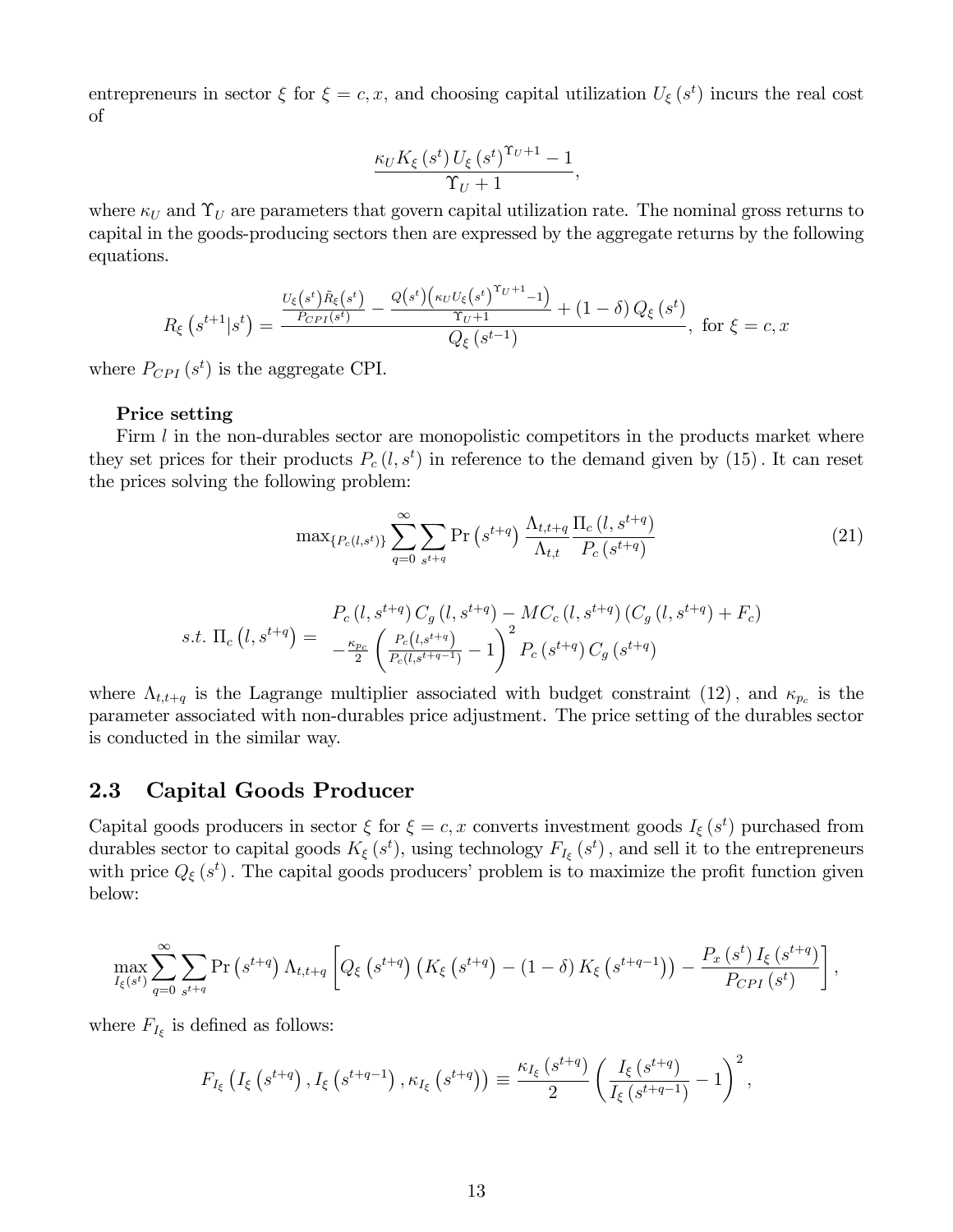entrepreneurs in sector $\xi$ for $\xi = c, x$, and choosing capital utilization $U_\xi(s^t)$ incurs the real cost of

$$\frac{\kappa_U K_\xi(s^t) U_\xi(s^t)^{\Upsilon_U + 1} - 1}{\Upsilon_U + 1},$$

where $\kappa_U$ and $\Upsilon_U$ are parameters that govern capital utilization rate. The nominal gross returns to capital in the goods-producing sectors then are expressed by the aggregate returns by the following equations.

$$R_\xi(s^{t+1}|s^t) = \frac{\frac{U_\xi(s^t)\tilde{R}_\xi(s^t)}{P_{CPI}(s^t)} - \frac{Q(s^t)\left(\kappa_U U_\xi(s^t)^{\Upsilon_U+1} - 1\right)}{\Upsilon_U + 1} + (1-\delta) Q_\xi(s^t)}{Q_\xi(s^{t-1})}, \text{ for } \xi = c, x$$

where $P_{CPI}(s^t)$ is the aggregate CPI.

**Price setting**

Firm $l$ in the non-durables sector are monopolistic competitors in the products market where they set prices for their products $P_c(l, s^t)$ in reference to the demand given by (15). It can reset the prices solving the following problem:

$$\max_{\{P_c(l,s^t)\}} \sum_{q=0}^{\infty} \sum_{s^{t+q}} \Pr(s^{t+q}) \frac{\Lambda_{t,t+q}}{\Lambda_{t,t}} \frac{\Pi_c(l, s^{t+q})}{P_c(s^{t+q})} \tag{21}$$

$$s.t.\ \Pi_c(l, s^{t+q}) = \begin{array}{l} P_c(l, s^{t+q}) C_g(l, s^{t+q}) - MC_c(l, s^{t+q})(C_g(l, s^{t+q}) + F_c) \\ -\frac{\kappa_{p_c}}{2}\left(\frac{P_c(l,s^{t+q})}{P_c(l,s^{t+q-1})} - 1\right)^2 P_c(s^{t+q}) C_g(s^{t+q}) \end{array}$$

where $\Lambda_{t,t+q}$ is the Lagrange multiplier associated with budget constraint (12), and $\kappa_{p_c}$ is the parameter associated with non-durables price adjustment. The price setting of the durables sector is conducted in the similar way.

## 2.3 Capital Goods Producer

Capital goods producers in sector $\xi$ for $\xi = c, x$ converts investment goods $I_\xi(s^t)$ purchased from durables sector to capital goods $K_\xi(s^t)$, using technology $F_{I_\xi}(s^t)$, and sell it to the entrepreneurs with price $Q_\xi(s^t)$. The capital goods producers' problem is to maximize the profit function given below:

$$\max_{I_\xi(s^t)} \sum_{q=0}^{\infty} \sum_{s^{t+q}} \Pr(s^{t+q}) \Lambda_{t,t+q} \left[ Q_\xi(s^{t+q})\left(K_\xi(s^{t+q}) - (1-\delta) K_\xi(s^{t+q-1})\right) - \frac{P_x(s^t) I_\xi(s^{t+q})}{P_{CPI}(s^t)} \right],$$

where $F_{I_\xi}$ is defined as follows:

$$F_{I_\xi}\left(I_\xi(s^{t+q}), I_\xi(s^{t+q-1}), \kappa_{I_\xi}(s^{t+q})\right) \equiv \frac{\kappa_{I_\xi}(s^{t+q})}{2}\left(\frac{I_\xi(s^{t+q})}{I_\xi(s^{t+q-1})} - 1\right)^2,$$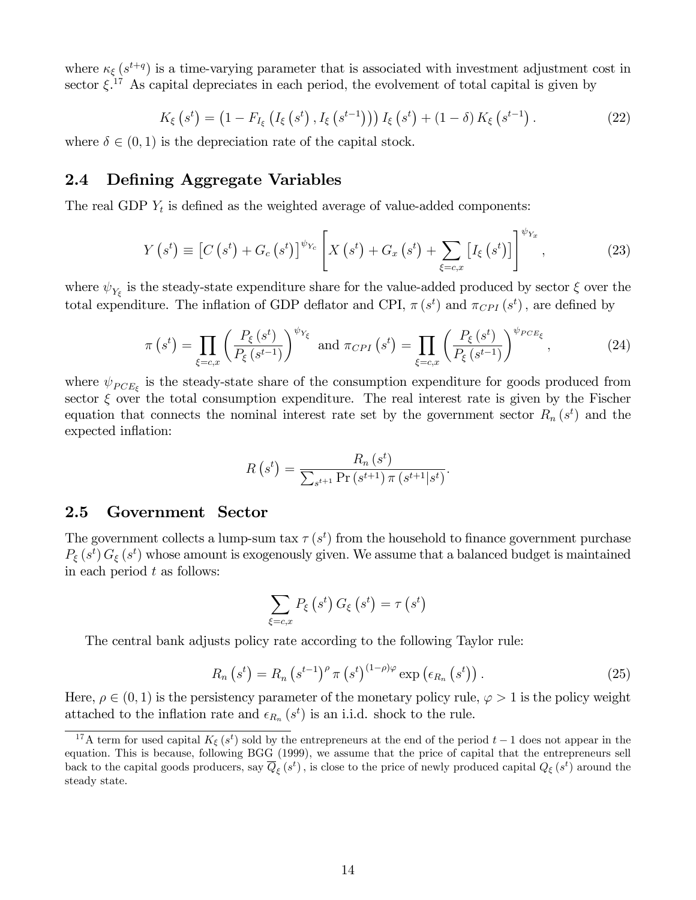where $\kappa_\xi\left(s^{t+q}\right)$ is a time-varying parameter that is associated with investment adjustment cost in sector $\xi$.[17] As capital depreciates in each period, the evolvement of total capital is given by

$$K_\xi\left(s^t\right) = \left(1 - F_{I_\xi}\left(I_\xi\left(s^t\right), I_\xi\left(s^{t-1}\right)\right)\right) I_\xi\left(s^t\right) + (1-\delta) K_\xi\left(s^{t-1}\right). \tag{22}$$

where $\delta \in (0,1)$ is the depreciation rate of the capital stock.

## 2.4 Defining Aggregate Variables

The real GDP $Y_t$ is defined as the weighted average of value-added components:

$$Y\left(s^t\right) \equiv \left[C\left(s^t\right) + G_c\left(s^t\right)\right]^{\psi_{Y_c}} \left[X\left(s^t\right) + G_x\left(s^t\right) + \sum_{\xi=c,x}\left[I_\xi\left(s^t\right)\right]\right]^{\psi_{Y_x}}, \tag{23}$$

where $\psi_{Y_\xi}$ is the steady-state expenditure share for the value-added produced by sector $\xi$ over the total expenditure. The inflation of GDP deflator and CPI, $\pi\left(s^t\right)$ and $\pi_{CPI}\left(s^t\right)$, are defined by

$$\pi\left(s^t\right) = \prod_{\xi=c,x}\left(\frac{P_\xi\left(s^t\right)}{P_\xi\left(s^{t-1}\right)}\right)^{\psi_{Y_\xi}} \text{ and } \pi_{CPI}\left(s^t\right) = \prod_{\xi=c,x}\left(\frac{P_\xi\left(s^t\right)}{P_\xi\left(s^{t-1}\right)}\right)^{\psi_{PCE_\xi}}, \tag{24}$$

where $\psi_{PCE_\xi}$ is the steady-state share of the consumption expenditure for goods produced from sector $\xi$ over the total consumption expenditure. The real interest rate is given by the Fischer equation that connects the nominal interest rate set by the government sector $R_n\left(s^t\right)$ and the expected inflation:

$$R\left(s^t\right) = \frac{R_n\left(s^t\right)}{\sum_{s^{t+1}} \Pr\left(s^{t+1}\right) \pi\left(s^{t+1}|s^t\right)}.$$

## 2.5 Government Sector

The government collects a lump-sum tax $\tau\left(s^t\right)$ from the household to finance government purchase $P_\xi\left(s^t\right) G_\xi\left(s^t\right)$ whose amount is exogenously given. We assume that a balanced budget is maintained in each period $t$ as follows:

$$\sum_{\xi=c,x} P_\xi\left(s^t\right) G_\xi\left(s^t\right) = \tau\left(s^t\right)$$

The central bank adjusts policy rate according to the following Taylor rule:

$$R_n\left(s^t\right) = R_n\left(s^{t-1}\right)^\rho \pi\left(s^t\right)^{(1-\rho)\varphi} \exp\left(\epsilon_{R_n}\left(s^t\right)\right). \tag{25}$$

Here, $\rho \in (0,1)$ is the persistency parameter of the monetary policy rule, $\varphi > 1$ is the policy weight attached to the inflation rate and $\epsilon_{R_n}\left(s^t\right)$ is an i.i.d. shock to the rule.

---

[17] A term for used capital $K_\xi\left(s^t\right)$ sold by the entrepreneurs at the end of the period $t-1$ does not appear in the equation. This is because, following BGG (1999), we assume that the price of capital that the entrepreneurs sell back to the capital goods producers, say $\overline{Q}_\xi\left(s^t\right)$, is close to the price of newly produced capital $Q_\xi\left(s^t\right)$ around the steady state.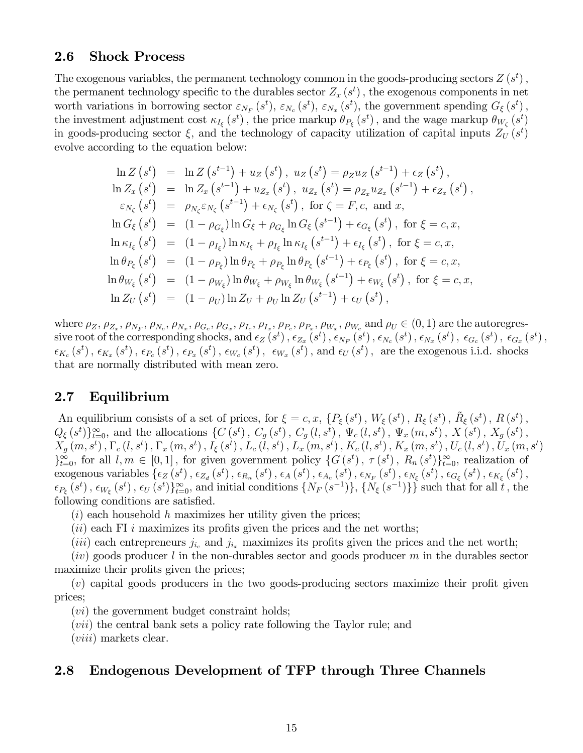## 2.6 Shock Process

The exogenous variables, the permanent technology common in the goods-producing sectors $Z(s^t)$, the permanent technology specific to the durables sector $Z_x(s^t)$, the exogenous components in net worth variations in borrowing sector $\varepsilon_{N_F}(s^t)$, $\varepsilon_{N_c}(s^t)$, $\varepsilon_{N_x}(s^t)$, the government spending $G_\xi(s^t)$, the investment adjustment cost $\kappa_{I_\xi}(s^t)$, the price markup $\theta_{P_\xi}(s^t)$, and the wage markup $\theta_{W_\zeta}(s^t)$ in goods-producing sector $\xi$, and the technology of capacity utilization of capital inputs $Z_U(s^t)$ evolve according to the equation below:

$$
\begin{aligned}
\ln Z(s^t) &= \ln Z(s^{t-1}) + u_Z(s^t),\ u_Z(s^t) = \rho_Z u_Z(s^{t-1}) + \epsilon_Z(s^t), \\
\ln Z_x(s^t) &= \ln Z_x(s^{t-1}) + u_{Z_x}(s^t),\ u_{Z_x}(s^t) = \rho_{Z_x} u_{Z_x}(s^{t-1}) + \epsilon_{Z_x}(s^t), \\
\varepsilon_{N_\zeta}(s^t) &= \rho_{N_\zeta}\varepsilon_{N_\zeta}(s^{t-1}) + \epsilon_{N_\zeta}(s^t),\ \text{for } \zeta = F, c, \text{ and } x, \\
\ln G_\xi(s^t) &= (1-\rho_{G_\xi})\ln G_\xi + \rho_{G_\xi}\ln G_\xi(s^{t-1}) + \epsilon_{G_\xi}(s^t),\ \text{for } \xi = c, x, \\
\ln \kappa_{I_\xi}(s^t) &= (1-\rho_{I_\xi})\ln \kappa_{I_\xi} + \rho_{I_\xi}\ln \kappa_{I_\xi}(s^{t-1}) + \epsilon_{I_\xi}(s^t),\ \text{for } \xi = c, x, \\
\ln \theta_{P_\xi}(s^t) &= (1-\rho_{P_\xi})\ln \theta_{P_\xi} + \rho_{P_\xi}\ln \theta_{P_\xi}(s^{t-1}) + \epsilon_{P_\xi}(s^t),\ \text{for } \xi = c, x, \\
\ln \theta_{W_\xi}(s^t) &= (1-\rho_{W_\xi})\ln \theta_{W_\xi} + \rho_{W_\xi}\ln \theta_{W_\xi}(s^{t-1}) + \epsilon_{W_\xi}(s^t),\ \text{for } \xi = c, x, \\
\ln Z_U(s^t) &= (1-\rho_U)\ln Z_U + \rho_U \ln Z_U(s^{t-1}) + \epsilon_U(s^t),
\end{aligned}
$$

where $\rho_Z, \rho_{Z_x}, \rho_{N_F}, \rho_{N_c}, \rho_{N_x}, \rho_{G_c}, \rho_{G_x}, \rho_{I_c}, \rho_{I_x}, \rho_{P_c}, \rho_{P_x}, \rho_{W_x}, \rho_{W_c}$ and $\rho_U \in (0,1)$ are the autoregressive root of the corresponding shocks, and $\epsilon_Z(s^t), \epsilon_{Z_x}(s^t), \epsilon_{N_F}(s^t), \epsilon_{N_c}(s^t), \epsilon_{N_x}(s^t), \epsilon_{G_c}(s^t), \epsilon_{G_x}(s^t)$, $\epsilon_{K_c}(s^t), \epsilon_{K_x}(s^t), \epsilon_{P_c}(s^t), \epsilon_{P_x}(s^t), \epsilon_{W_c}(s^t), \epsilon_{W_x}(s^t)$, and $\epsilon_U(s^t)$, are the exogenous i.i.d. shocks that are normally distributed with mean zero.

## 2.7 Equilibrium

An equilibrium consists of a set of prices, for $\xi = c, x$, $\{P_\xi(s^t), W_\xi(s^t), R_\xi(s^t), \tilde{R}_\xi(s^t), R(s^t), Q_\xi(s^t)\}_{t=0}^\infty$, and the allocations $\{C(s^t), C_g(s^t), C_g(l, s^t), \Psi_c(l, s^t), \Psi_x(m, s^t), X(s^t), X_g(s^t), X_g(m, s^t), \Gamma_c(l, s^t), \Gamma_x(m, s^t), I_\xi(s^t), L_c(l, s^t), L_x(m, s^t), K_c(l, s^t), K_x(m, s^t), U_c(l, s^t), U_x(m, s^t)\}_{t=0}^\infty$, for all $l, m \in [0,1]$, for given government policy $\{G(s^t), \tau(s^t), R_n(s^t)\}_{t=0}^\infty$, realization of exogenous variables $\{\epsilon_Z(s^t), \epsilon_{Z_d}(s^t), \epsilon_{R_n}(s^t), \epsilon_A(s^t), \epsilon_{A_c}(s^t), \epsilon_{N_F}(s^t), \epsilon_{N_\xi}(s^t), \epsilon_{G_\xi}(s^t), \epsilon_{K_\xi}(s^t), \epsilon_{P_\xi}(s^t), \epsilon_{W_\xi}(s^t), \epsilon_U(s^t)\}_{t=0}^\infty$, and initial conditions $\{N_F(s^{-1})\}$, $\{N_\xi(s^{-1})\}\}$ such that for all $t$, the following conditions are satisfied.

($i$) each household $h$ maximizes her utility given the prices;

($ii$) each FI $i$ maximizes its profits given the prices and the net worths;

($iii$) each entrepreneurs $j_{i_c}$ and $j_{i_x}$ maximizes its profits given the prices and the net worth;

($iv$) goods producer $l$ in the non-durables sector and goods producer $m$ in the durables sector maximize their profits given the prices;

($v$) capital goods producers in the two goods-producing sectors maximize their profit given prices;

($vi$) the government budget constraint holds;

($vii$) the central bank sets a policy rate following the Taylor rule; and

($viii$) markets clear.

## 2.8 Endogenous Development of TFP through Three Channels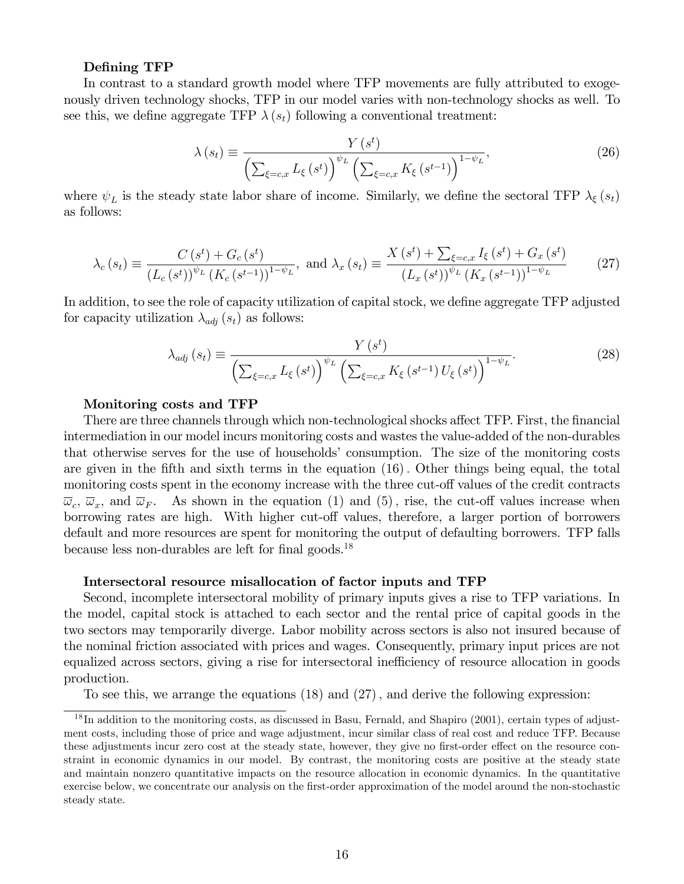**Defining TFP**

In contrast to a standard growth model where TFP movements are fully attributed to exogenously driven technology shocks, TFP in our model varies with non-technology shocks as well. To see this, we define aggregate TFP $\lambda(s_t)$ following a conventional treatment:

$$\lambda(s_t) \equiv \frac{Y(s^t)}{\left(\sum_{\xi=c,x} L_\xi(s^t)\right)^{\psi_L} \left(\sum_{\xi=c,x} K_\xi(s^{t-1})\right)^{1-\psi_L}}, \tag{26}$$

where $\psi_L$ is the steady state labor share of income. Similarly, we define the sectoral TFP $\lambda_\xi(s_t)$ as follows:

$$\lambda_c(s_t) \equiv \frac{C(s^t) + G_c(s^t)}{(L_c(s^t))^{\psi_L} (K_c(s^{t-1}))^{1-\psi_L}}, \text{ and } \lambda_x(s_t) \equiv \frac{X(s^t) + \sum_{\xi=c,x} I_\xi(s^t) + G_x(s^t)}{(L_x(s^t))^{\psi_L} (K_x(s^{t-1}))^{1-\psi_L}} \tag{27}$$

In addition, to see the role of capacity utilization of capital stock, we define aggregate TFP adjusted for capacity utilization $\lambda_{adj}(s_t)$ as follows:

$$\lambda_{adj}(s_t) \equiv \frac{Y(s^t)}{\left(\sum_{\xi=c,x} L_\xi(s^t)\right)^{\psi_L} \left(\sum_{\xi=c,x} K_\xi(s^{t-1}) U_\xi(s^t)\right)^{1-\psi_L}}. \tag{28}$$

**Monitoring costs and TFP**

There are three channels through which non-technological shocks affect TFP. First, the financial intermediation in our model incurs monitoring costs and wastes the value-added of the non-durables that otherwise serves for the use of households' consumption. The size of the monitoring costs are given in the fifth and sixth terms in the equation (16). Other things being equal, the total monitoring costs spent in the economy increase with the three cut-off values of the credit contracts $\overline{\omega}_c$, $\overline{\omega}_x$, and $\overline{\omega}_F$. As shown in the equation (1) and (5), rise, the cut-off values increase when borrowing rates are high. With higher cut-off values, therefore, a larger portion of borrowers default and more resources are spent for monitoring the output of defaulting borrowers. TFP falls because less non-durables are left for final goods.[18]

**Intersectoral resource misallocation of factor inputs and TFP**

Second, incomplete intersectoral mobility of primary inputs gives a rise to TFP variations. In the model, capital stock is attached to each sector and the rental price of capital goods in the two sectors may temporarily diverge. Labor mobility across sectors is also not insured because of the nominal friction associated with prices and wages. Consequently, primary input prices are not equalized across sectors, giving a rise for intersectoral inefficiency of resource allocation in goods production.

To see this, we arrange the equations (18) and (27), and derive the following expression:

[18] In addition to the monitoring costs, as discussed in Basu, Fernald, and Shapiro (2001), certain types of adjustment costs, including those of price and wage adjustment, incur similar class of real cost and reduce TFP. Because these adjustments incur zero cost at the steady state, however, they give no first-order effect on the resource constraint in economic dynamics in our model. By contrast, the monitoring costs are positive at the steady state and maintain nonzero quantitative impacts on the resource allocation in economic dynamics. In the quantitative exercise below, we concentrate our analysis on the first-order approximation of the model around the non-stochastic steady state.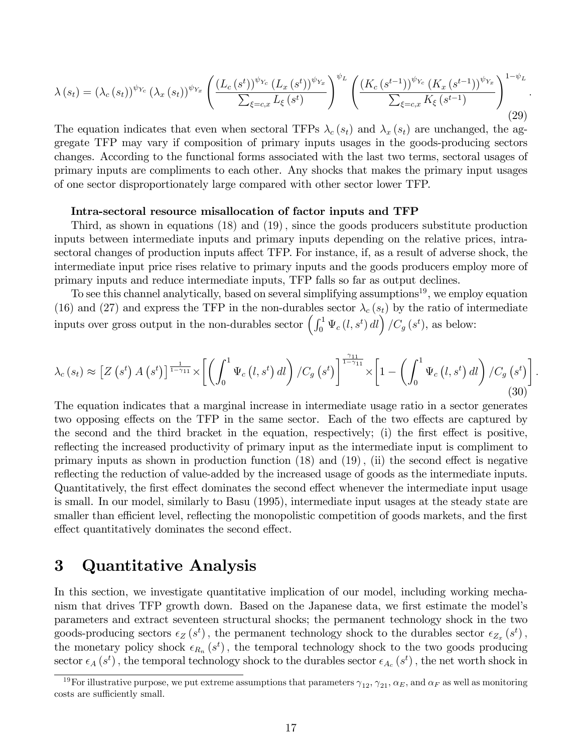$$\lambda(s_t) = (\lambda_c(s_t))^{\psi_{Y_c}} (\lambda_x(s_t))^{\psi_{Y_x}} \left( \frac{(L_c(s^t))^{\psi_{Y_c}} (L_x(s^t))^{\psi_{Y_x}}}{\sum_{\xi=c,x} L_\xi(s^t)} \right)^{\psi_L} \left( \frac{(K_c(s^{t-1}))^{\psi_{Y_c}} (K_x(s^{t-1}))^{\psi_{Y_x}}}{\sum_{\xi=c,x} K_\xi(s^{t-1})} \right)^{1-\psi_L}. \tag{29}$$

The equation indicates that even when sectoral TFPs $\lambda_c(s_t)$ and $\lambda_x(s_t)$ are unchanged, the aggregate TFP may vary if composition of primary inputs usages in the goods-producing sectors changes. According to the functional forms associated with the last two terms, sectoral usages of primary inputs are compliments to each other. Any shocks that makes the primary input usages of one sector disproportionately large compared with other sector lower TFP.

**Intra-sectoral resource misallocation of factor inputs and TFP**

Third, as shown in equations (18) and (19), since the goods producers substitute production inputs between intermediate inputs and primary inputs depending on the relative prices, intra-sectoral changes of production inputs affect TFP. For instance, if, as a result of adverse shock, the intermediate input price rises relative to primary inputs and the goods producers employ more of primary inputs and reduce intermediate inputs, TFP falls so far as output declines.

To see this channel analytically, based on several simplifying assumptions[19], we employ equation (16) and (27) and express the TFP in the non-durables sector $\lambda_c(s_t)$ by the ratio of intermediate inputs over gross output in the non-durables sector $\left(\int_0^1 \Psi_c(l, s^t)\, dl\right)/C_g(s^t)$, as below:

$$\lambda_c(s_t) \approx \left[Z(s^t) A(s^t)\right]^{\frac{1}{1-\gamma_{11}}} \times \left[\left(\int_0^1 \Psi_c(l, s^t)\, dl\right)/C_g(s^t)\right]^{\frac{\gamma_{11}}{1-\gamma_{11}}} \times \left[1 - \left(\int_0^1 \Psi_c(l, s^t)\, dl\right)/C_g(s^t)\right]. \tag{30}$$

The equation indicates that a marginal increase in intermediate usage ratio in a sector generates two opposing effects on the TFP in the same sector. Each of the two effects are captured by the second and the third bracket in the equation, respectively; (i) the first effect is positive, reflecting the increased productivity of primary input as the intermediate input is compliment to primary inputs as shown in production function (18) and (19), (ii) the second effect is negative reflecting the reduction of value-added by the increased usage of goods as the intermediate inputs. Quantitatively, the first effect dominates the second effect whenever the intermediate input usage is small. In our model, similarly to Basu (1995), intermediate input usages at the steady state are smaller than efficient level, reflecting the monopolistic competition of goods markets, and the first effect quantitatively dominates the second effect.

# 3 Quantitative Analysis

In this section, we investigate quantitative implication of our model, including working mechanism that drives TFP growth down. Based on the Japanese data, we first estimate the model's parameters and extract seventeen structural shocks; the permanent technology shock in the two goods-producing sectors $\epsilon_Z(s^t)$, the permanent technology shock to the durables sector $\epsilon_{Z_x}(s^t)$, the monetary policy shock $\epsilon_{R_n}(s^t)$, the temporal technology shock to the two goods producing sector $\epsilon_A(s^t)$, the temporal technology shock to the durables sector $\epsilon_{A_c}(s^t)$, the net worth shock in

[19] For illustrative purpose, we put extreme assumptions that parameters $\gamma_{12}$, $\gamma_{21}$, $\alpha_E$, and $\alpha_F$ as well as monitoring costs are sufficiently small.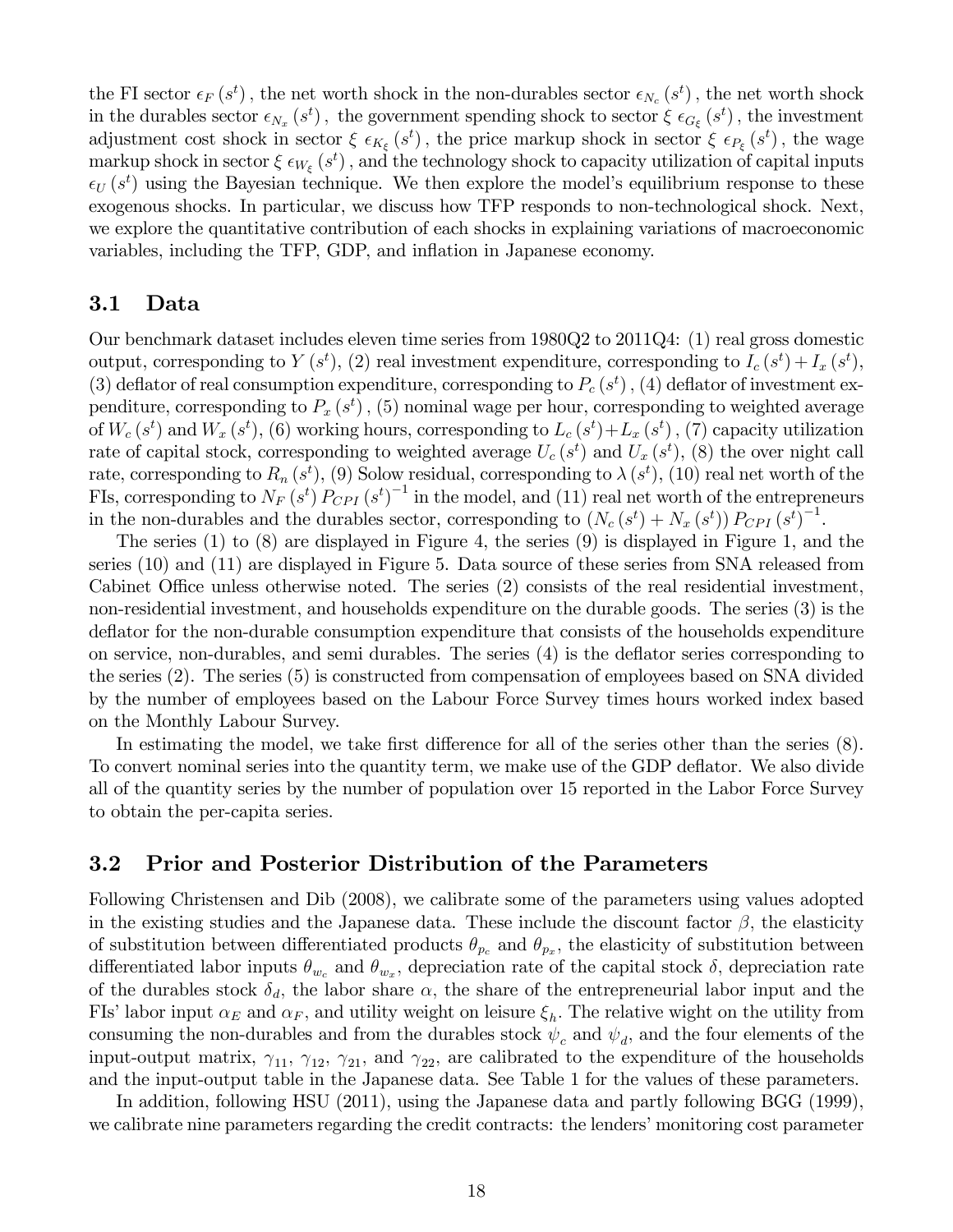the FI sector $\epsilon_F(s^t)$, the net worth shock in the non-durables sector $\epsilon_{N_c}(s^t)$, the net worth shock in the durables sector $\epsilon_{N_x}(s^t)$, the government spending shock to sector $\xi$ $\epsilon_{G_\xi}(s^t)$, the investment adjustment cost shock in sector $\xi$ $\epsilon_{K_\xi}(s^t)$, the price markup shock in sector $\xi$ $\epsilon_{P_\xi}(s^t)$, the wage markup shock in sector $\xi$ $\epsilon_{W_\xi}(s^t)$, and the technology shock to capacity utilization of capital inputs $\epsilon_U(s^t)$ using the Bayesian technique. We then explore the model's equilibrium response to these exogenous shocks. In particular, we discuss how TFP responds to non-technological shock. Next, we explore the quantitative contribution of each shocks in explaining variations of macroeconomic variables, including the TFP, GDP, and inflation in Japanese economy.

## 3.1 Data

Our benchmark dataset includes eleven time series from 1980Q2 to 2011Q4: (1) real gross domestic output, corresponding to $Y(s^t)$, (2) real investment expenditure, corresponding to $I_c(s^t) + I_x(s^t)$, (3) deflator of real consumption expenditure, corresponding to $P_c(s^t)$, (4) deflator of investment expenditure, corresponding to $P_x(s^t)$, (5) nominal wage per hour, corresponding to weighted average of $W_c(s^t)$ and $W_x(s^t)$, (6) working hours, corresponding to $L_c(s^t) + L_x(s^t)$, (7) capacity utilization rate of capital stock, corresponding to weighted average $U_c(s^t)$ and $U_x(s^t)$, (8) the over night call rate, corresponding to $R_n(s^t)$, (9) Solow residual, corresponding to $\lambda(s^t)$, (10) real net worth of the FIs, corresponding to $N_F(s^t) P_{CPI}(s^t)^{-1}$ in the model, and (11) real net worth of the entrepreneurs in the non-durables and the durables sector, corresponding to $(N_c(s^t) + N_x(s^t)) P_{CPI}(s^t)^{-1}$.

The series (1) to (8) are displayed in Figure 4, the series (9) is displayed in Figure 1, and the series (10) and (11) are displayed in Figure 5. Data source of these series from SNA released from Cabinet Office unless otherwise noted. The series (2) consists of the real residential investment, non-residential investment, and households expenditure on the durable goods. The series (3) is the deflator for the non-durable consumption expenditure that consists of the households expenditure on service, non-durables, and semi durables. The series (4) is the deflator series corresponding to the series (2). The series (5) is constructed from compensation of employees based on SNA divided by the number of employees based on the Labour Force Survey times hours worked index based on the Monthly Labour Survey.

In estimating the model, we take first difference for all of the series other than the series (8). To convert nominal series into the quantity term, we make use of the GDP deflator. We also divide all of the quantity series by the number of population over 15 reported in the Labor Force Survey to obtain the per-capita series.

## 3.2 Prior and Posterior Distribution of the Parameters

Following Christensen and Dib (2008), we calibrate some of the parameters using values adopted in the existing studies and the Japanese data. These include the discount factor $\beta$, the elasticity of substitution between differentiated products $\theta_{p_c}$ and $\theta_{p_x}$, the elasticity of substitution between differentiated labor inputs $\theta_{w_c}$ and $\theta_{w_x}$, depreciation rate of the capital stock $\delta$, depreciation rate of the durables stock $\delta_d$, the labor share $\alpha$, the share of the entrepreneurial labor input and the FIs' labor input $\alpha_E$ and $\alpha_F$, and utility weight on leisure $\xi_h$. The relative wight on the utility from consuming the non-durables and from the durables stock $\psi_c$ and $\psi_d$, and the four elements of the input-output matrix, $\gamma_{11}$, $\gamma_{12}$, $\gamma_{21}$, and $\gamma_{22}$, are calibrated to the expenditure of the households and the input-output table in the Japanese data. See Table 1 for the values of these parameters.

In addition, following HSU (2011), using the Japanese data and partly following BGG (1999), we calibrate nine parameters regarding the credit contracts: the lenders' monitoring cost parameter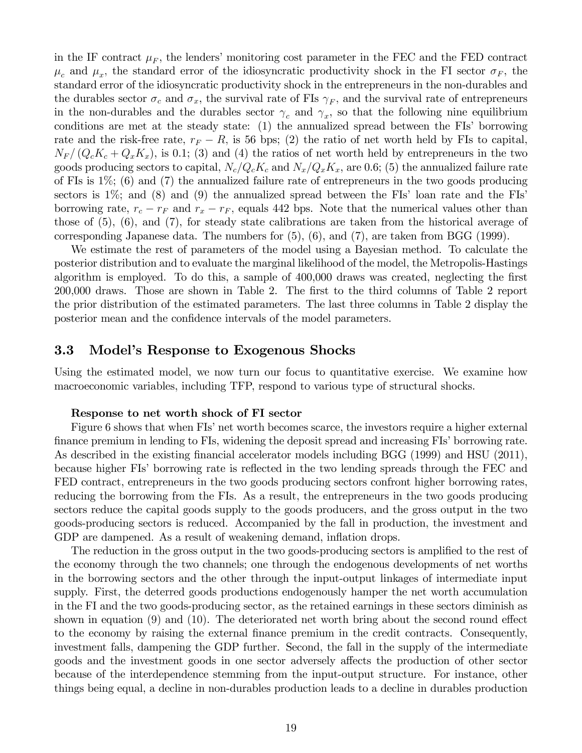in the IF contract $\mu_F$, the lenders' monitoring cost parameter in the FEC and the FED contract $\mu_c$ and $\mu_x$, the standard error of the idiosyncratic productivity shock in the FI sector $\sigma_F$, the standard error of the idiosyncratic productivity shock in the entrepreneurs in the non-durables and the durables sector $\sigma_c$ and $\sigma_x$, the survival rate of FIs $\gamma_F$, and the survival rate of entrepreneurs in the non-durables and the durables sector $\gamma_c$ and $\gamma_x$, so that the following nine equilibrium conditions are met at the steady state: (1) the annualized spread between the FIs' borrowing rate and the risk-free rate, $r_F - R$, is 56 bps; (2) the ratio of net worth held by FIs to capital, $N_F / (Q_c K_c + Q_x K_x)$, is 0.1; (3) and (4) the ratios of net worth held by entrepreneurs in the two goods producing sectors to capital, $N_c/Q_c K_c$ and $N_x/Q_x K_x$, are 0.6; (5) the annualized failure rate of FIs is 1%; (6) and (7) the annualized failure rate of entrepreneurs in the two goods producing sectors is 1%; and (8) and (9) the annualized spread between the FIs' loan rate and the FIs' borrowing rate, $r_c - r_F$ and $r_x - r_F$, equals 442 bps. Note that the numerical values other than those of (5), (6), and (7), for steady state calibrations are taken from the historical average of corresponding Japanese data. The numbers for (5), (6), and (7), are taken from BGG (1999).

We estimate the rest of parameters of the model using a Bayesian method. To calculate the posterior distribution and to evaluate the marginal likelihood of the model, the Metropolis-Hastings algorithm is employed. To do this, a sample of 400,000 draws was created, neglecting the first 200,000 draws. Those are shown in Table 2. The first to the third columns of Table 2 report the prior distribution of the estimated parameters. The last three columns in Table 2 display the posterior mean and the confidence intervals of the model parameters.

## 3.3 Model's Response to Exogenous Shocks

Using the estimated model, we now turn our focus to quantitative exercise. We examine how macroeconomic variables, including TFP, respond to various type of structural shocks.

**Response to net worth shock of FI sector**

Figure 6 shows that when FIs' net worth becomes scarce, the investors require a higher external finance premium in lending to FIs, widening the deposit spread and increasing FIs' borrowing rate. As described in the existing financial accelerator models including BGG (1999) and HSU (2011), because higher FIs' borrowing rate is reflected in the two lending spreads through the FEC and FED contract, entrepreneurs in the two goods producing sectors confront higher borrowing rates, reducing the borrowing from the FIs. As a result, the entrepreneurs in the two goods producing sectors reduce the capital goods supply to the goods producers, and the gross output in the two goods-producing sectors is reduced. Accompanied by the fall in production, the investment and GDP are dampened. As a result of weakening demand, inflation drops.

The reduction in the gross output in the two goods-producing sectors is amplified to the rest of the economy through the two channels; one through the endogenous developments of net worths in the borrowing sectors and the other through the input-output linkages of intermediate input supply. First, the deterred goods productions endogenously hamper the net worth accumulation in the FI and the two goods-producing sector, as the retained earnings in these sectors diminish as shown in equation (9) and (10). The deteriorated net worth bring about the second round effect to the economy by raising the external finance premium in the credit contracts. Consequently, investment falls, dampening the GDP further. Second, the fall in the supply of the intermediate goods and the investment goods in one sector adversely affects the production of other sector because of the interdependence stemming from the input-output structure. For instance, other things being equal, a decline in non-durables production leads to a decline in durables production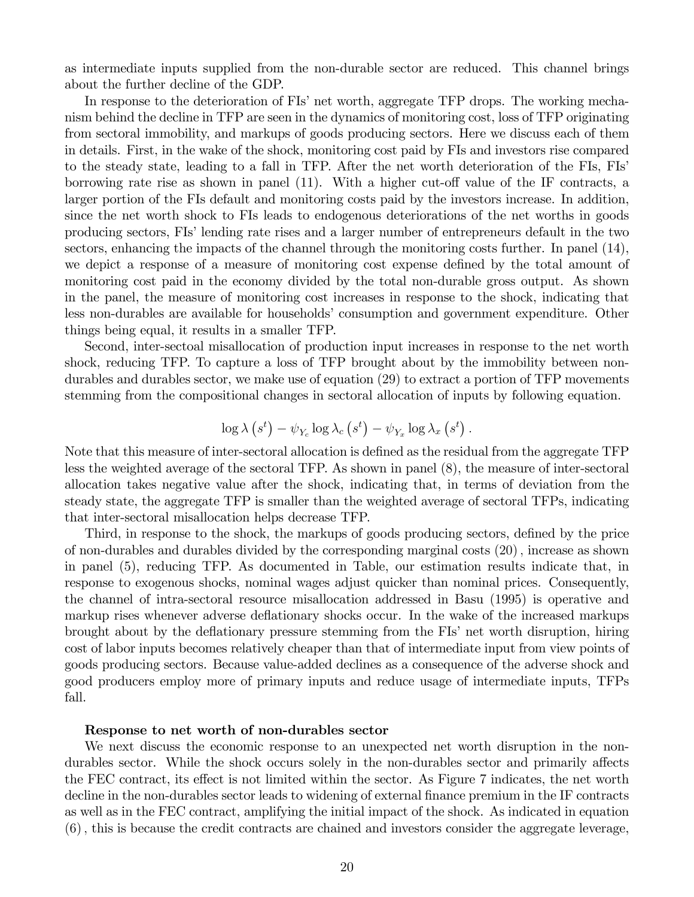as intermediate inputs supplied from the non-durable sector are reduced. This channel brings about the further decline of the GDP.

In response to the deterioration of FIs' net worth, aggregate TFP drops. The working mechanism behind the decline in TFP are seen in the dynamics of monitoring cost, loss of TFP originating from sectoral immobility, and markups of goods producing sectors. Here we discuss each of them in details. First, in the wake of the shock, monitoring cost paid by FIs and investors rise compared to the steady state, leading to a fall in TFP. After the net worth deterioration of the FIs, FIs' borrowing rate rise as shown in panel (11). With a higher cut-off value of the IF contracts, a larger portion of the FIs default and monitoring costs paid by the investors increase. In addition, since the net worth shock to FIs leads to endogenous deteriorations of the net worths in goods producing sectors, FIs' lending rate rises and a larger number of entrepreneurs default in the two sectors, enhancing the impacts of the channel through the monitoring costs further. In panel (14), we depict a response of a measure of monitoring cost expense defined by the total amount of monitoring cost paid in the economy divided by the total non-durable gross output. As shown in the panel, the measure of monitoring cost increases in response to the shock, indicating that less non-durables are available for households' consumption and government expenditure. Other things being equal, it results in a smaller TFP.

Second, inter-sectoal misallocation of production input increases in response to the net worth shock, reducing TFP. To capture a loss of TFP brought about by the immobility between non-durables and durables sector, we make use of equation (29) to extract a portion of TFP movements stemming from the compositional changes in sectoral allocation of inputs by following equation.

$$\log \lambda \left(s^t\right) - \psi_{Y_c} \log \lambda_c \left(s^t\right) - \psi_{Y_x} \log \lambda_x \left(s^t\right).$$

Note that this measure of inter-sectoral allocation is defined as the residual from the aggregate TFP less the weighted average of the sectoral TFP. As shown in panel (8), the measure of inter-sectoral allocation takes negative value after the shock, indicating that, in terms of deviation from the steady state, the aggregate TFP is smaller than the weighted average of sectoral TFPs, indicating that inter-sectoral misallocation helps decrease TFP.

Third, in response to the shock, the markups of goods producing sectors, defined by the price of non-durables and durables divided by the corresponding marginal costs (20), increase as shown in panel (5), reducing TFP. As documented in Table, our estimation results indicate that, in response to exogenous shocks, nominal wages adjust quicker than nominal prices. Consequently, the channel of intra-sectoral resource misallocation addressed in Basu (1995) is operative and markup rises whenever adverse deflationary shocks occur. In the wake of the increased markups brought about by the deflationary pressure stemming from the FIs' net worth disruption, hiring cost of labor inputs becomes relatively cheaper than that of intermediate input from view points of goods producing sectors. Because value-added declines as a consequence of the adverse shock and good producers employ more of primary inputs and reduce usage of intermediate inputs, TFPs fall.

**Response to net worth of non-durables sector**

We next discuss the economic response to an unexpected net worth disruption in the non-durables sector. While the shock occurs solely in the non-durables sector and primarily affects the FEC contract, its effect is not limited within the sector. As Figure 7 indicates, the net worth decline in the non-durables sector leads to widening of external finance premium in the IF contracts as well as in the FEC contract, amplifying the initial impact of the shock. As indicated in equation (6), this is because the credit contracts are chained and investors consider the aggregate leverage,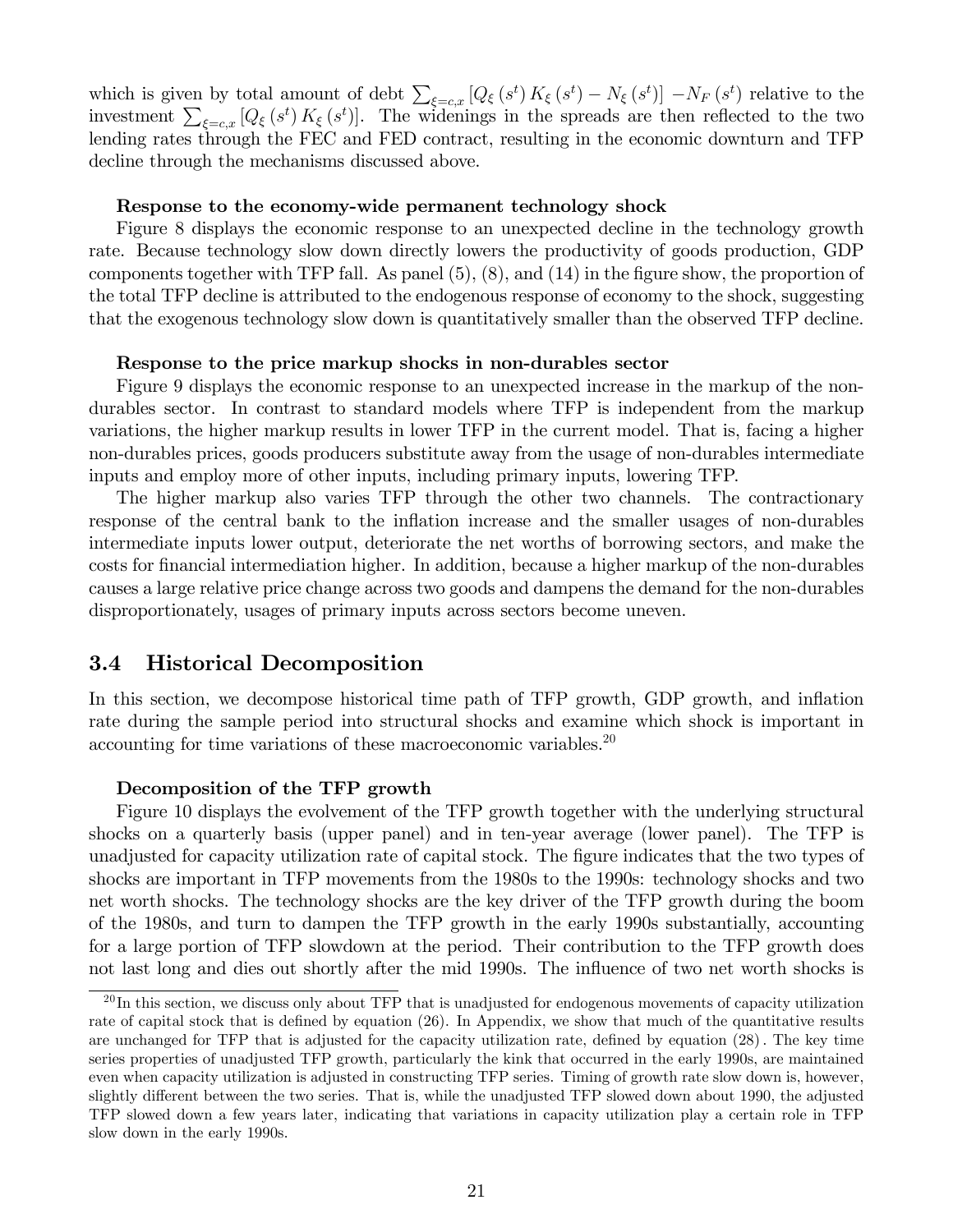which is given by total amount of debt $\sum_{\xi=c,x} \left[Q_\xi\left(s^t\right) K_\xi\left(s^t\right) - N_\xi\left(s^t\right)\right] - N_F\left(s^t\right)$ relative to the investment $\sum_{\xi=c,x} \left[Q_\xi\left(s^t\right) K_\xi\left(s^t\right)\right]$. The widenings in the spreads are then reflected to the two lending rates through the FEC and FED contract, resulting in the economic downturn and TFP decline through the mechanisms discussed above.

**Response to the economy-wide permanent technology shock**

Figure 8 displays the economic response to an unexpected decline in the technology growth rate. Because technology slow down directly lowers the productivity of goods production, GDP components together with TFP fall. As panel (5), (8), and (14) in the figure show, the proportion of the total TFP decline is attributed to the endogenous response of economy to the shock, suggesting that the exogenous technology slow down is quantitatively smaller than the observed TFP decline.

**Response to the price markup shocks in non-durables sector**

Figure 9 displays the economic response to an unexpected increase in the markup of the non-durables sector. In contrast to standard models where TFP is independent from the markup variations, the higher markup results in lower TFP in the current model. That is, facing a higher non-durables prices, goods producers substitute away from the usage of non-durables intermediate inputs and employ more of other inputs, including primary inputs, lowering TFP.

The higher markup also varies TFP through the other two channels. The contractionary response of the central bank to the inflation increase and the smaller usages of non-durables intermediate inputs lower output, deteriorate the net worths of borrowing sectors, and make the costs for financial intermediation higher. In addition, because a higher markup of the non-durables causes a large relative price change across two goods and dampens the demand for the non-durables disproportionately, usages of primary inputs across sectors become uneven.

## 3.4 Historical Decomposition

In this section, we decompose historical time path of TFP growth, GDP growth, and inflation rate during the sample period into structural shocks and examine which shock is important in accounting for time variations of these macroeconomic variables.[20]

**Decomposition of the TFP growth**

Figure 10 displays the evolvement of the TFP growth together with the underlying structural shocks on a quarterly basis (upper panel) and in ten-year average (lower panel). The TFP is unadjusted for capacity utilization rate of capital stock. The figure indicates that the two types of shocks are important in TFP movements from the 1980s to the 1990s: technology shocks and two net worth shocks. The technology shocks are the key driver of the TFP growth during the boom of the 1980s, and turn to dampen the TFP growth in the early 1990s substantially, accounting for a large portion of TFP slowdown at the period. Their contribution to the TFP growth does not last long and dies out shortly after the mid 1990s. The influence of two net worth shocks is

[20] In this section, we discuss only about TFP that is unadjusted for endogenous movements of capacity utilization rate of capital stock that is defined by equation (26). In Appendix, we show that much of the quantitative results are unchanged for TFP that is adjusted for the capacity utilization rate, defined by equation (28). The key time series properties of unadjusted TFP growth, particularly the kink that occurred in the early 1990s, are maintained even when capacity utilization is adjusted in constructing TFP series. Timing of growth rate slow down is, however, slightly different between the two series. That is, while the unadjusted TFP slowed down about 1990, the adjusted TFP slowed down a few years later, indicating that variations in capacity utilization play a certain role in TFP slow down in the early 1990s.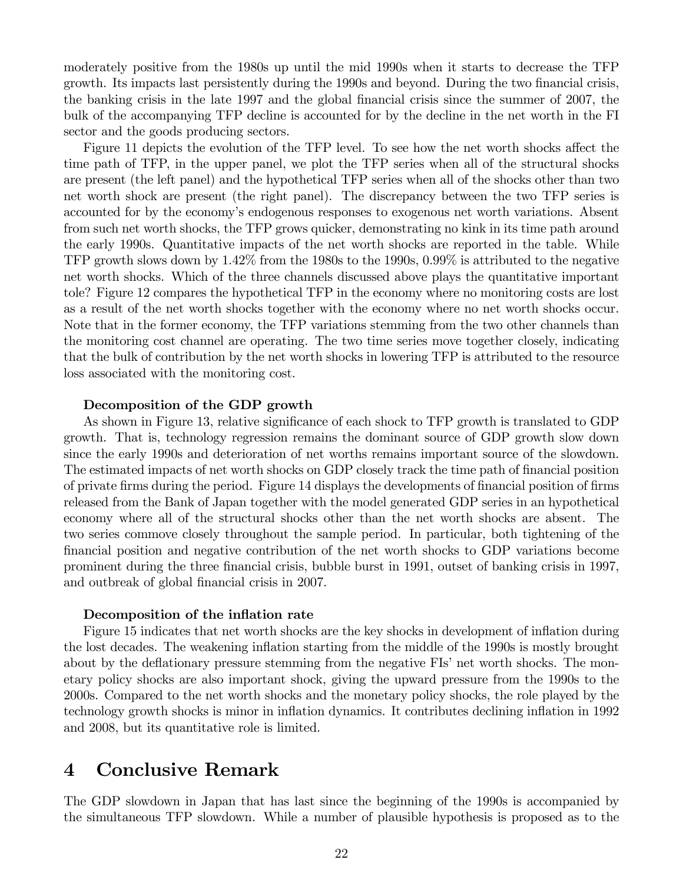moderately positive from the 1980s up until the mid 1990s when it starts to decrease the TFP growth. Its impacts last persistently during the 1990s and beyond. During the two financial crisis, the banking crisis in the late 1997 and the global financial crisis since the summer of 2007, the bulk of the accompanying TFP decline is accounted for by the decline in the net worth in the FI sector and the goods producing sectors.

Figure 11 depicts the evolution of the TFP level. To see how the net worth shocks affect the time path of TFP, in the upper panel, we plot the TFP series when all of the structural shocks are present (the left panel) and the hypothetical TFP series when all of the shocks other than two net worth shock are present (the right panel). The discrepancy between the two TFP series is accounted for by the economy's endogenous responses to exogenous net worth variations. Absent from such net worth shocks, the TFP grows quicker, demonstrating no kink in its time path around the early 1990s. Quantitative impacts of the net worth shocks are reported in the table. While TFP growth slows down by 1.42% from the 1980s to the 1990s, 0.99% is attributed to the negative net worth shocks. Which of the three channels discussed above plays the quantitative important tole? Figure 12 compares the hypothetical TFP in the economy where no monitoring costs are lost as a result of the net worth shocks together with the economy where no net worth shocks occur. Note that in the former economy, the TFP variations stemming from the two other channels than the monitoring cost channel are operating. The two time series move together closely, indicating that the bulk of contribution by the net worth shocks in lowering TFP is attributed to the resource loss associated with the monitoring cost.

**Decomposition of the GDP growth**

As shown in Figure 13, relative significance of each shock to TFP growth is translated to GDP growth. That is, technology regression remains the dominant source of GDP growth slow down since the early 1990s and deterioration of net worths remains important source of the slowdown. The estimated impacts of net worth shocks on GDP closely track the time path of financial position of private firms during the period. Figure 14 displays the developments of financial position of firms released from the Bank of Japan together with the model generated GDP series in an hypothetical economy where all of the structural shocks other than the net worth shocks are absent. The two series commove closely throughout the sample period. In particular, both tightening of the financial position and negative contribution of the net worth shocks to GDP variations become prominent during the three financial crisis, bubble burst in 1991, outset of banking crisis in 1997, and outbreak of global financial crisis in 2007.

**Decomposition of the inflation rate**

Figure 15 indicates that net worth shocks are the key shocks in development of inflation during the lost decades. The weakening inflation starting from the middle of the 1990s is mostly brought about by the deflationary pressure stemming from the negative FIs' net worth shocks. The monetary policy shocks are also important shock, giving the upward pressure from the 1990s to the 2000s. Compared to the net worth shocks and the monetary policy shocks, the role played by the technology growth shocks is minor in inflation dynamics. It contributes declining inflation in 1992 and 2008, but its quantitative role is limited.

# 4 Conclusive Remark

The GDP slowdown in Japan that has last since the beginning of the 1990s is accompanied by the simultaneous TFP slowdown. While a number of plausible hypothesis is proposed as to the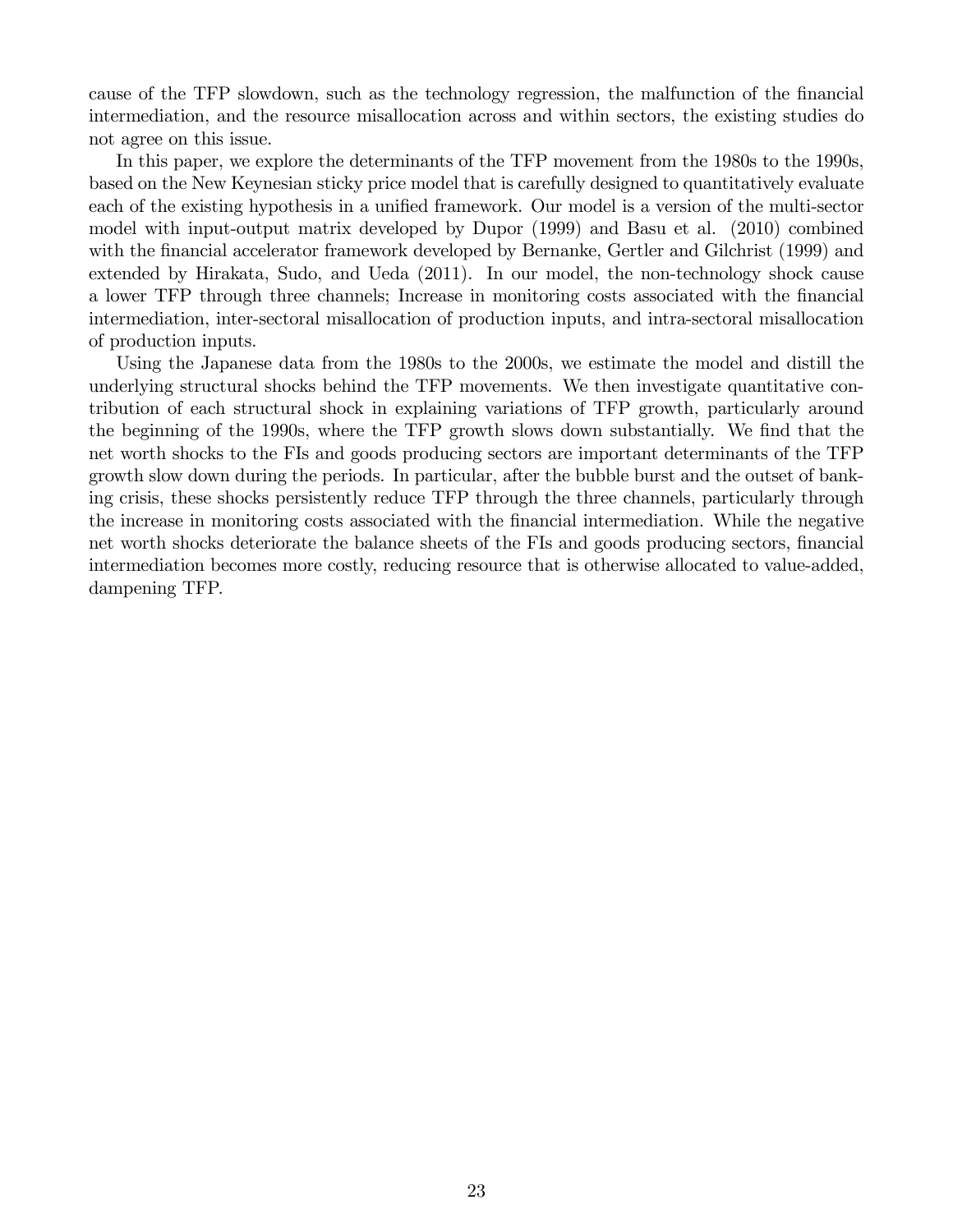cause of the TFP slowdown, such as the technology regression, the malfunction of the financial intermediation, and the resource misallocation across and within sectors, the existing studies do not agree on this issue.

In this paper, we explore the determinants of the TFP movement from the 1980s to the 1990s, based on the New Keynesian sticky price model that is carefully designed to quantitatively evaluate each of the existing hypothesis in a unified framework. Our model is a version of the multi-sector model with input-output matrix developed by Dupor (1999) and Basu et al. (2010) combined with the financial accelerator framework developed by Bernanke, Gertler and Gilchrist (1999) and extended by Hirakata, Sudo, and Ueda (2011). In our model, the non-technology shock cause a lower TFP through three channels; Increase in monitoring costs associated with the financial intermediation, inter-sectoral misallocation of production inputs, and intra-sectoral misallocation of production inputs.

Using the Japanese data from the 1980s to the 2000s, we estimate the model and distill the underlying structural shocks behind the TFP movements. We then investigate quantitative contribution of each structural shock in explaining variations of TFP growth, particularly around the beginning of the 1990s, where the TFP growth slows down substantially. We find that the net worth shocks to the FIs and goods producing sectors are important determinants of the TFP growth slow down during the periods. In particular, after the bubble burst and the outset of banking crisis, these shocks persistently reduce TFP through the three channels, particularly through the increase in monitoring costs associated with the financial intermediation. While the negative net worth shocks deteriorate the balance sheets of the FIs and goods producing sectors, financial intermediation becomes more costly, reducing resource that is otherwise allocated to value-added, dampening TFP.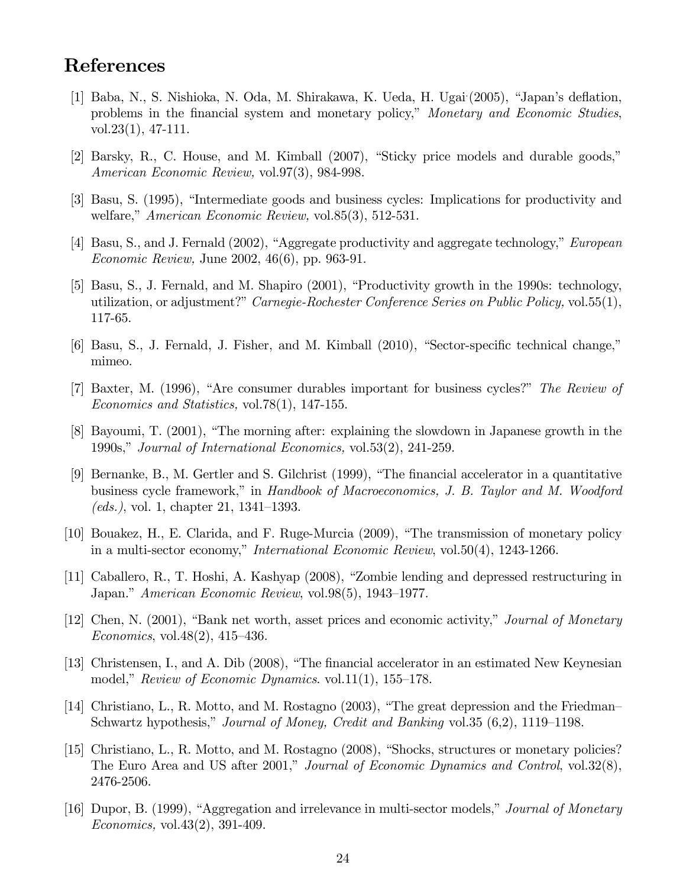# References

[1] Baba, N., S. Nishioka, N. Oda, M. Shirakawa, K. Ueda, H. Ugai (2005), "Japan's deflation, problems in the financial system and monetary policy," *Monetary and Economic Studies*, vol.23(1), 47-111.

[2] Barsky, R., C. House, and M. Kimball (2007), "Sticky price models and durable goods," *American Economic Review,* vol.97(3), 984-998.

[3] Basu, S. (1995), "Intermediate goods and business cycles: Implications for productivity and welfare," *American Economic Review,* vol.85(3), 512-531.

[4] Basu, S., and J. Fernald (2002), "Aggregate productivity and aggregate technology," *European Economic Review,* June 2002, 46(6), pp. 963-91.

[5] Basu, S., J. Fernald, and M. Shapiro (2001), "Productivity growth in the 1990s: technology, utilization, or adjustment?" *Carnegie-Rochester Conference Series on Public Policy,* vol.55(1), 117-65.

[6] Basu, S., J. Fernald, J. Fisher, and M. Kimball (2010), "Sector-specific technical change," mimeo.

[7] Baxter, M. (1996), "Are consumer durables important for business cycles?" *The Review of Economics and Statistics,* vol.78(1), 147-155.

[8] Bayoumi, T. (2001), "The morning after: explaining the slowdown in Japanese growth in the 1990s," *Journal of International Economics,* vol.53(2), 241-259.

[9] Bernanke, B., M. Gertler and S. Gilchrist (1999), "The financial accelerator in a quantitative business cycle framework," in *Handbook of Macroeconomics, J. B. Taylor and M. Woodford (eds.)*, vol. 1, chapter 21, 1341–1393.

[10] Bouakez, H., E. Clarida, and F. Ruge-Murcia (2009), "The transmission of monetary policy in a multi-sector economy," *International Economic Review*, vol.50(4), 1243-1266.

[11] Caballero, R., T. Hoshi, A. Kashyap (2008), "Zombie lending and depressed restructuring in Japan." *American Economic Review*, vol.98(5), 1943–1977.

[12] Chen, N. (2001), "Bank net worth, asset prices and economic activity," *Journal of Monetary Economics*, vol.48(2), 415–436.

[13] Christensen, I., and A. Dib (2008), "The financial accelerator in an estimated New Keynesian model," *Review of Economic Dynamics*. vol.11(1), 155–178.

[14] Christiano, L., R. Motto, and M. Rostagno (2003), "The great depression and the Friedman–Schwartz hypothesis," *Journal of Money, Credit and Banking* vol.35 (6,2), 1119–1198.

[15] Christiano, L., R. Motto, and M. Rostagno (2008), "Shocks, structures or monetary policies? The Euro Area and US after 2001," *Journal of Economic Dynamics and Control*, vol.32(8), 2476-2506.

[16] Dupor, B. (1999), "Aggregation and irrelevance in multi-sector models," *Journal of Monetary Economics,* vol.43(2), 391-409.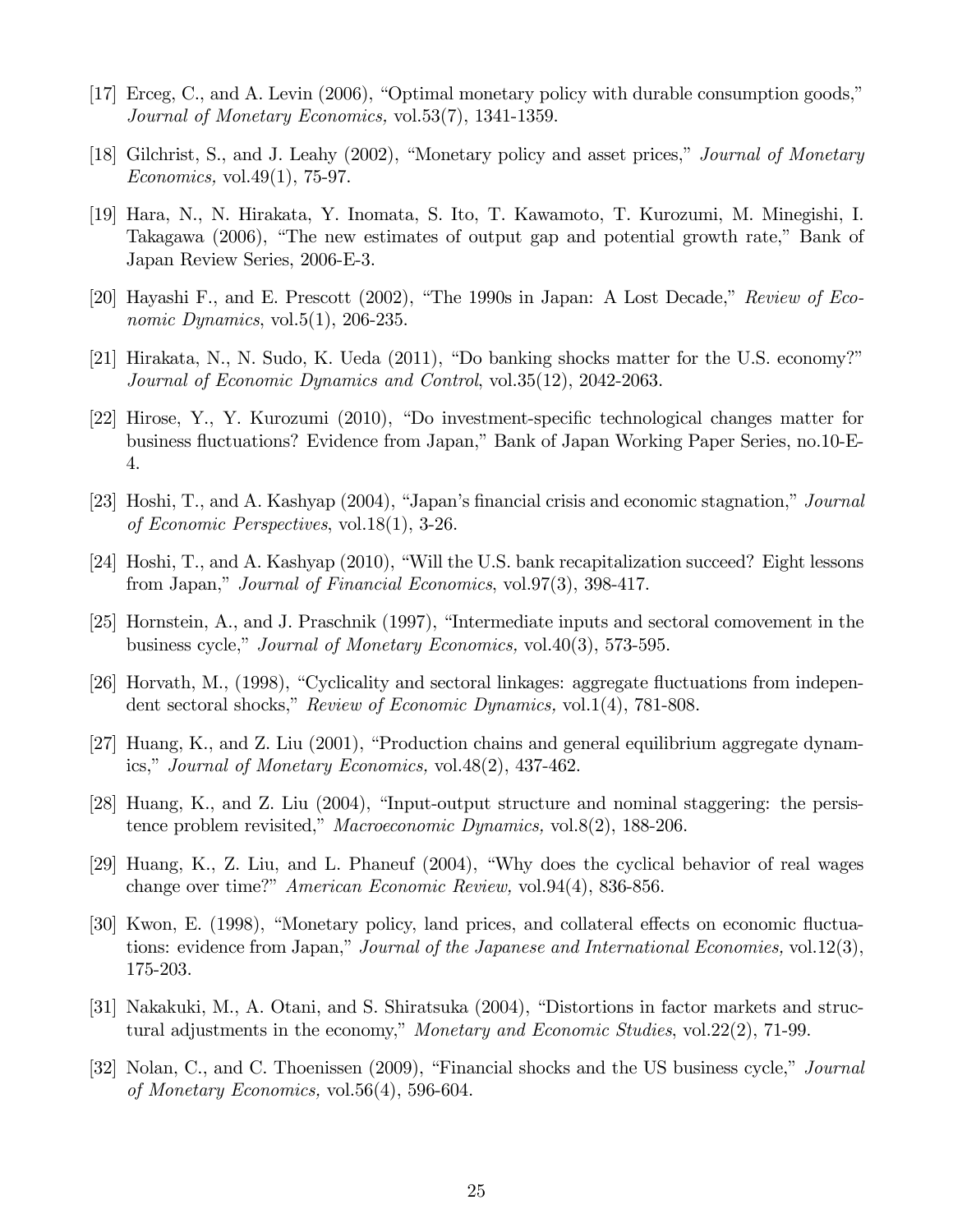[17] Erceg, C., and A. Levin (2006), "Optimal monetary policy with durable consumption goods," *Journal of Monetary Economics,* vol.53(7), 1341-1359.

[18] Gilchrist, S., and J. Leahy (2002), "Monetary policy and asset prices," *Journal of Monetary Economics,* vol.49(1), 75-97.

[19] Hara, N., N. Hirakata, Y. Inomata, S. Ito, T. Kawamoto, T. Kurozumi, M. Minegishi, I. Takagawa (2006), "The new estimates of output gap and potential growth rate," Bank of Japan Review Series, 2006-E-3.

[20] Hayashi F., and E. Prescott (2002), "The 1990s in Japan: A Lost Decade," *Review of Economic Dynamics*, vol.5(1), 206-235.

[21] Hirakata, N., N. Sudo, K. Ueda (2011), "Do banking shocks matter for the U.S. economy?" *Journal of Economic Dynamics and Control*, vol.35(12), 2042-2063.

[22] Hirose, Y., Y. Kurozumi (2010), "Do investment-specific technological changes matter for business fluctuations? Evidence from Japan," Bank of Japan Working Paper Series, no.10-E-4.

[23] Hoshi, T., and A. Kashyap (2004), "Japan's financial crisis and economic stagnation," *Journal of Economic Perspectives*, vol.18(1), 3-26.

[24] Hoshi, T., and A. Kashyap (2010), "Will the U.S. bank recapitalization succeed? Eight lessons from Japan," *Journal of Financial Economics*, vol.97(3), 398-417.

[25] Hornstein, A., and J. Praschnik (1997), "Intermediate inputs and sectoral comovement in the business cycle," *Journal of Monetary Economics,* vol.40(3), 573-595.

[26] Horvath, M., (1998), "Cyclicality and sectoral linkages: aggregate fluctuations from independent sectoral shocks," *Review of Economic Dynamics,* vol.1(4), 781-808.

[27] Huang, K., and Z. Liu (2001), "Production chains and general equilibrium aggregate dynamics," *Journal of Monetary Economics,* vol.48(2), 437-462.

[28] Huang, K., and Z. Liu (2004), "Input-output structure and nominal staggering: the persistence problem revisited," *Macroeconomic Dynamics,* vol.8(2), 188-206.

[29] Huang, K., Z. Liu, and L. Phaneuf (2004), "Why does the cyclical behavior of real wages change over time?" *American Economic Review,* vol.94(4), 836-856.

[30] Kwon, E. (1998), "Monetary policy, land prices, and collateral effects on economic fluctuations: evidence from Japan," *Journal of the Japanese and International Economies,* vol.12(3), 175-203.

[31] Nakakuki, M., A. Otani, and S. Shiratsuka (2004), "Distortions in factor markets and structural adjustments in the economy," *Monetary and Economic Studies*, vol.22(2), 71-99.

[32] Nolan, C., and C. Thoenissen (2009), "Financial shocks and the US business cycle," *Journal of Monetary Economics,* vol.56(4), 596-604.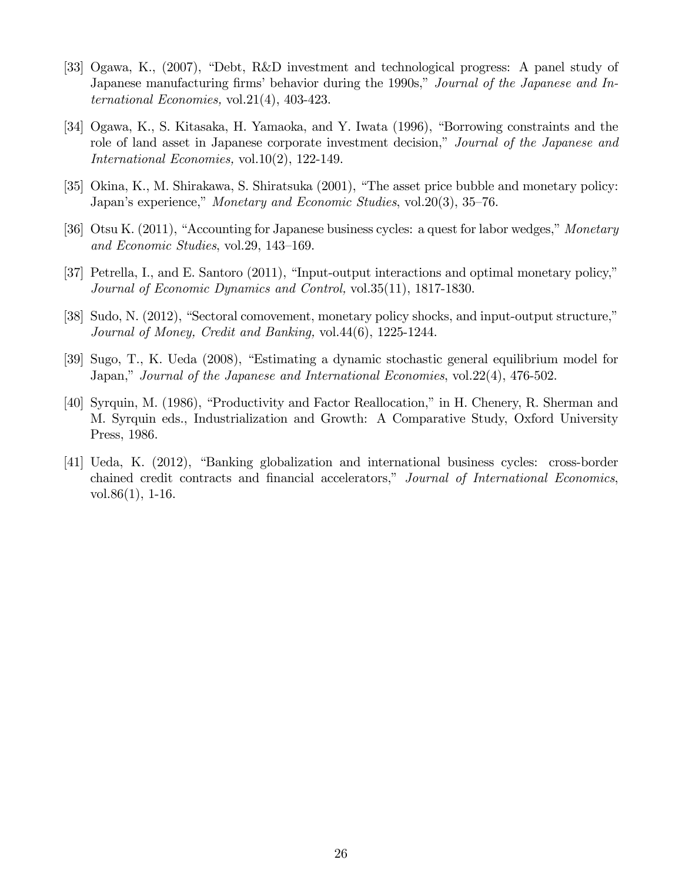[33] Ogawa, K., (2007), "Debt, R&D investment and technological progress: A panel study of Japanese manufacturing firms' behavior during the 1990s," *Journal of the Japanese and International Economies*, vol.21(4), 403-423.

[34] Ogawa, K., S. Kitasaka, H. Yamaoka, and Y. Iwata (1996), "Borrowing constraints and the role of land asset in Japanese corporate investment decision," *Journal of the Japanese and International Economies,* vol.10(2), 122-149.

[35] Okina, K., M. Shirakawa, S. Shiratsuka (2001), "The asset price bubble and monetary policy: Japan's experience," *Monetary and Economic Studies*, vol.20(3), 35–76.

[36] Otsu K. (2011), "Accounting for Japanese business cycles: a quest for labor wedges," *Monetary and Economic Studies*, vol.29, 143–169.

[37] Petrella, I., and E. Santoro (2011), "Input-output interactions and optimal monetary policy," *Journal of Economic Dynamics and Control,* vol.35(11), 1817-1830.

[38] Sudo, N. (2012), "Sectoral comovement, monetary policy shocks, and input-output structure," *Journal of Money, Credit and Banking,* vol.44(6), 1225-1244.

[39] Sugo, T., K. Ueda (2008), "Estimating a dynamic stochastic general equilibrium model for Japan," *Journal of the Japanese and International Economies*, vol.22(4), 476-502.

[40] Syrquin, M. (1986), "Productivity and Factor Reallocation," in H. Chenery, R. Sherman and M. Syrquin eds., Industrialization and Growth: A Comparative Study, Oxford University Press, 1986.

[41] Ueda, K. (2012), "Banking globalization and international business cycles: cross-border chained credit contracts and financial accelerators," *Journal of International Economics*, vol.86(1), 1-16.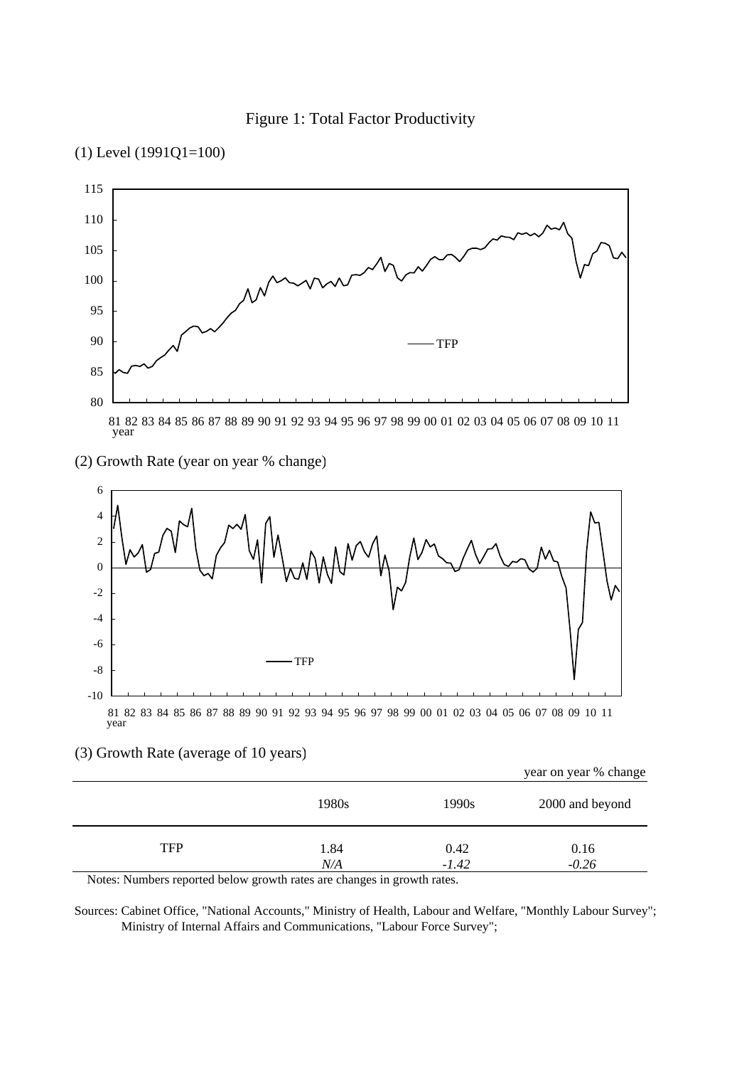# Figure 1: Total Factor Productivity

(1) Level (1991Q1=100)

(2) Growth Rate (year on year % change)

(3) Growth Rate (average of 10 years)

year on year % change

| | 1980s | 1990s | 2000 and beyond |
|---|---|---|---|
| TFP | 1.84 | 0.42 | 0.16 |
| | *N/A* | *-1.42* | *-0.26* |

Notes: Numbers reported below growth rates are changes in growth rates.

Sources: Cabinet Office, "National Accounts," Ministry of Health, Labour and Welfare, "Monthly Labour Survey"; Ministry of Internal Affairs and Communications, "Labour Force Survey";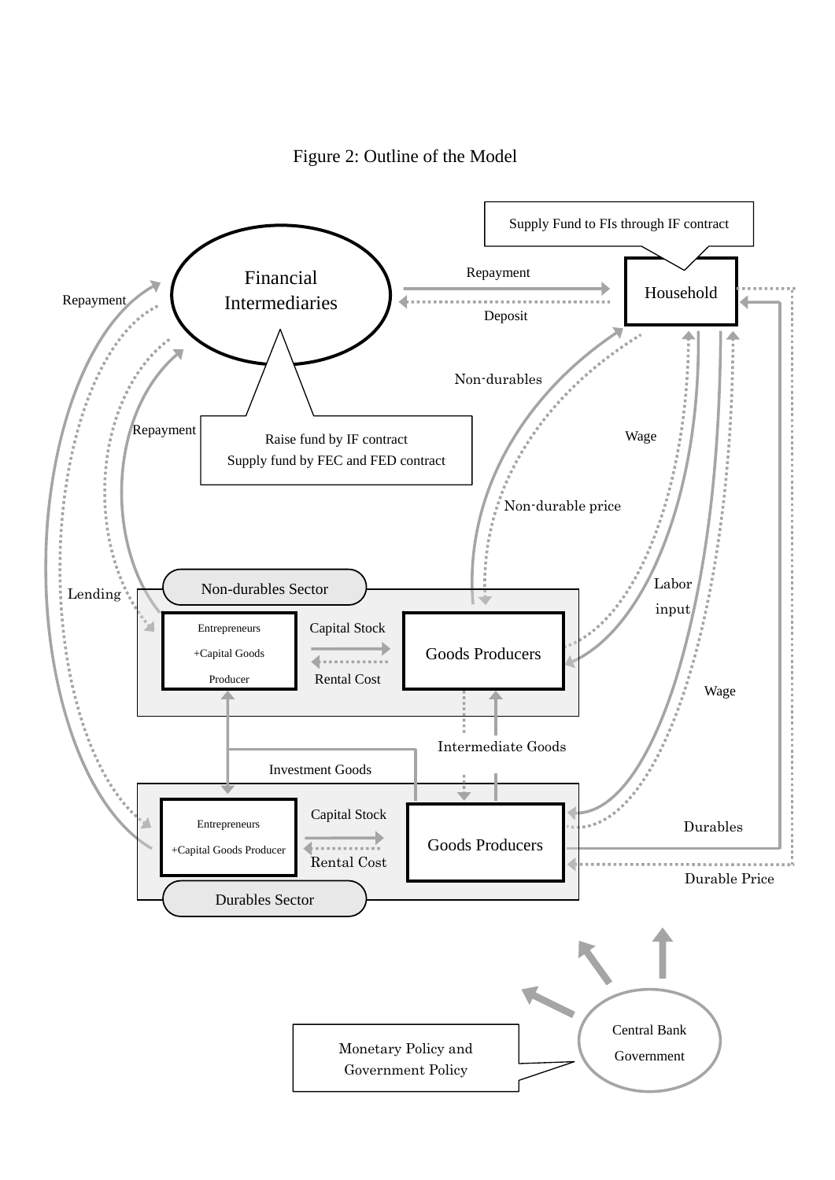Figure 2: Outline of the Model

Supply Fund to FIs through IF contract

Financial Intermediaries

Household

Repayment

Deposit

Repayment

Raise fund by IF contract
Supply fund by FEC and FED contract

Repayment

Non-durables

Wage

Non-durable price

Lending

Labor input

Non-durables Sector

Entrepreneurs +Capital Goods Producer

Capital Stock

Rental Cost

Goods Producers

Wage

Intermediate Goods

Investment Goods

Entrepreneurs +Capital Goods Producer

Capital Stock

Rental Cost

Goods Producers

Durables

Durable Price

Durables Sector

Central Bank Government

Monetary Policy and Government Policy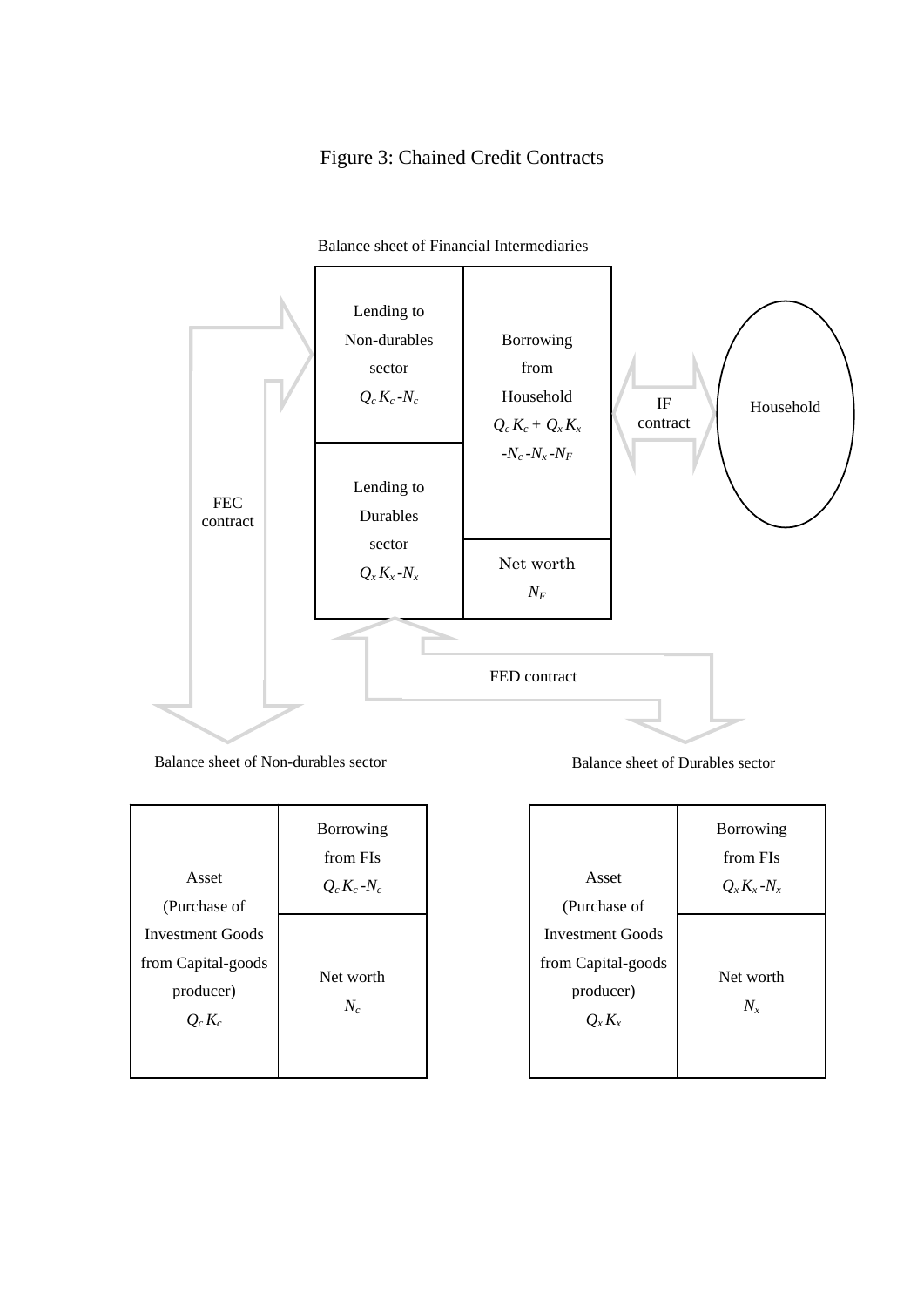# Figure 3: Chained Credit Contracts

Balance sheet of Financial Intermediaries

| Lending to Non-durables sector $Q_c K_c - N_c$ | Borrowing from Household $Q_c K_c + Q_x K_x - N_c - N_x - N_F$ |
|---|---|
| Lending to Durables sector $Q_x K_x - N_x$ | Net worth $N_F$ |

IF contract

Household

FEC contract

FED contract

Balance sheet of Non-durables sector

| Asset (Purchase of Investment Goods from Capital-goods producer) $Q_c K_c$ | Borrowing from FIs $Q_c K_c - N_c$ |
|---|---|
| | Net worth $N_c$ |

Balance sheet of Durables sector

| Asset (Purchase of Investment Goods from Capital-goods producer) $Q_x K_x$ | Borrowing from FIs $Q_x K_x - N_x$ |
|---|---|
| | Net worth $N_x$ |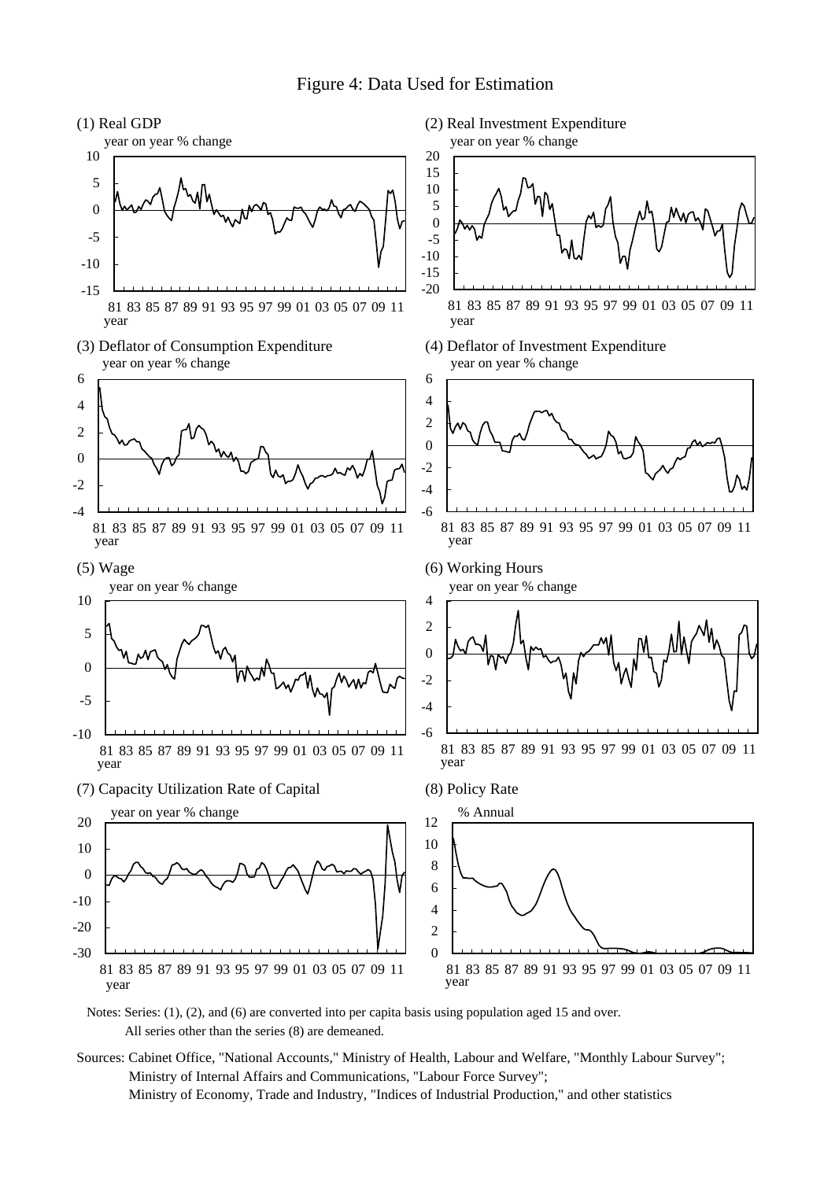# Figure 4: Data Used for Estimation

(1) Real GDP — year on year % change

(2) Real Investment Expenditure — year on year % change

(3) Deflator of Consumption Expenditure — year on year % change

(4) Deflator of Investment Expenditure — year on year % change

(5) Wage — year on year % change

(6) Working Hours — year on year % change

(7) Capacity Utilization Rate of Capital — year on year % change

(8) Policy Rate — % Annual

Notes: Series: (1), (2), and (6) are converted into per capita basis using population aged 15 and over.
All series other than the series (8) are demeaned.

Sources: Cabinet Office, "National Accounts," Ministry of Health, Labour and Welfare, "Monthly Labour Survey"; Ministry of Internal Affairs and Communications, "Labour Force Survey"; Ministry of Economy, Trade and Industry, "Indices of Industrial Production," and other statistics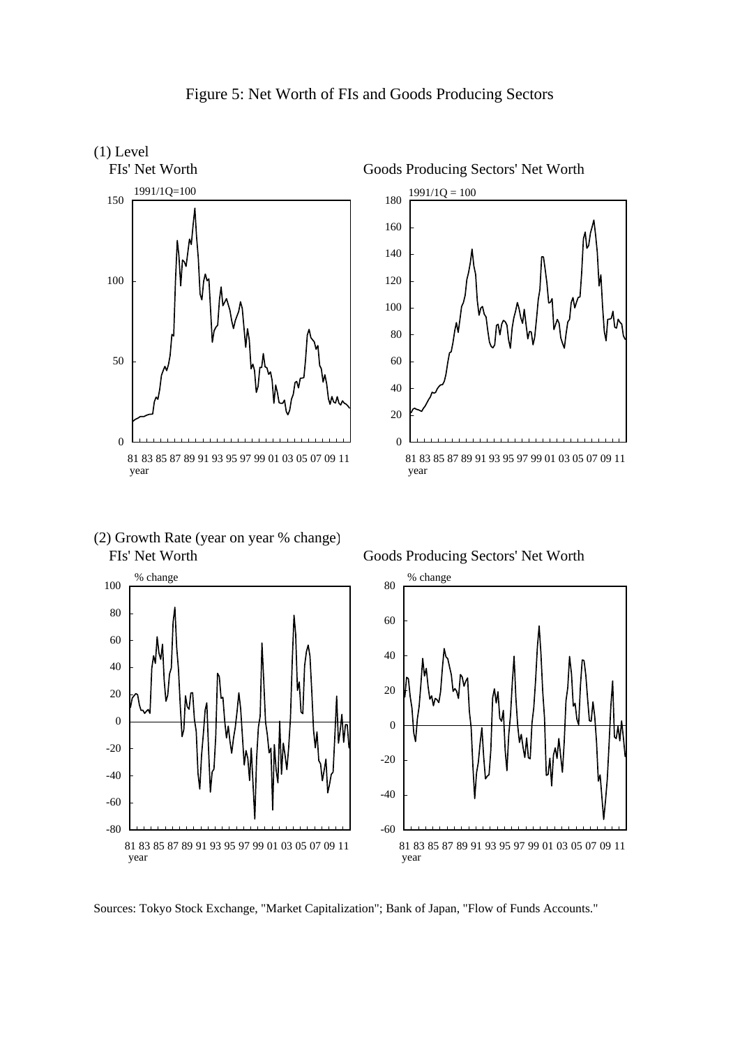# Figure 5: Net Worth of FIs and Goods Producing Sectors

(1) Level

FIs' Net Worth

Goods Producing Sectors' Net Worth

(2) Growth Rate (year on year % change)

FIs' Net Worth

Goods Producing Sectors' Net Worth

Sources: Tokyo Stock Exchange, "Market Capitalization"; Bank of Japan, "Flow of Funds Accounts."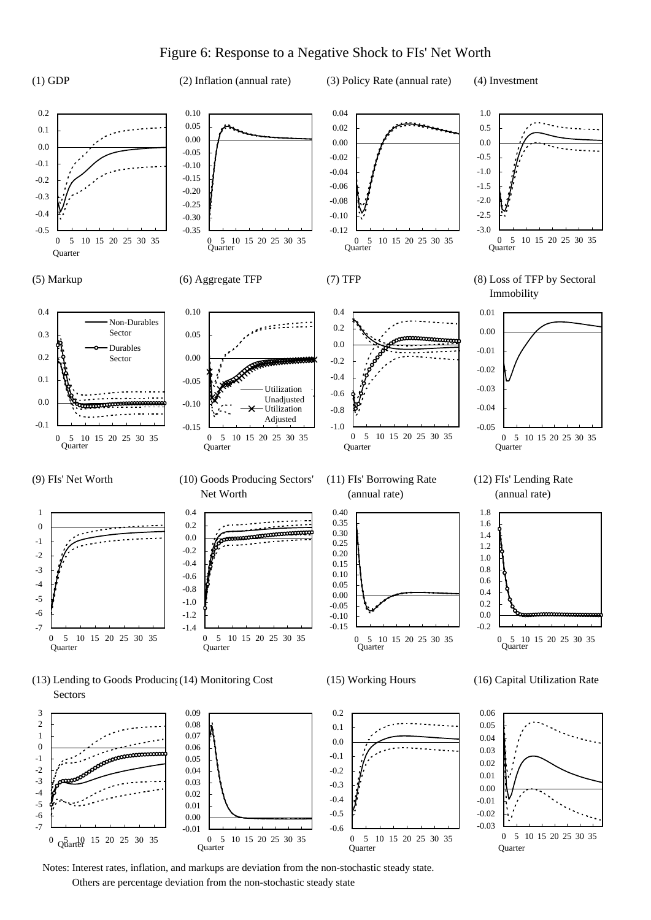# Figure 6: Response to a Negative Shock to FIs' Net Worth

(1) GDP

(2) Inflation (annual rate)

(3) Policy Rate (annual rate)

(4) Investment

(5) Markup

(6) Aggregate TFP

(7) TFP

(8) Loss of TFP by Sectoral Immobility

(9) FIs' Net Worth

(10) Goods Producing Sectors' Net Worth

(11) FIs' Borrowing Rate (annual rate)

(12) FIs' Lending Rate (annual rate)

(13) Lending to Goods Producing Sectors

(14) Monitoring Cost

(15) Working Hours

(16) Capital Utilization Rate

Notes: Interest rates, inflation, and markups are deviation from the non-stochastic steady state.
Others are percentage deviation from the non-stochastic steady state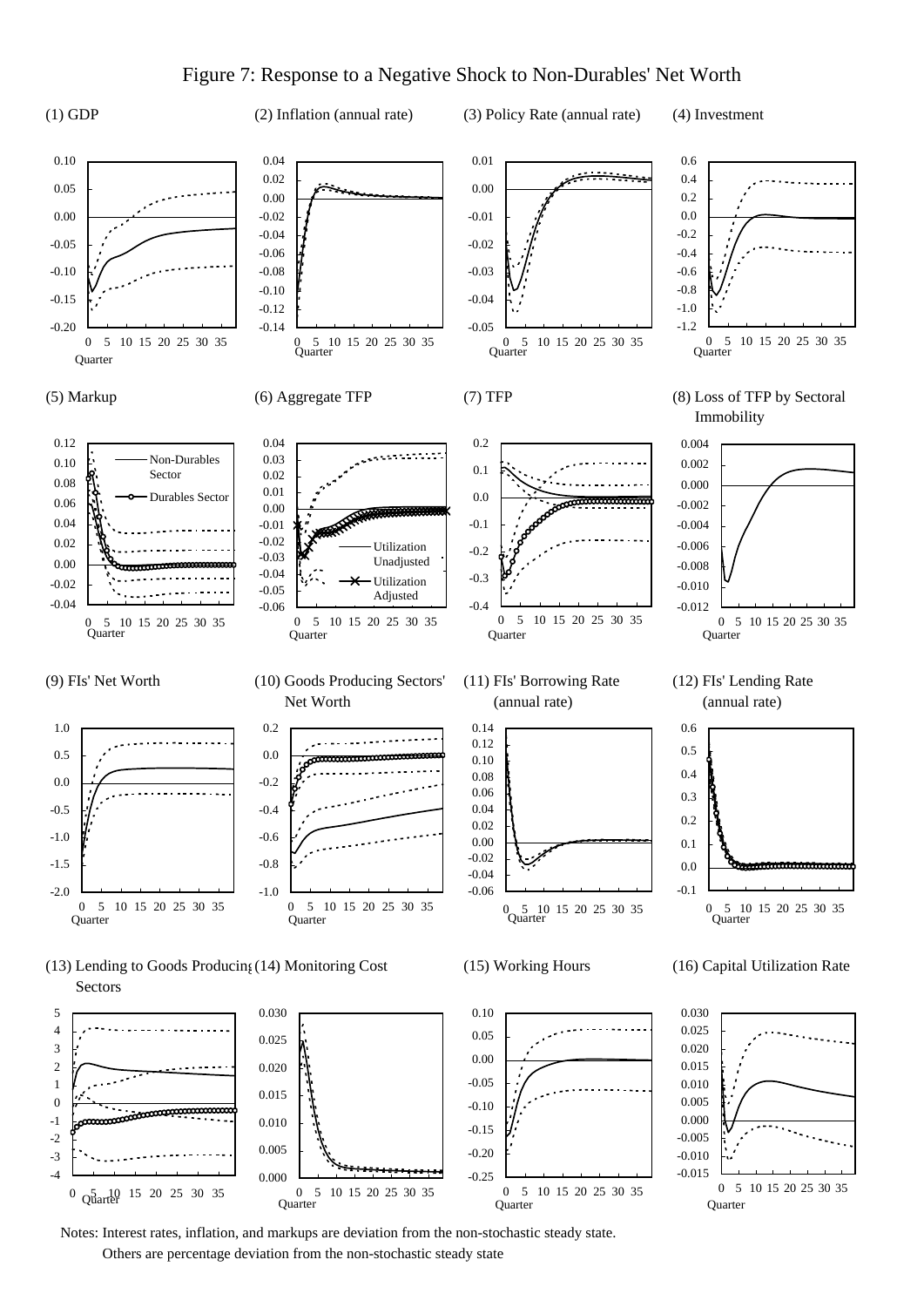# Figure 7: Response to a Negative Shock to Non-Durables' Net Worth

(1) GDP

(2) Inflation (annual rate)

(3) Policy Rate (annual rate)

(4) Investment

(5) Markup

(6) Aggregate TFP

(7) TFP

(8) Loss of TFP by Sectoral Immobility

(9) FIs' Net Worth

(10) Goods Producing Sectors' Net Worth

(11) FIs' Borrowing Rate (annual rate)

(12) FIs' Lending Rate (annual rate)

(13) Lending to Goods Producing Sectors

(14) Monitoring Cost

(15) Working Hours

(16) Capital Utilization Rate

Notes: Interest rates, inflation, and markups are deviation from the non-stochastic steady state.
Others are percentage deviation from the non-stochastic steady state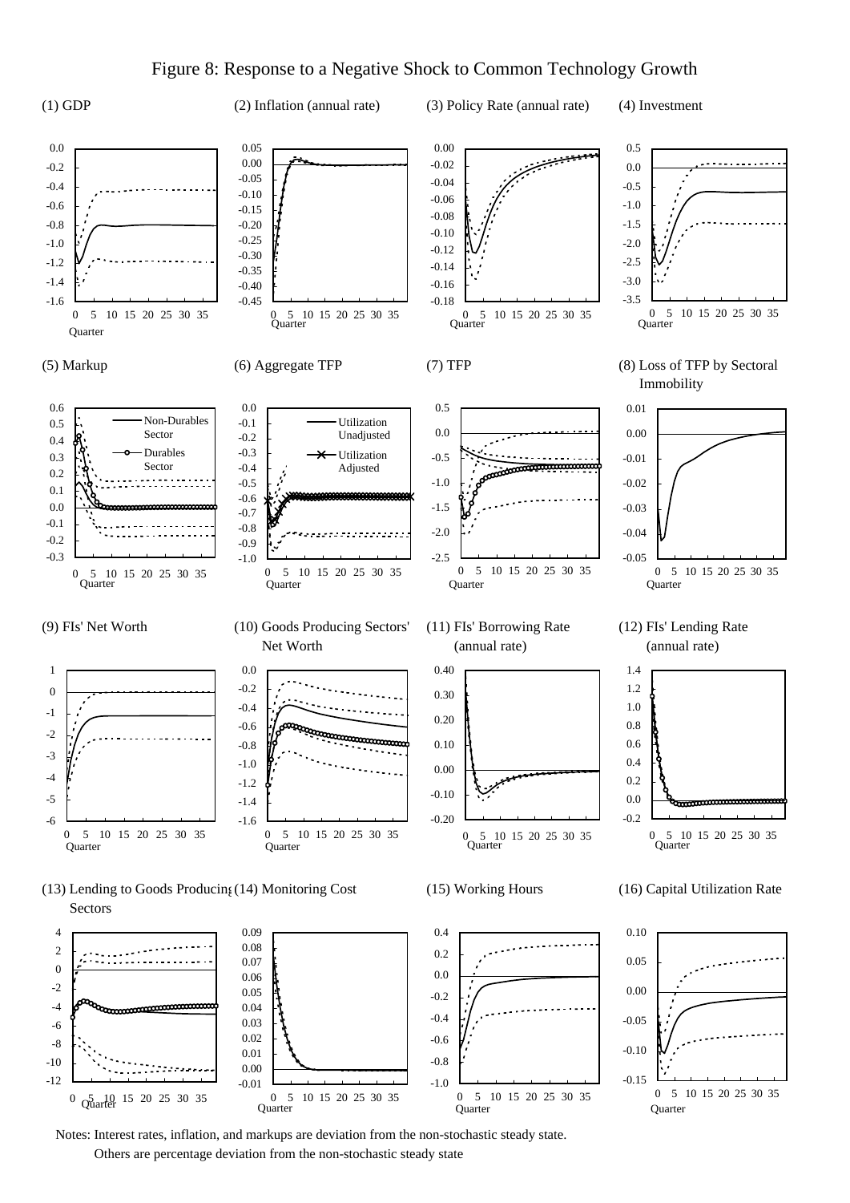Figure 8: Response to a Negative Shock to Common Technology Growth

(1) GDP

(2) Inflation (annual rate)

(3) Policy Rate (annual rate)

(4) Investment

(5) Markup

(6) Aggregate TFP

(7) TFP

(8) Loss of TFP by Sectoral Immobility

(9) FIs' Net Worth

(10) Goods Producing Sectors' Net Worth

(11) FIs' Borrowing Rate (annual rate)

(12) FIs' Lending Rate (annual rate)

(13) Lending to Goods Producing Sectors

(14) Monitoring Cost

(15) Working Hours

(16) Capital Utilization Rate

Notes: Interest rates, inflation, and markups are deviation from the non-stochastic steady state. Others are percentage deviation from the non-stochastic steady state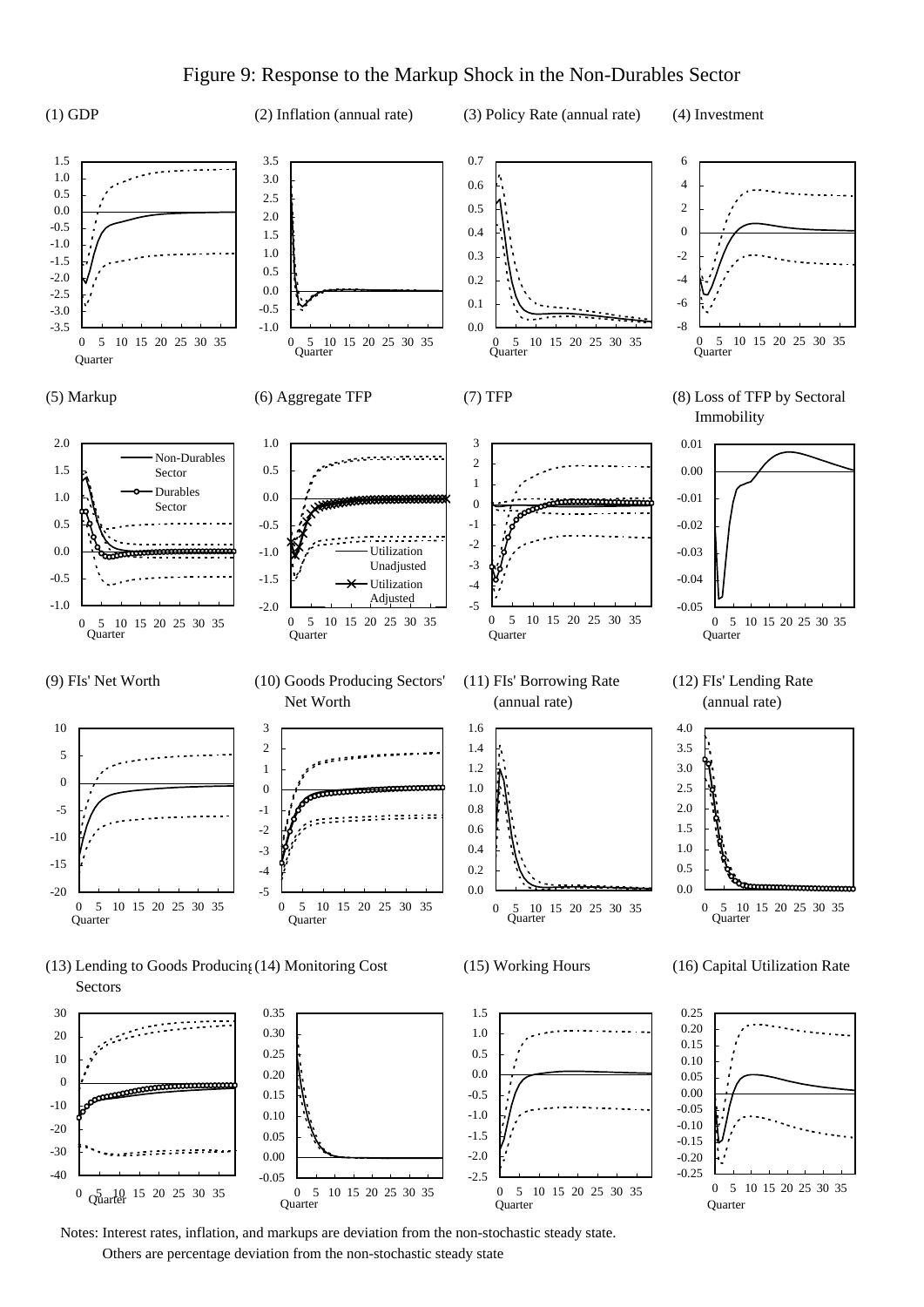# Figure 9: Response to the Markup Shock in the Non-Durables Sector

(1) GDP

(2) Inflation (annual rate)

(3) Policy Rate (annual rate)

(4) Investment

(5) Markup

(6) Aggregate TFP

(7) TFP

(8) Loss of TFP by Sectoral Immobility

(9) FIs' Net Worth

(10) Goods Producing Sectors' Net Worth

(11) FIs' Borrowing Rate (annual rate)

(12) FIs' Lending Rate (annual rate)

(13) Lending to Goods Producing Sectors

(14) Monitoring Cost

(15) Working Hours

(16) Capital Utilization Rate

Notes: Interest rates, inflation, and markups are deviation from the non-stochastic steady state.
Others are percentage deviation from the non-stochastic steady state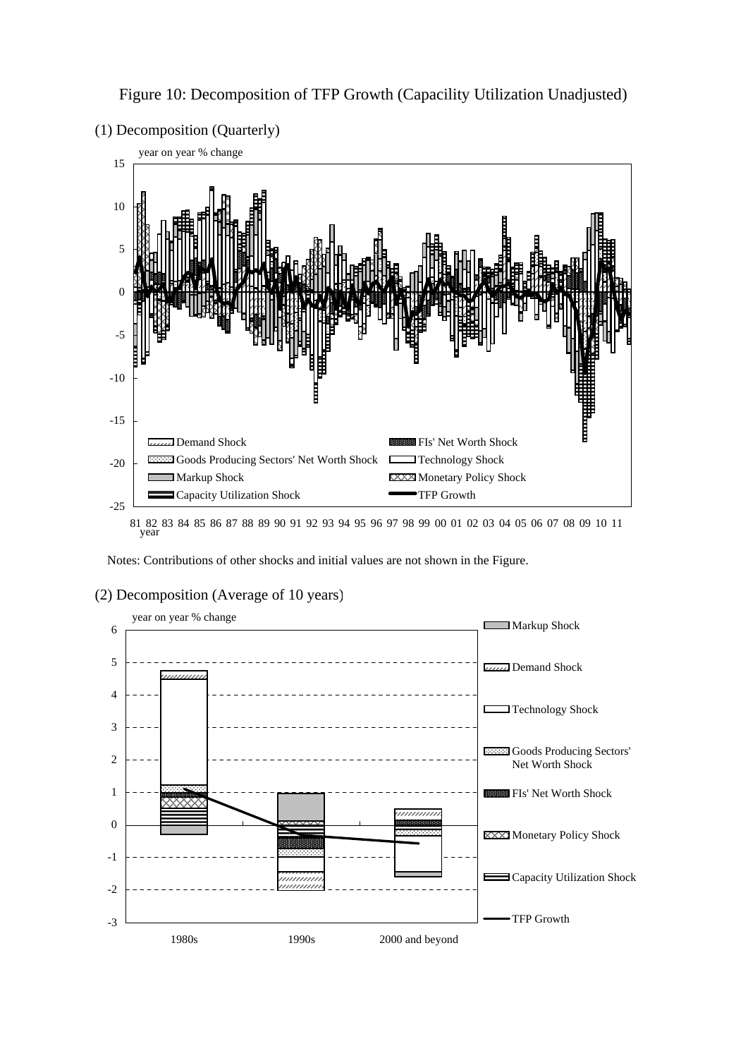Figure 10: Decomposition of TFP Growth (Capacility Utilization Unadjusted)

(1) Decomposition (Quarterly)

Notes: Contributions of other shocks and initial values are not shown in the Figure.

(2) Decomposition (Average of 10 years)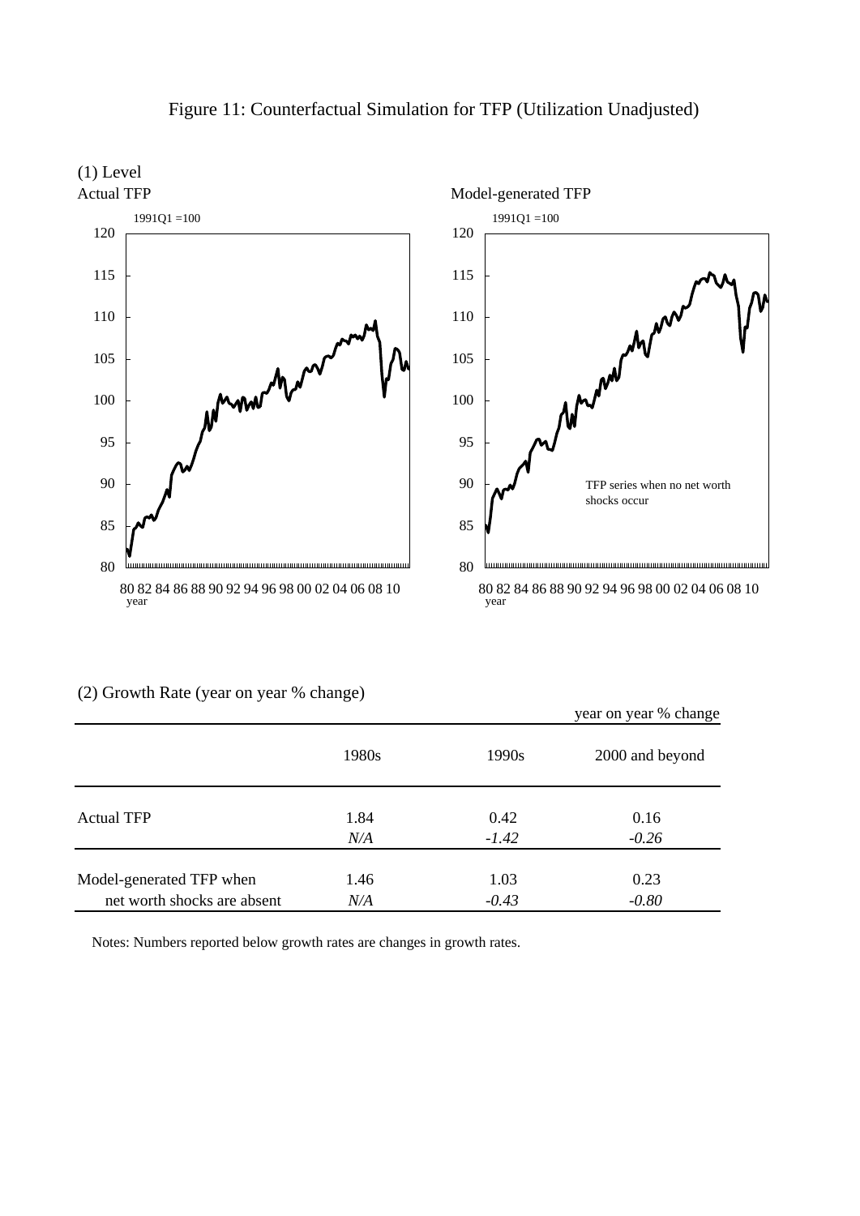# Figure 11: Counterfactual Simulation for TFP (Utilization Unadjusted)

## (1) Level

Actual TFP

1991Q1 =100

Model-generated TFP

1991Q1 =100

TFP series when no net worth shocks occur

## (2) Growth Rate (year on year % change)

year on year % change

| | 1980s | 1990s | 2000 and beyond |
|---|---|---|---|
| Actual TFP | 1.84 | 0.42 | 0.16 |
| | *N/A* | *-1.42* | *-0.26* |
| Model-generated TFP when | 1.46 | 1.03 | 0.23 |
| net worth shocks are absent | *N/A* | *-0.43* | *-0.80* |

Notes: Numbers reported below growth rates are changes in growth rates.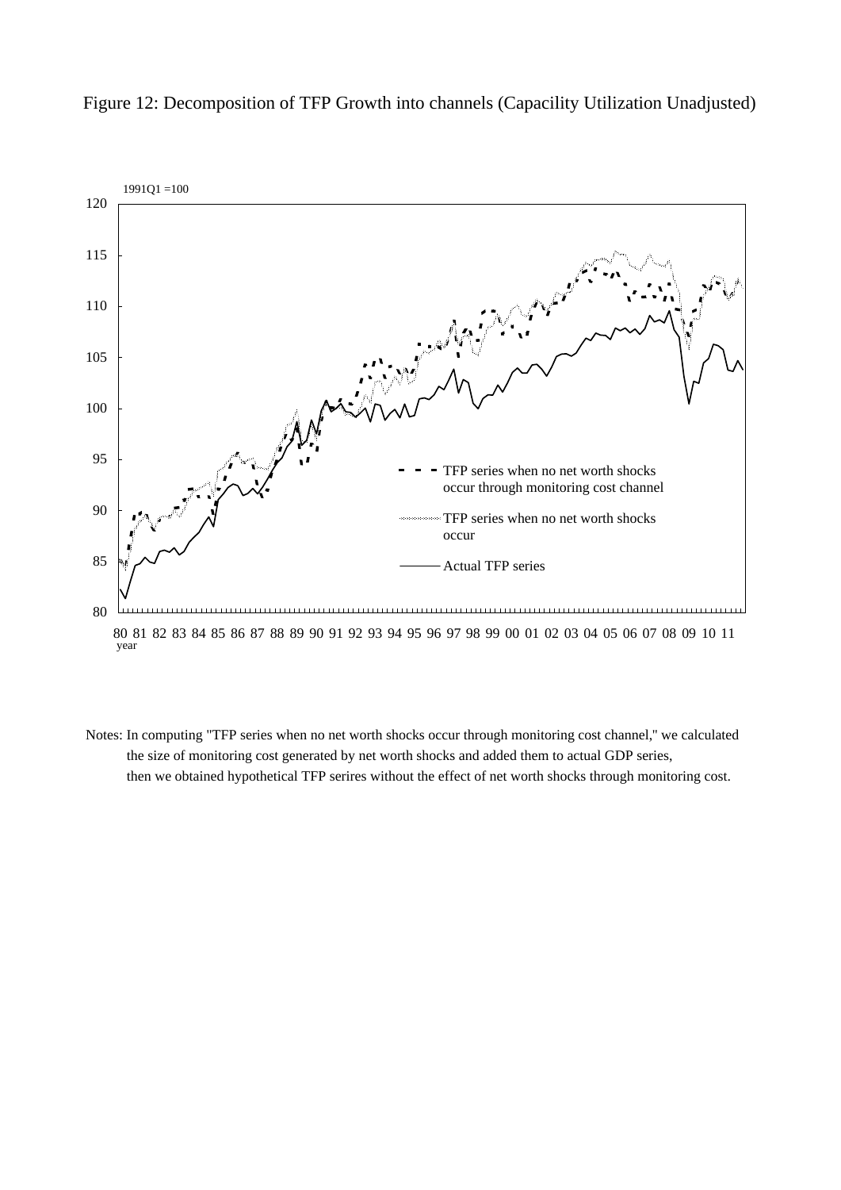Figure 12: Decomposition of TFP Growth into channels (Capacility Utilization Unadjusted)

1991Q1 =100

120

115

110

105

100

95

90

85

80

80 81 82 83 84 85 86 87 88 89 90 91 92 93 94 95 96 97 98 99 00 01 02 03 04 05 06 07 08 09 10 11
year

TFP series when no net worth shocks occur through monitoring cost channel

TFP series when no net worth shocks occur

Actual TFP series

Notes: In computing "TFP series when no net worth shocks occur through monitoring cost channel," we calculated the size of monitoring cost generated by net worth shocks and added them to actual GDP series, then we obtained hypothetical TFP serires without the effect of net worth shocks through monitoring cost.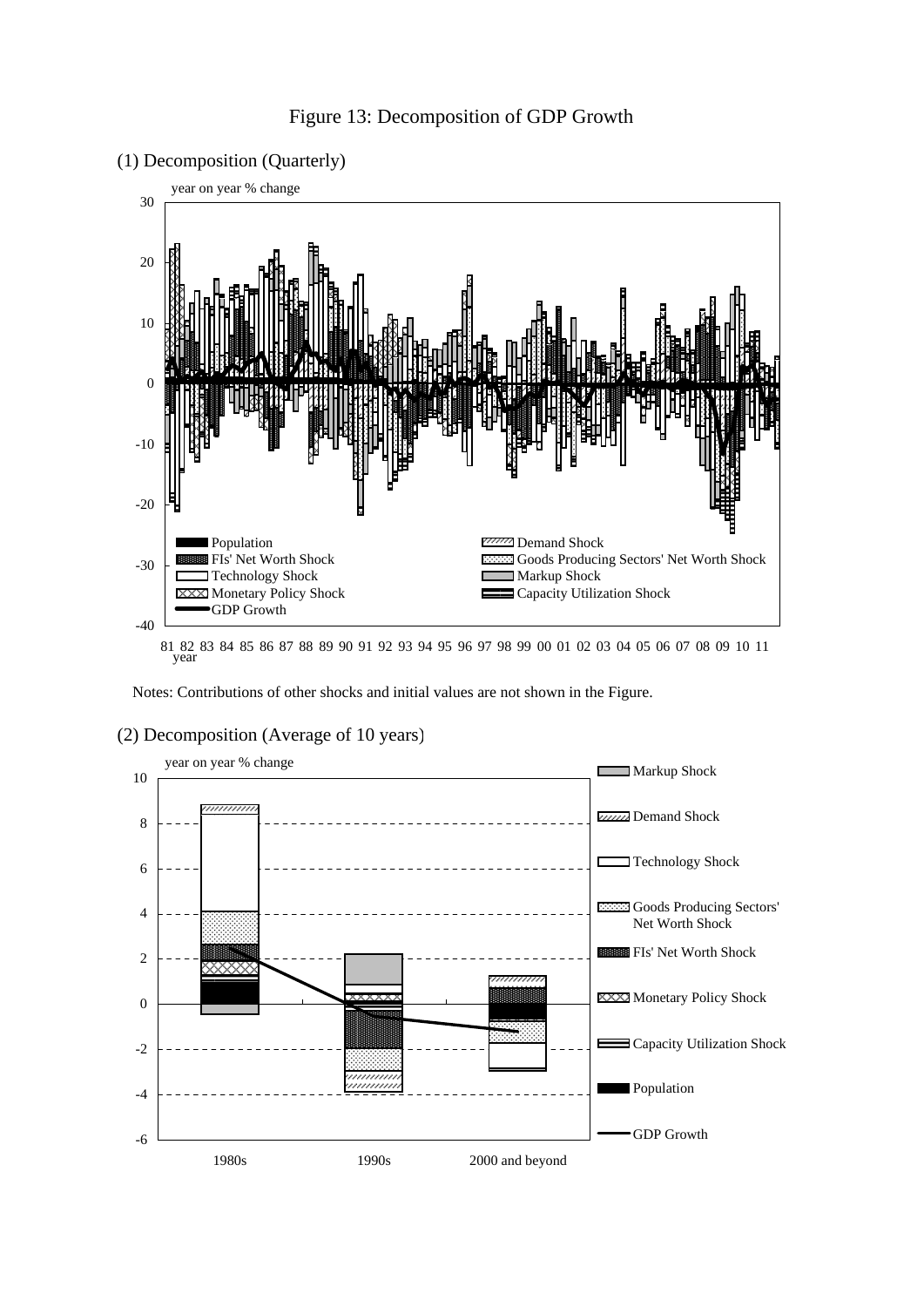# Figure 13: Decomposition of GDP Growth

(1) Decomposition (Quarterly)

Notes: Contributions of other shocks and initial values are not shown in the Figure.

(2) Decomposition (Average of 10 years)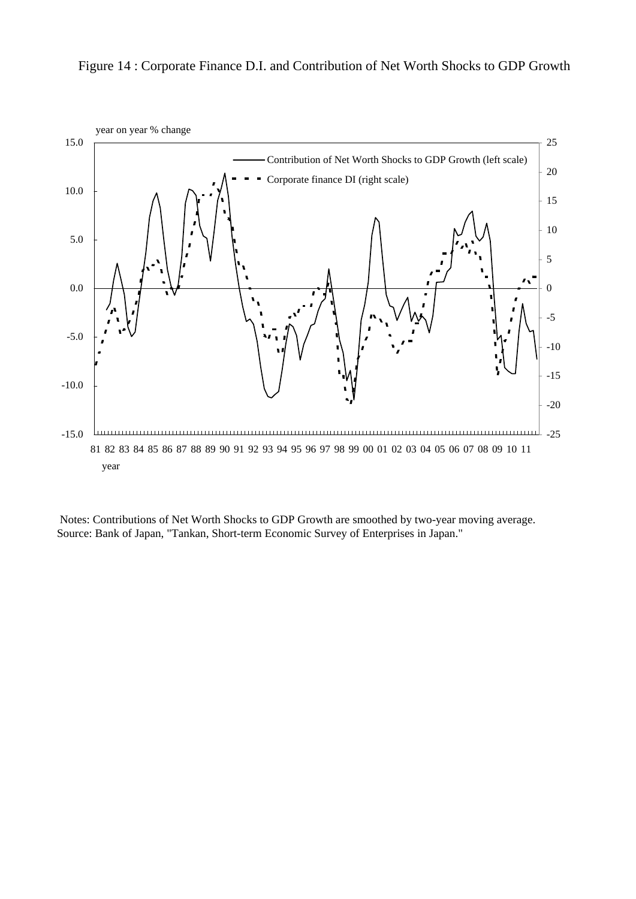Figure 14 : Corporate Finance D.I. and Contribution of Net Worth Shocks to GDP Growth

Notes: Contributions of Net Worth Shocks to GDP Growth are smoothed by two-year moving average.
Source: Bank of Japan, "Tankan, Short-term Economic Survey of Enterprises in Japan."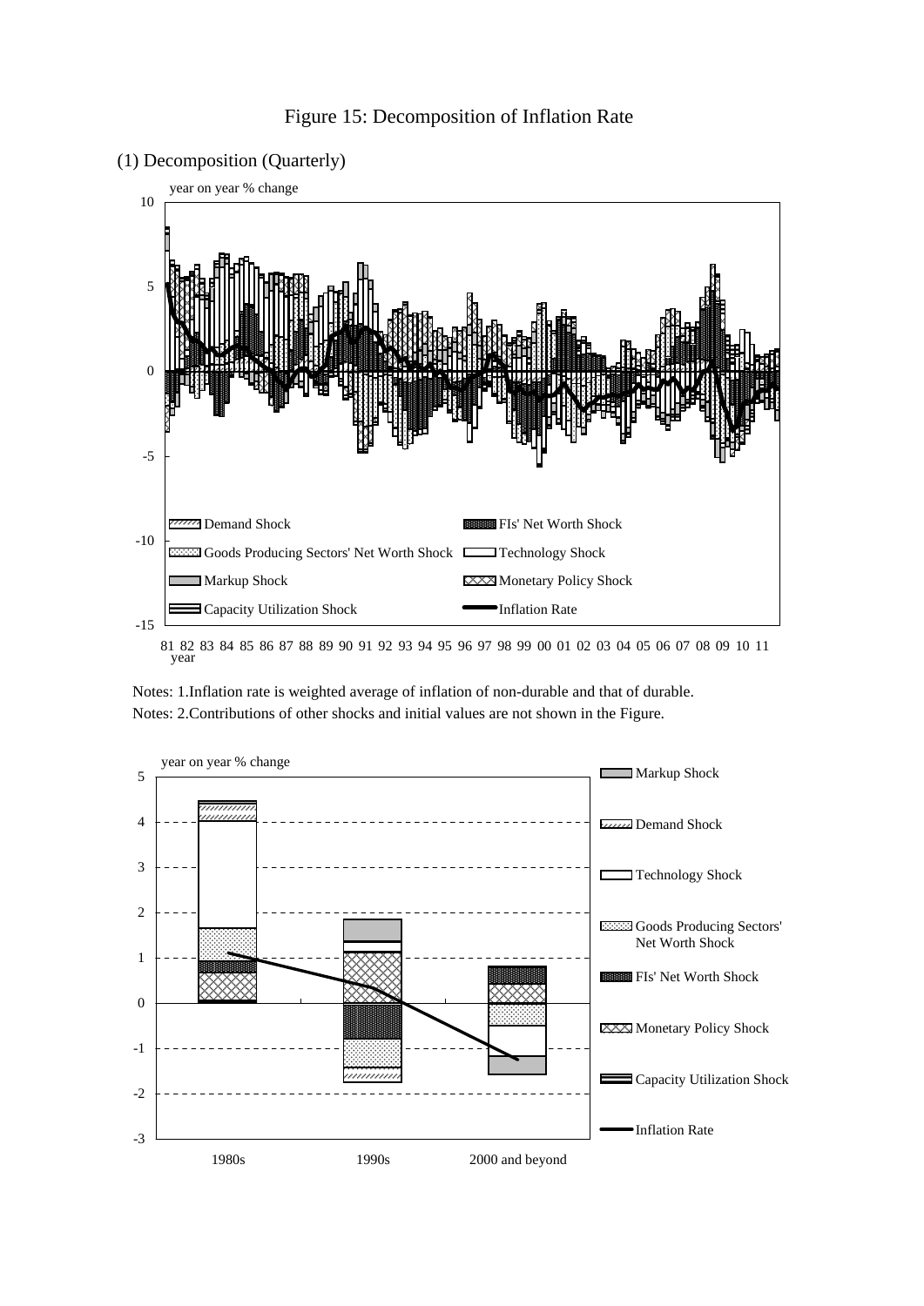Figure 15: Decomposition of Inflation Rate

(1) Decomposition (Quarterly)

Notes: 1.Inflation rate is weighted average of inflation of non-durable and that of durable.
Notes: 2.Contributions of other shocks and initial values are not shown in the Figure.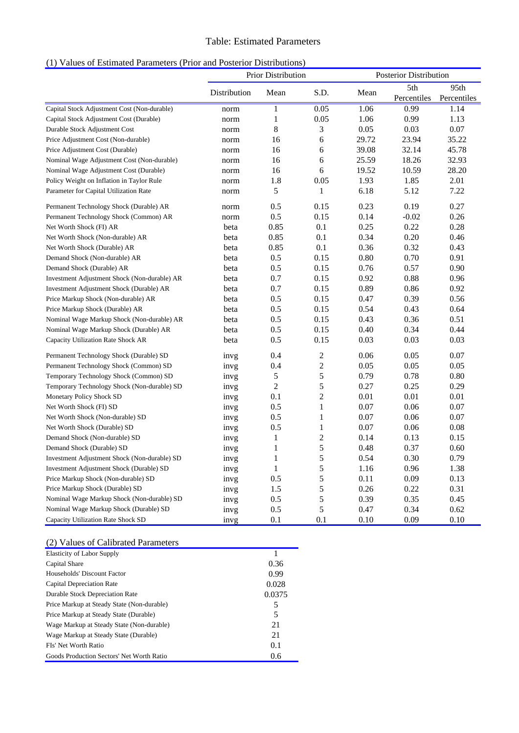# Table: Estimated Parameters

## (1) Values of Estimated Parameters (Prior and Posterior Distributions)

| | Prior Distribution | | | Posterior Distribution | | |
|---|---|---|---|---|---|---|
| | Distribution | Mean | S.D. | Mean | 5th Percentiles | 95th Percentiles |
| Capital Stock Adjustment Cost (Non-durable) | norm | 1 | 0.05 | 1.06 | 0.99 | 1.14 |
| Capital Stock Adjustment Cost (Durable) | norm | 1 | 0.05 | 1.06 | 0.99 | 1.13 |
| Durable Stock Adjustment Cost | norm | 8 | 3 | 0.05 | 0.03 | 0.07 |
| Price Adjustment Cost (Non-durable) | norm | 16 | 6 | 29.72 | 23.94 | 35.22 |
| Price Adjustment Cost (Durable) | norm | 16 | 6 | 39.08 | 32.14 | 45.78 |
| Nominal Wage Adjustment Cost (Non-durable) | norm | 16 | 6 | 25.59 | 18.26 | 32.93 |
| Nominal Wage Adjustment Cost (Durable) | norm | 16 | 6 | 19.52 | 10.59 | 28.20 |
| Policy Weight on Inflation in Taylor Rule | norm | 1.8 | 0.05 | 1.93 | 1.85 | 2.01 |
| Parameter for Capital Utilization Rate | norm | 5 | 1 | 6.18 | 5.12 | 7.22 |
| Permanent Technology Shock (Durable) AR | norm | 0.5 | 0.15 | 0.23 | 0.19 | 0.27 |
| Permanent Technology Shock (Common) AR | norm | 0.5 | 0.15 | 0.14 | -0.02 | 0.26 |
| Net Worth Shock (FI) AR | beta | 0.85 | 0.1 | 0.25 | 0.22 | 0.28 |
| Net Worth Shock (Non-durable) AR | beta | 0.85 | 0.1 | 0.34 | 0.20 | 0.46 |
| Net Worth Shock (Durable) AR | beta | 0.85 | 0.1 | 0.36 | 0.32 | 0.43 |
| Demand Shock (Non-durable) AR | beta | 0.5 | 0.15 | 0.80 | 0.70 | 0.91 |
| Demand Shock (Durable) AR | beta | 0.5 | 0.15 | 0.76 | 0.57 | 0.90 |
| Investment Adjustment Shock (Non-durable) AR | beta | 0.7 | 0.15 | 0.92 | 0.88 | 0.96 |
| Investment Adjustment Shock (Durable) AR | beta | 0.7 | 0.15 | 0.89 | 0.86 | 0.92 |
| Price Markup Shock (Non-durable) AR | beta | 0.5 | 0.15 | 0.47 | 0.39 | 0.56 |
| Price Markup Shock (Durable) AR | beta | 0.5 | 0.15 | 0.54 | 0.43 | 0.64 |
| Nominal Wage Markup Shock (Non-durable) AR | beta | 0.5 | 0.15 | 0.43 | 0.36 | 0.51 |
| Nominal Wage Markup Shock (Durable) AR | beta | 0.5 | 0.15 | 0.40 | 0.34 | 0.44 |
| Capacity Utilization Rate Shock AR | beta | 0.5 | 0.15 | 0.03 | 0.03 | 0.03 |
| Permanent Technology Shock (Durable) SD | invg | 0.4 | 2 | 0.06 | 0.05 | 0.07 |
| Permanent Technology Shock (Common) SD | invg | 0.4 | 2 | 0.05 | 0.05 | 0.05 |
| Temporary Technology Shock (Common) SD | invg | 5 | 5 | 0.79 | 0.78 | 0.80 |
| Temporary Technology Shock (Non-durable) SD | invg | 2 | 5 | 0.27 | 0.25 | 0.29 |
| Monetary Policy Shock SD | invg | 0.1 | 2 | 0.01 | 0.01 | 0.01 |
| Net Worth Shock (FI) SD | invg | 0.5 | 1 | 0.07 | 0.06 | 0.07 |
| Net Worth Shock (Non-durable) SD | invg | 0.5 | 1 | 0.07 | 0.06 | 0.07 |
| Net Worth Shock (Durable) SD | invg | 0.5 | 1 | 0.07 | 0.06 | 0.08 |
| Demand Shock (Non-durable) SD | invg | 1 | 2 | 0.14 | 0.13 | 0.15 |
| Demand Shock (Durable) SD | invg | 1 | 5 | 0.48 | 0.37 | 0.60 |
| Investment Adjustment Shock (Non-durable) SD | invg | 1 | 5 | 0.54 | 0.30 | 0.79 |
| Investment Adjustment Shock (Durable) SD | invg | 1 | 5 | 1.16 | 0.96 | 1.38 |
| Price Markup Shock (Non-durable) SD | invg | 0.5 | 5 | 0.11 | 0.09 | 0.13 |
| Price Markup Shock (Durable) SD | invg | 1.5 | 5 | 0.26 | 0.22 | 0.31 |
| Nominal Wage Markup Shock (Non-durable) SD | invg | 0.5 | 5 | 0.39 | 0.35 | 0.45 |
| Nominal Wage Markup Shock (Durable) SD | invg | 0.5 | 5 | 0.47 | 0.34 | 0.62 |
| Capacity Utilization Rate Shock SD | invg | 0.1 | 0.1 | 0.10 | 0.09 | 0.10 |

## (2) Values of Calibrated Parameters

| Parameter | Value |
|---|---|
| Elasticity of Labor Supply | 1 |
| Capital Share | 0.36 |
| Households' Discount Factor | 0.99 |
| Capital Depreciation Rate | 0.028 |
| Durable Stock Depreciation Rate | 0.0375 |
| Price Markup at Steady State (Non-durable) | 5 |
| Price Markup at Steady State (Durable) | 5 |
| Wage Markup at Steady State (Non-durable) | 21 |
| Wage Markup at Steady State (Durable) | 21 |
| FIs' Net Worth Ratio | 0.1 |
| Goods Production Sectors' Net Worth Ratio | 0.6 |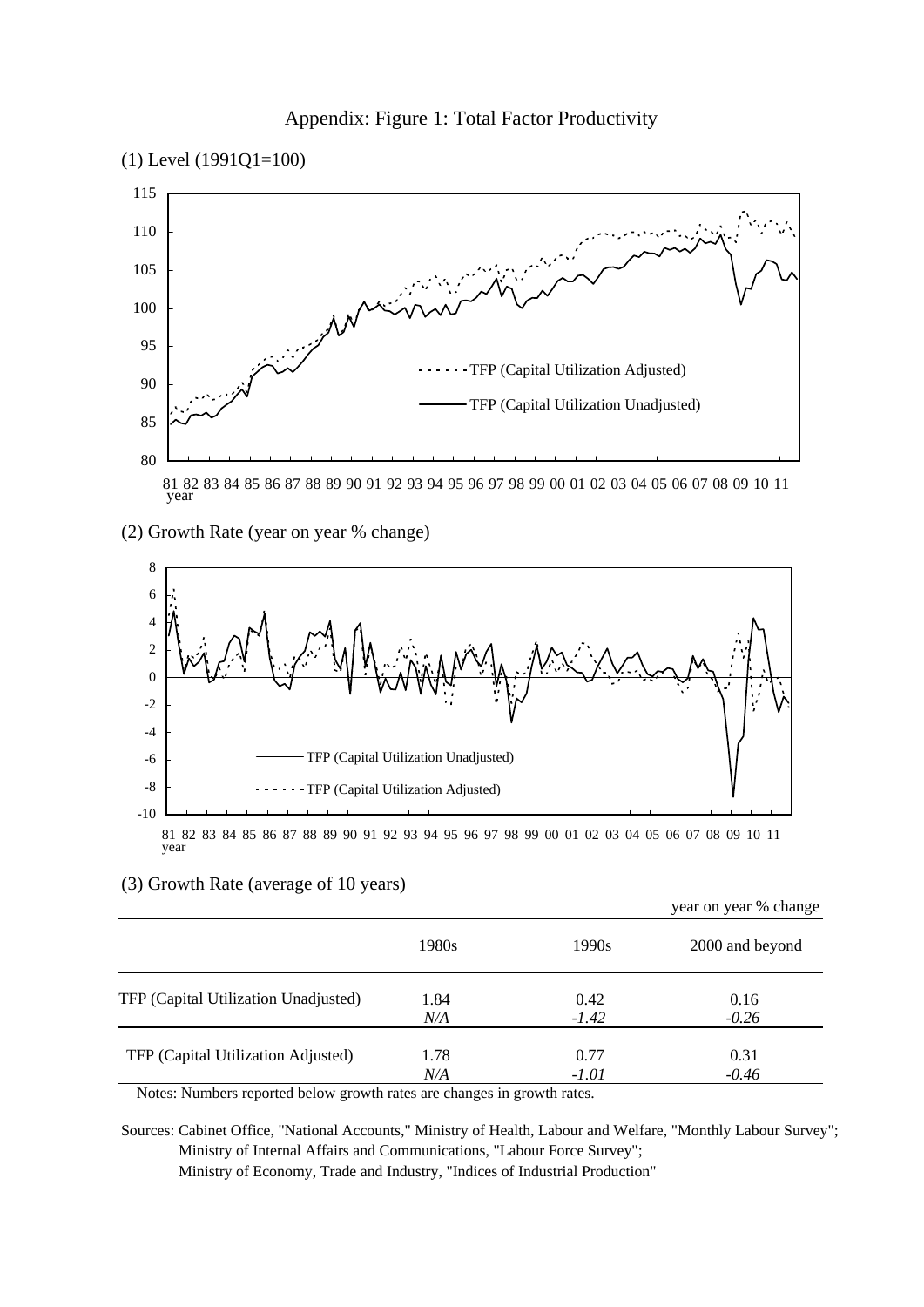# Appendix: Figure 1: Total Factor Productivity

(1) Level (1991Q1=100)

(2) Growth Rate (year on year % change)

(3) Growth Rate (average of 10 years)

year on year % change

| | 1980s | 1990s | 2000 and beyond |
|---|---|---|---|
| TFP (Capital Utilization Unadjusted) | 1.84 | 0.42 | 0.16 |
| | *N/A* | *-1.42* | *-0.26* |
| TFP (Capital Utilization Adjusted) | 1.78 | 0.77 | 0.31 |
| | *N/A* | *-1.01* | *-0.46* |

Notes: Numbers reported below growth rates are changes in growth rates.

Sources: Cabinet Office, "National Accounts," Ministry of Health, Labour and Welfare, "Monthly Labour Survey"; Ministry of Internal Affairs and Communications, "Labour Force Survey"; Ministry of Economy, Trade and Industry, "Indices of Industrial Production"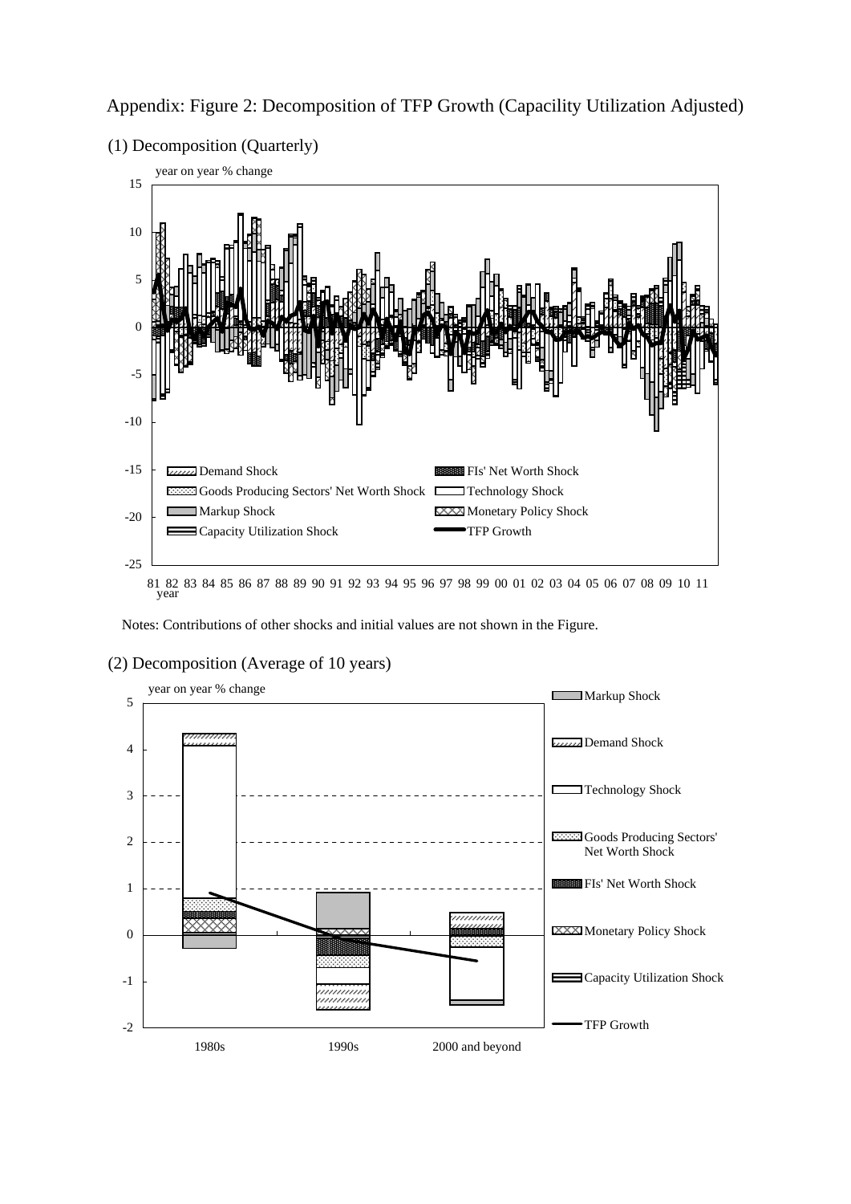Appendix: Figure 2: Decomposition of TFP Growth (Capacility Utilization Adjusted)

(1) Decomposition (Quarterly)

Notes: Contributions of other shocks and initial values are not shown in the Figure.

(2) Decomposition (Average of 10 years)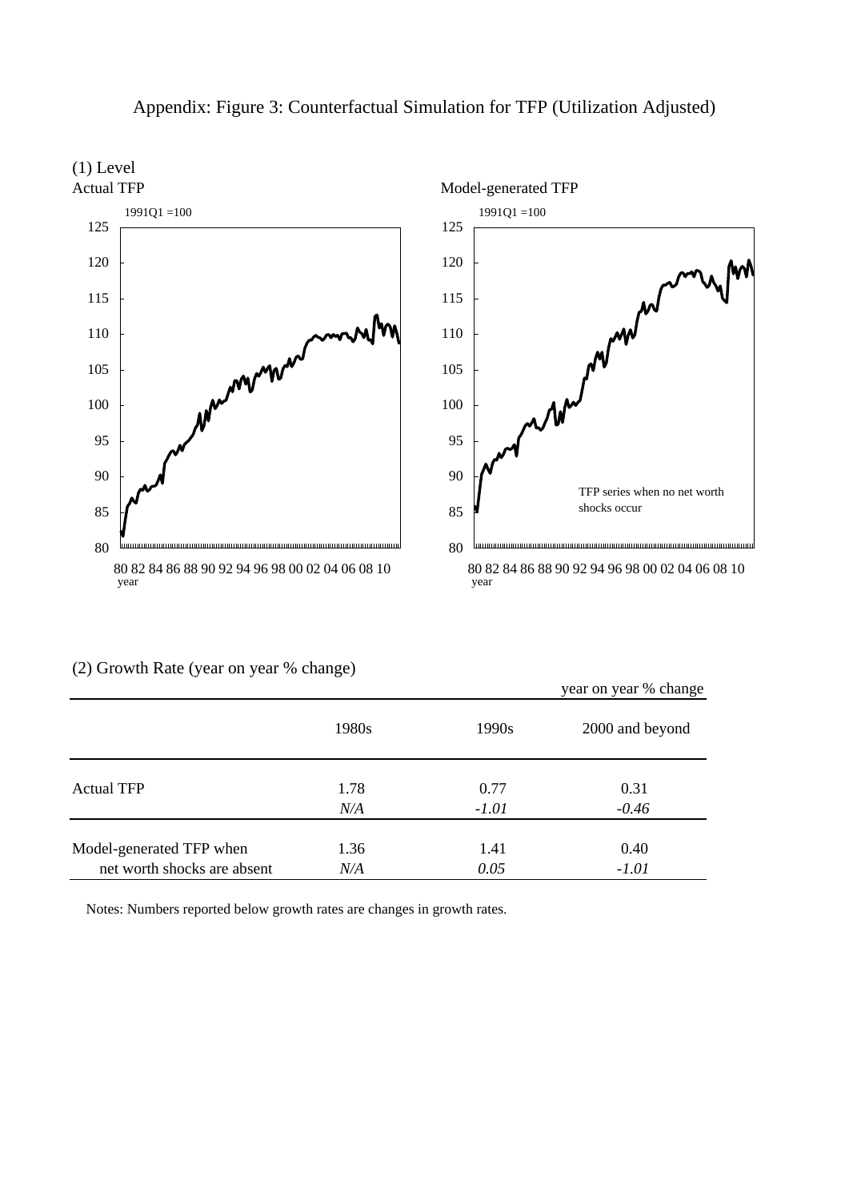# Appendix: Figure 3: Counterfactual Simulation for TFP (Utilization Adjusted)

## (1) Level

Actual TFP

1991Q1 =100

125
120
115
110
105
100
95
90
85
80

80 82 84 86 88 90 92 94 96 98 00 02 04 06 08 10
year

Model-generated TFP

1991Q1 =100

125
120
115
110
105
100
95
90
85
80

TFP series when no net worth shocks occur

80 82 84 86 88 90 92 94 96 98 00 02 04 06 08 10
year

## (2) Growth Rate (year on year % change)

year on year % change

| | 1980s | 1990s | 2000 and beyond |
|---|---|---|---|
| Actual TFP | 1.78 | 0.77 | 0.31 |
| | *N/A* | *-1.01* | *-0.46* |
| Model-generated TFP when net worth shocks are absent | 1.36 | 1.41 | 0.40 |
| | *N/A* | *0.05* | *-1.01* |

Notes: Numbers reported below growth rates are changes in growth rates.